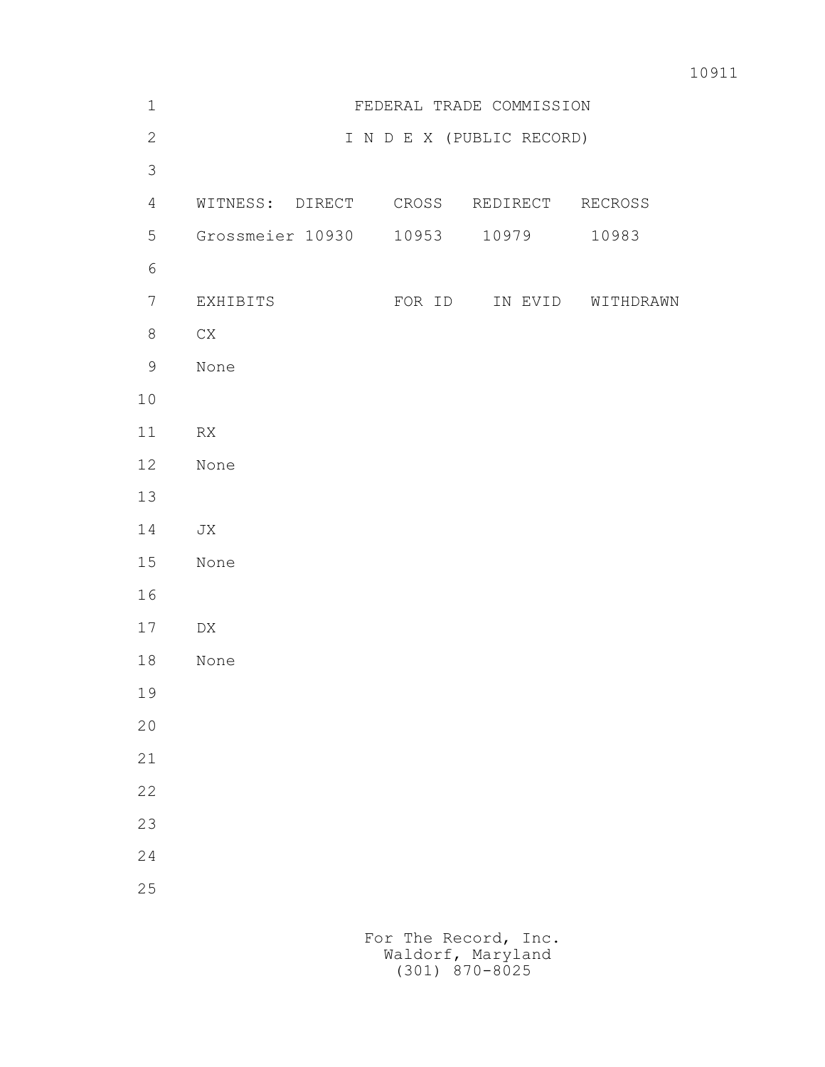# FEDERAL TRADE COMMISSION

## I N D E X (PUBLIC RECORD)

| WITNESS: | DIRECT | CROSS | REDIRECT | RECROSS |
|---|---|---|---|---|
| Grossmeier | 10930 | 10953 | 10979 | 10983 |

| EXHIBITS | FOR ID | IN EVID | WITHDRAWN |
|---|---|---|---|
| CX | | | |
| None | | | |
| | | | |
| RX | | | |
| None | | | |
| | | | |
| JX | | | |
| None | | | |
| | | | |
| DX | | | |
| None | | | |

For The Record, Inc.
Waldorf, Maryland
(301) 870-8025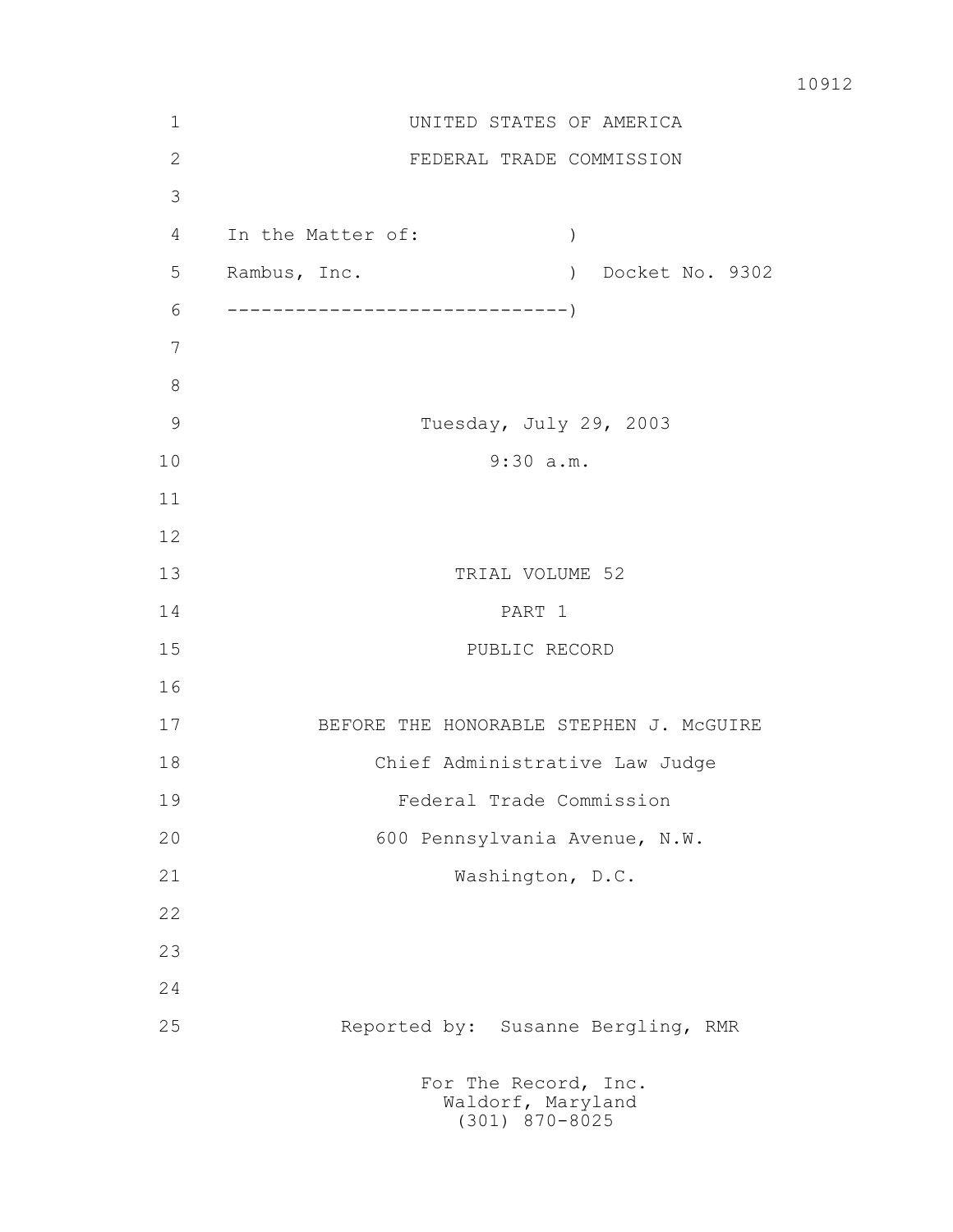UNITED STATES OF AMERICA

FEDERAL TRADE COMMISSION

In the Matter of: )

Rambus, Inc. ) Docket No. 9302

------------------------------)

Tuesday, July 29, 2003

9:30 a.m.

TRIAL VOLUME 52

PART 1

PUBLIC RECORD

BEFORE THE HONORABLE STEPHEN J. McGUIRE

Chief Administrative Law Judge

Federal Trade Commission

600 Pennsylvania Avenue, N.W.

Washington, D.C.

Reported by: Susanne Bergling, RMR

For The Record, Inc.
Waldorf, Maryland
(301) 870-8025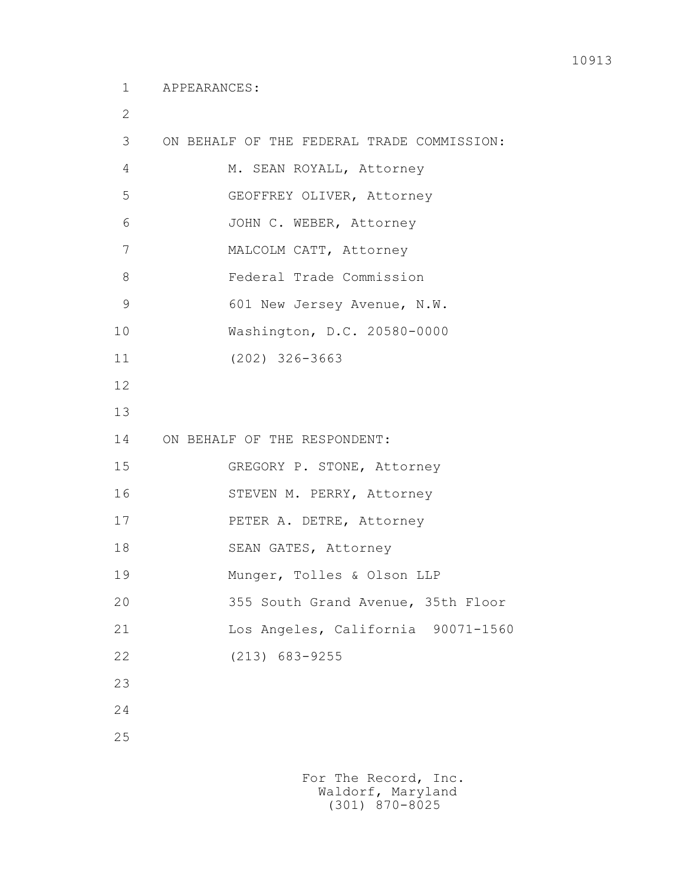APPEARANCES:

ON BEHALF OF THE FEDERAL TRADE COMMISSION:

M. SEAN ROYALL, Attorney
GEOFFREY OLIVER, Attorney
JOHN C. WEBER, Attorney
MALCOLM CATT, Attorney
Federal Trade Commission
601 New Jersey Avenue, N.W.
Washington, D.C. 20580-0000
(202) 326-3663

ON BEHALF OF THE RESPONDENT:

GREGORY P. STONE, Attorney
STEVEN M. PERRY, Attorney
PETER A. DETRE, Attorney
SEAN GATES, Attorney
Munger, Tolles & Olson LLP
355 South Grand Avenue, 35th Floor
Los Angeles, California 90071-1560
(213) 683-9255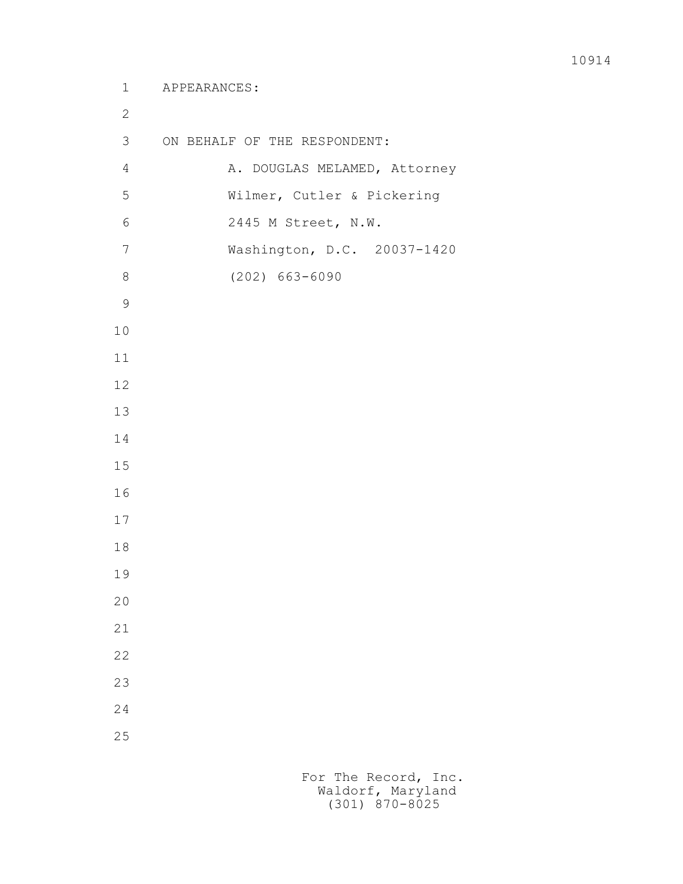APPEARANCES:

ON BEHALF OF THE RESPONDENT:

A. DOUGLAS MELAMED, Attorney
Wilmer, Cutler & Pickering
2445 M Street, N.W.
Washington, D.C. 20037-1420
(202) 663-6090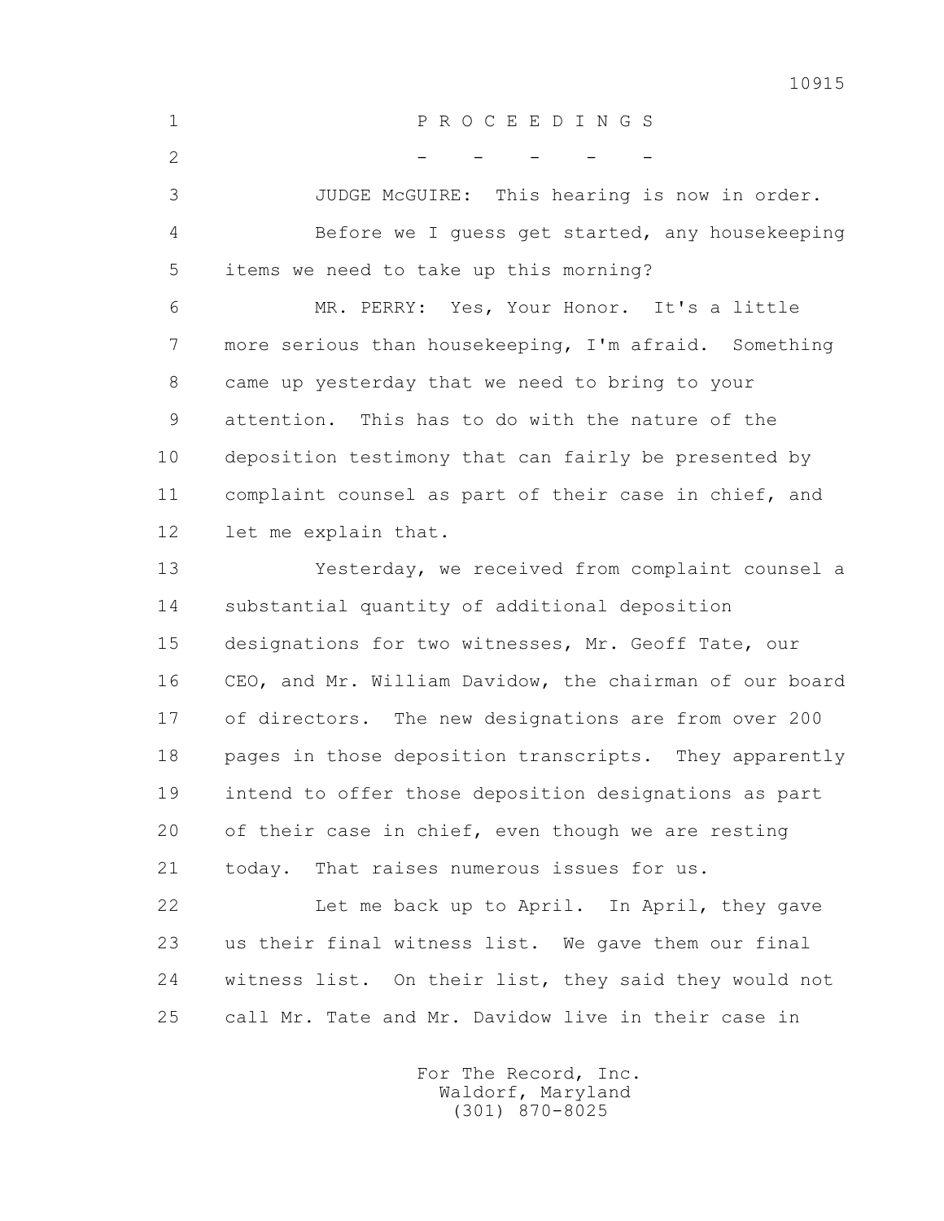P R O C E E D I N G S

\- - - - -

JUDGE McGUIRE: This hearing is now in order.

Before we I guess get started, any housekeeping items we need to take up this morning?

MR. PERRY: Yes, Your Honor. It's a little more serious than housekeeping, I'm afraid. Something came up yesterday that we need to bring to your attention. This has to do with the nature of the deposition testimony that can fairly be presented by complaint counsel as part of their case in chief, and let me explain that.

Yesterday, we received from complaint counsel a substantial quantity of additional deposition designations for two witnesses, Mr. Geoff Tate, our CEO, and Mr. William Davidow, the chairman of our board of directors. The new designations are from over 200 pages in those deposition transcripts. They apparently intend to offer those deposition designations as part of their case in chief, even though we are resting today. That raises numerous issues for us.

Let me back up to April. In April, they gave us their final witness list. We gave them our final witness list. On their list, they said they would not call Mr. Tate and Mr. Davidow live in their case in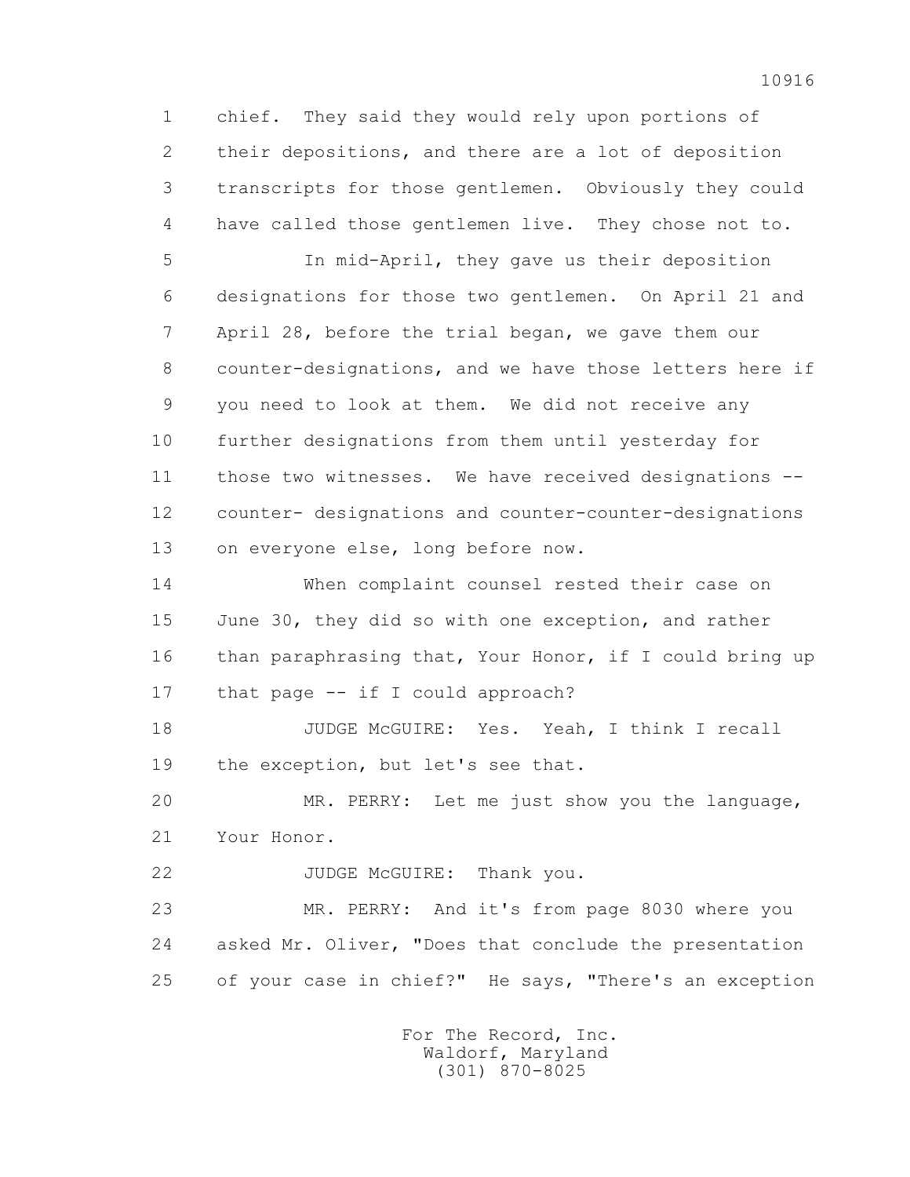1 chief. They said they would rely upon portions of
2 their depositions, and there are a lot of deposition
3 transcripts for those gentlemen. Obviously they could
4 have called those gentlemen live. They chose not to.

5 In mid-April, they gave us their deposition
6 designations for those two gentlemen. On April 21 and
7 April 28, before the trial began, we gave them our
8 counter-designations, and we have those letters here if
9 you need to look at them. We did not receive any
10 further designations from them until yesterday for
11 those two witnesses. We have received designations --
12 counter- designations and counter-counter-designations
13 on everyone else, long before now.

14 When complaint counsel rested their case on
15 June 30, they did so with one exception, and rather
16 than paraphrasing that, Your Honor, if I could bring up
17 that page -- if I could approach?

18 JUDGE McGUIRE: Yes. Yeah, I think I recall
19 the exception, but let's see that.

20 MR. PERRY: Let me just show you the language,
21 Your Honor.

22 JUDGE McGUIRE: Thank you.

23 MR. PERRY: And it's from page 8030 where you
24 asked Mr. Oliver, "Does that conclude the presentation
25 of your case in chief?" He says, "There's an exception

For The Record, Inc.
Waldorf, Maryland
(301) 870-8025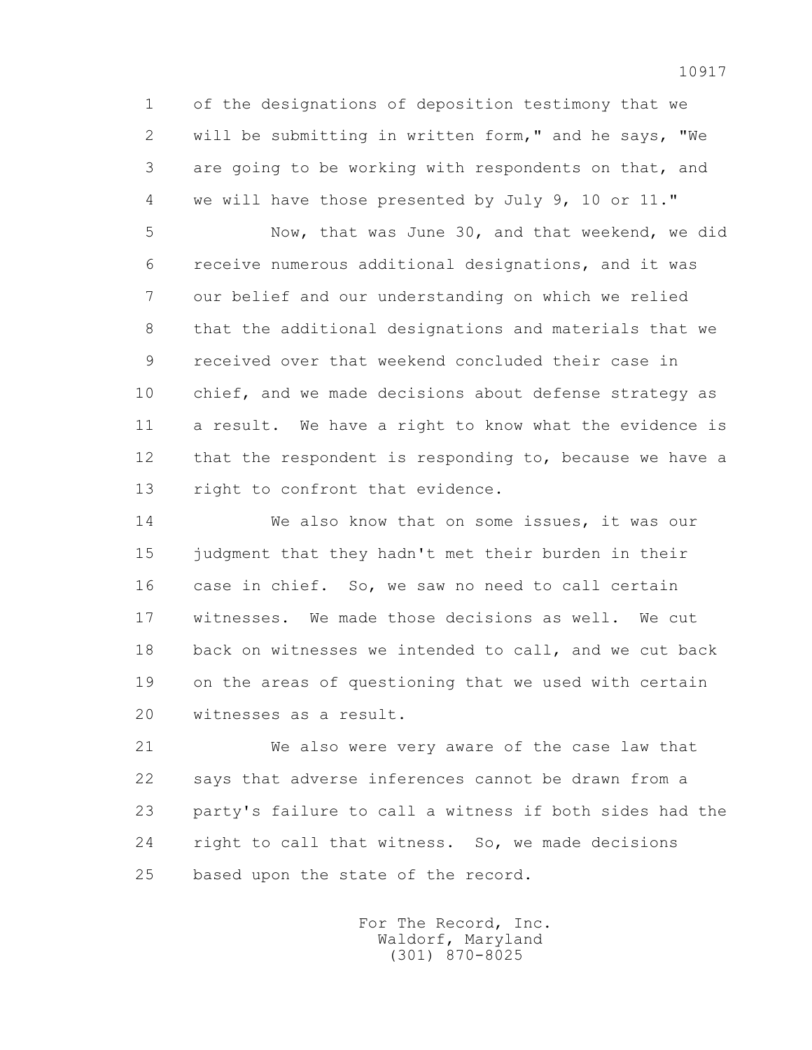1 of the designations of deposition testimony that we
2 will be submitting in written form," and he says, "We
3 are going to be working with respondents on that, and
4 we will have those presented by July 9, 10 or 11."

5 Now, that was June 30, and that weekend, we did
6 receive numerous additional designations, and it was
7 our belief and our understanding on which we relied
8 that the additional designations and materials that we
9 received over that weekend concluded their case in
10 chief, and we made decisions about defense strategy as
11 a result. We have a right to know what the evidence is
12 that the respondent is responding to, because we have a
13 right to confront that evidence.

14 We also know that on some issues, it was our
15 judgment that they hadn't met their burden in their
16 case in chief. So, we saw no need to call certain
17 witnesses. We made those decisions as well. We cut
18 back on witnesses we intended to call, and we cut back
19 on the areas of questioning that we used with certain
20 witnesses as a result.

21 We also were very aware of the case law that
22 says that adverse inferences cannot be drawn from a
23 party's failure to call a witness if both sides had the
24 right to call that witness. So, we made decisions
25 based upon the state of the record.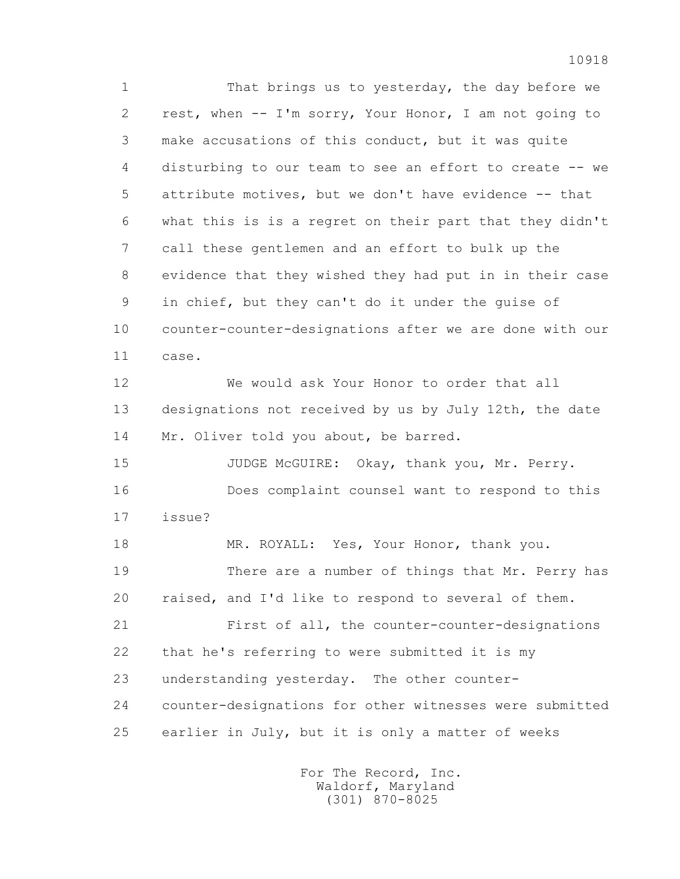That brings us to yesterday, the day before we rest, when -- I'm sorry, Your Honor, I am not going to make accusations of this conduct, but it was quite disturbing to our team to see an effort to create -- we attribute motives, but we don't have evidence -- that what this is is a regret on their part that they didn't call these gentlemen and an effort to bulk up the evidence that they wished they had put in in their case in chief, but they can't do it under the guise of counter-counter-designations after we are done with our case.

We would ask Your Honor to order that all designations not received by us by July 12th, the date Mr. Oliver told you about, be barred.

JUDGE McGUIRE: Okay, thank you, Mr. Perry.

Does complaint counsel want to respond to this issue?

MR. ROYALL: Yes, Your Honor, thank you.

There are a number of things that Mr. Perry has raised, and I'd like to respond to several of them.

First of all, the counter-counter-designations that he's referring to were submitted it is my understanding yesterday. The other counter-counter-designations for other witnesses were submitted earlier in July, but it is only a matter of weeks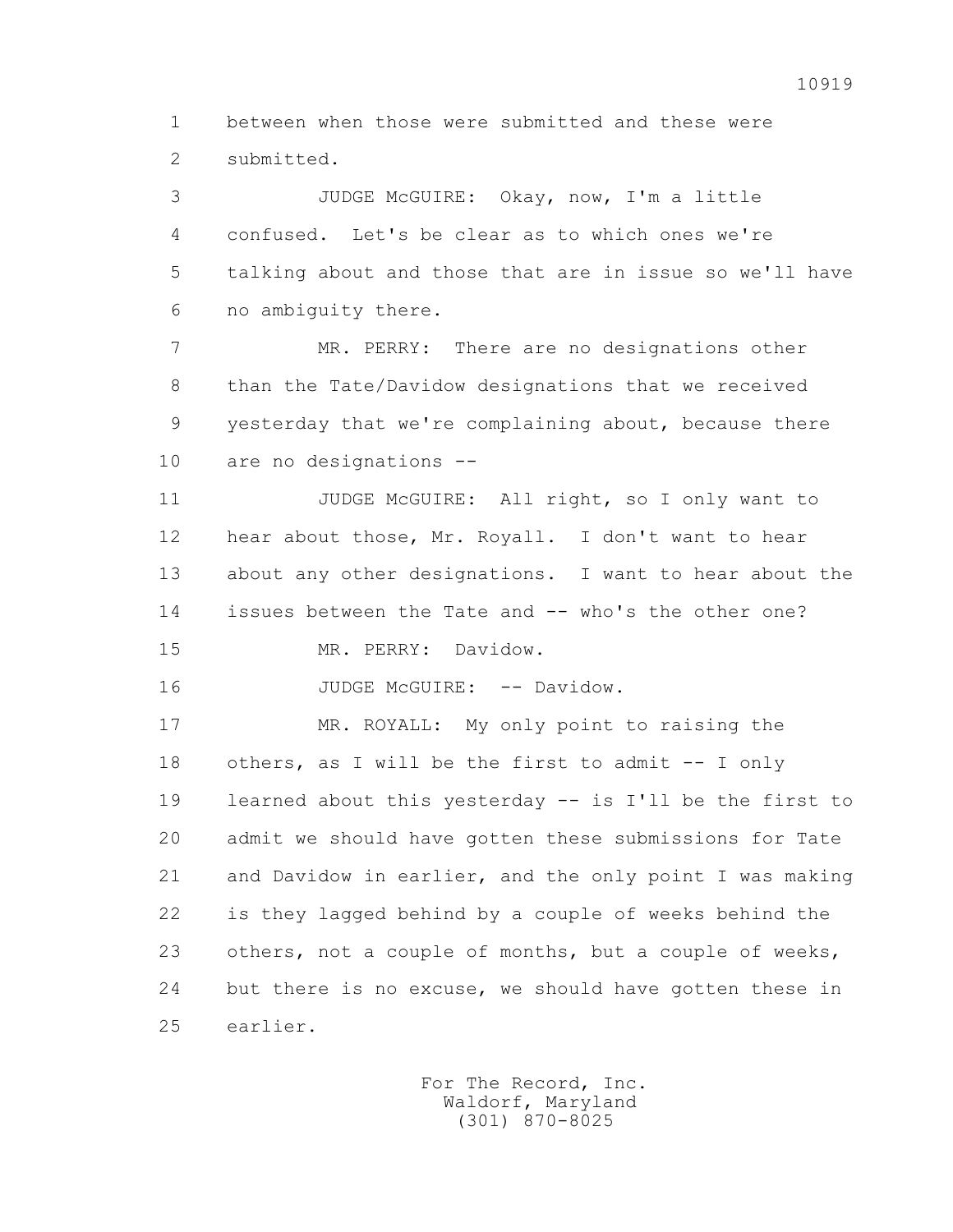between when those were submitted and these were submitted.

JUDGE McGUIRE: Okay, now, I'm a little confused. Let's be clear as to which ones we're talking about and those that are in issue so we'll have no ambiguity there.

MR. PERRY: There are no designations other than the Tate/Davidow designations that we received yesterday that we're complaining about, because there are no designations --

JUDGE McGUIRE: All right, so I only want to hear about those, Mr. Royall. I don't want to hear about any other designations. I want to hear about the issues between the Tate and -- who's the other one?

MR. PERRY: Davidow.

JUDGE McGUIRE: -- Davidow.

MR. ROYALL: My only point to raising the others, as I will be the first to admit -- I only learned about this yesterday -- is I'll be the first to admit we should have gotten these submissions for Tate and Davidow in earlier, and the only point I was making is they lagged behind by a couple of weeks behind the others, not a couple of months, but a couple of weeks, but there is no excuse, we should have gotten these in earlier.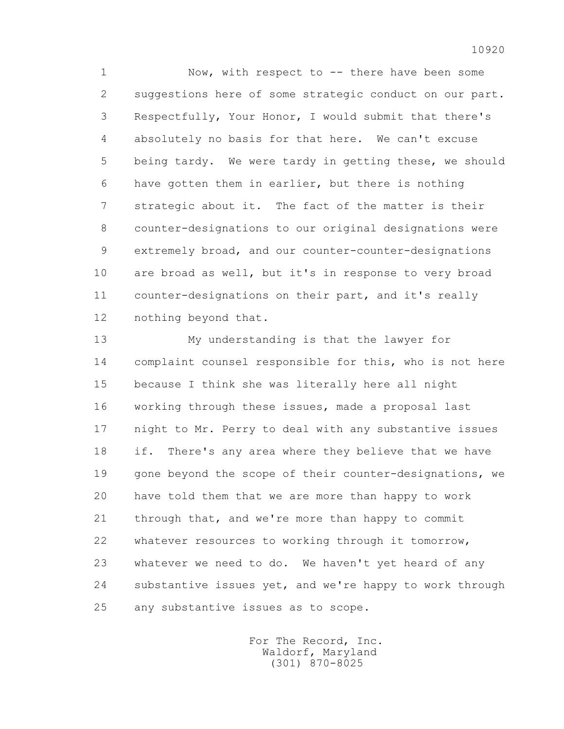Now, with respect to -- there have been some suggestions here of some strategic conduct on our part. Respectfully, Your Honor, I would submit that there's absolutely no basis for that here. We can't excuse being tardy. We were tardy in getting these, we should have gotten them in earlier, but there is nothing strategic about it. The fact of the matter is their counter-designations to our original designations were extremely broad, and our counter-counter-designations are broad as well, but it's in response to very broad counter-designations on their part, and it's really nothing beyond that.

My understanding is that the lawyer for complaint counsel responsible for this, who is not here because I think she was literally here all night working through these issues, made a proposal last night to Mr. Perry to deal with any substantive issues if. There's any area where they believe that we have gone beyond the scope of their counter-designations, we have told them that we are more than happy to work through that, and we're more than happy to commit whatever resources to working through it tomorrow, whatever we need to do. We haven't yet heard of any substantive issues yet, and we're happy to work through any substantive issues as to scope.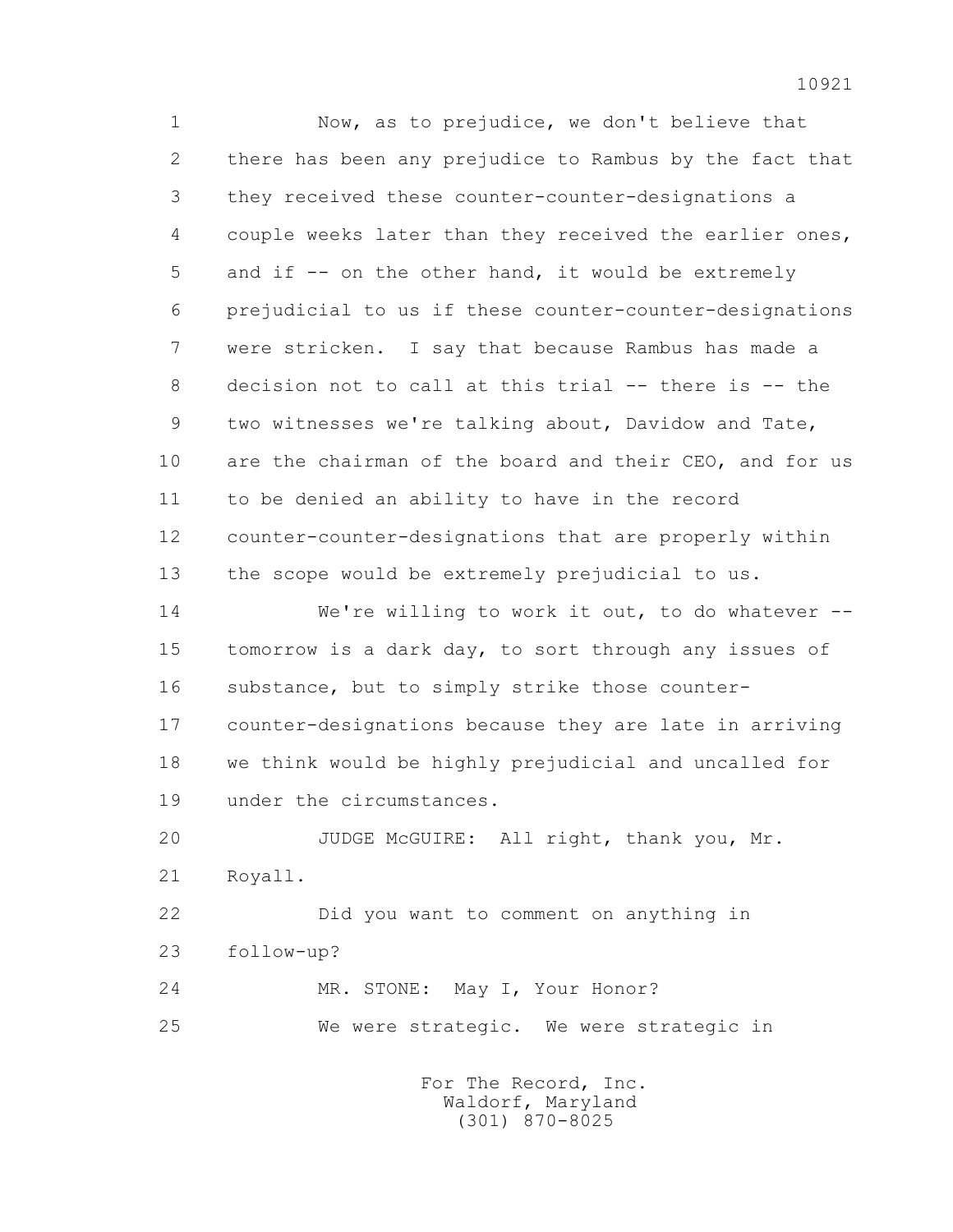Now, as to prejudice, we don't believe that there has been any prejudice to Rambus by the fact that they received these counter-counter-designations a couple weeks later than they received the earlier ones, and if -- on the other hand, it would be extremely prejudicial to us if these counter-counter-designations were stricken. I say that because Rambus has made a decision not to call at this trial -- there is -- the two witnesses we're talking about, Davidow and Tate, are the chairman of the board and their CEO, and for us to be denied an ability to have in the record counter-counter-designations that are properly within the scope would be extremely prejudicial to us.

We're willing to work it out, to do whatever -- tomorrow is a dark day, to sort through any issues of substance, but to simply strike those counter-counter-designations because they are late in arriving we think would be highly prejudicial and uncalled for under the circumstances.

JUDGE McGUIRE: All right, thank you, Mr. Royall.

Did you want to comment on anything in follow-up?

MR. STONE: May I, Your Honor?

We were strategic. We were strategic in

For The Record, Inc.
Waldorf, Maryland
(301) 870-8025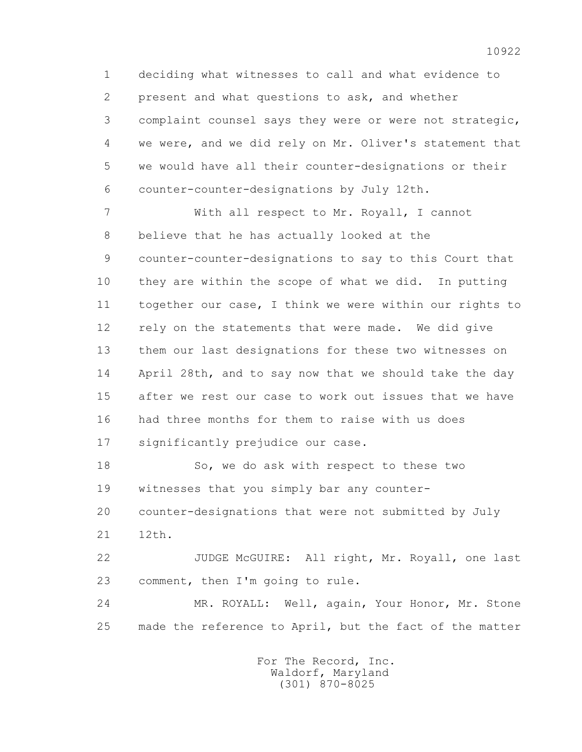1 deciding what witnesses to call and what evidence to
2 present and what questions to ask, and whether
3 complaint counsel says they were or were not strategic,
4 we were, and we did rely on Mr. Oliver's statement that
5 we would have all their counter-designations or their
6 counter-counter-designations by July 12th.

7 With all respect to Mr. Royall, I cannot
8 believe that he has actually looked at the
9 counter-counter-designations to say to this Court that
10 they are within the scope of what we did. In putting
11 together our case, I think we were within our rights to
12 rely on the statements that were made. We did give
13 them our last designations for these two witnesses on
14 April 28th, and to say now that we should take the day
15 after we rest our case to work out issues that we have
16 had three months for them to raise with us does
17 significantly prejudice our case.

18 So, we do ask with respect to these two
19 witnesses that you simply bar any counter-
20 counter-designations that were not submitted by July
21 12th.

22 JUDGE McGUIRE: All right, Mr. Royall, one last
23 comment, then I'm going to rule.

24 MR. ROYALL: Well, again, Your Honor, Mr. Stone
25 made the reference to April, but the fact of the matter

For The Record, Inc.
Waldorf, Maryland
(301) 870-8025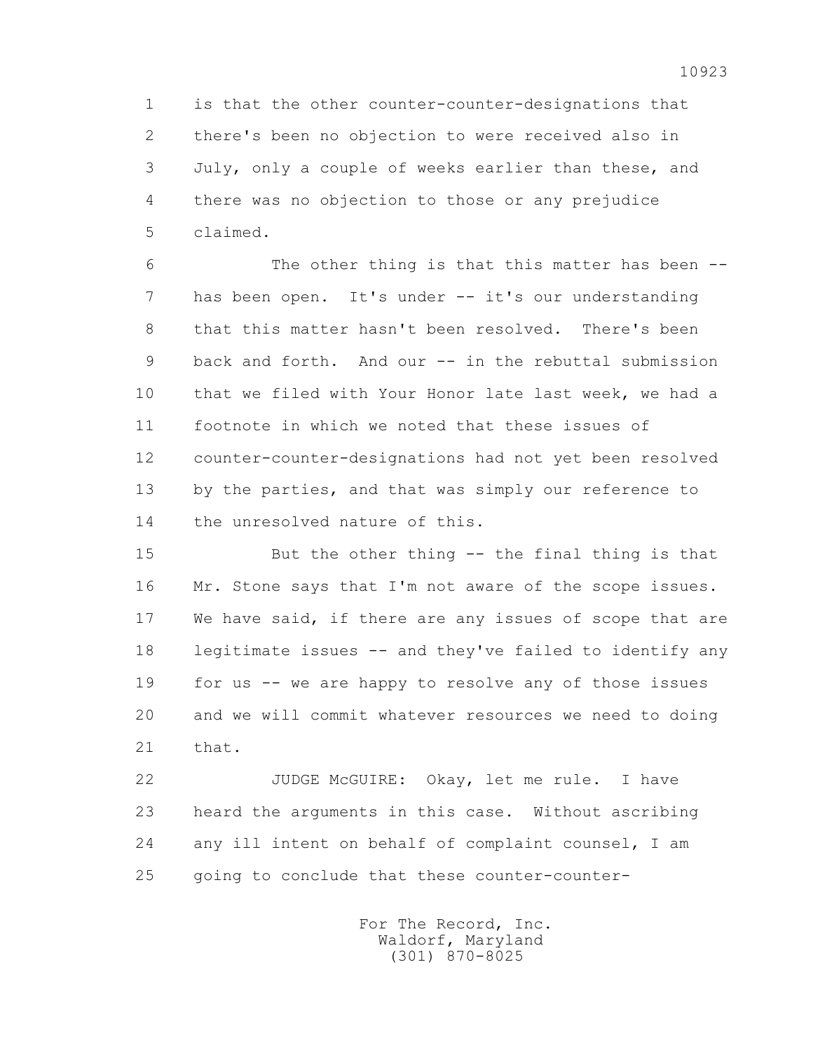1 is that the other counter-counter-designations that
2 there's been no objection to were received also in
3 July, only a couple of weeks earlier than these, and
4 there was no objection to those or any prejudice
5 claimed.

6 The other thing is that this matter has been --
7 has been open. It's under -- it's our understanding
8 that this matter hasn't been resolved. There's been
9 back and forth. And our -- in the rebuttal submission
10 that we filed with Your Honor late last week, we had a
11 footnote in which we noted that these issues of
12 counter-counter-designations had not yet been resolved
13 by the parties, and that was simply our reference to
14 the unresolved nature of this.

15 But the other thing -- the final thing is that
16 Mr. Stone says that I'm not aware of the scope issues.
17 We have said, if there are any issues of scope that are
18 legitimate issues -- and they've failed to identify any
19 for us -- we are happy to resolve any of those issues
20 and we will commit whatever resources we need to doing
21 that.

22 JUDGE McGUIRE: Okay, let me rule. I have
23 heard the arguments in this case. Without ascribing
24 any ill intent on behalf of complaint counsel, I am
25 going to conclude that these counter-counter-

For The Record, Inc.
Waldorf, Maryland
(301) 870-8025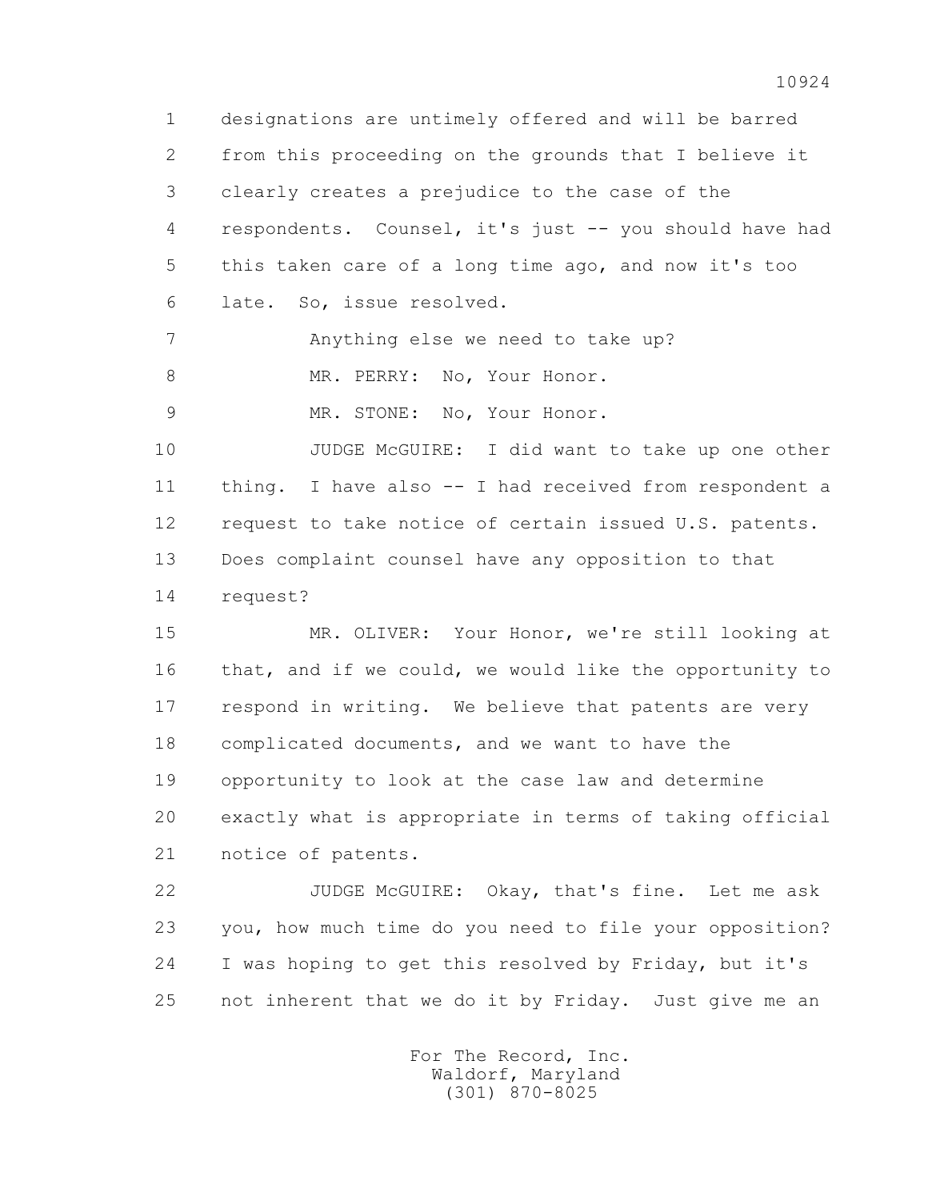1 designations are untimely offered and will be barred
2 from this proceeding on the grounds that I believe it
3 clearly creates a prejudice to the case of the
4 respondents. Counsel, it's just -- you should have had
5 this taken care of a long time ago, and now it's too
6 late. So, issue resolved.

7 Anything else we need to take up?

8 MR. PERRY: No, Your Honor.

9 MR. STONE: No, Your Honor.

10 JUDGE McGUIRE: I did want to take up one other
11 thing. I have also -- I had received from respondent a
12 request to take notice of certain issued U.S. patents.
13 Does complaint counsel have any opposition to that
14 request?

15 MR. OLIVER: Your Honor, we're still looking at
16 that, and if we could, we would like the opportunity to
17 respond in writing. We believe that patents are very
18 complicated documents, and we want to have the
19 opportunity to look at the case law and determine
20 exactly what is appropriate in terms of taking official
21 notice of patents.

22 JUDGE McGUIRE: Okay, that's fine. Let me ask
23 you, how much time do you need to file your opposition?
24 I was hoping to get this resolved by Friday, but it's
25 not inherent that we do it by Friday. Just give me an

For The Record, Inc.
Waldorf, Maryland
(301) 870-8025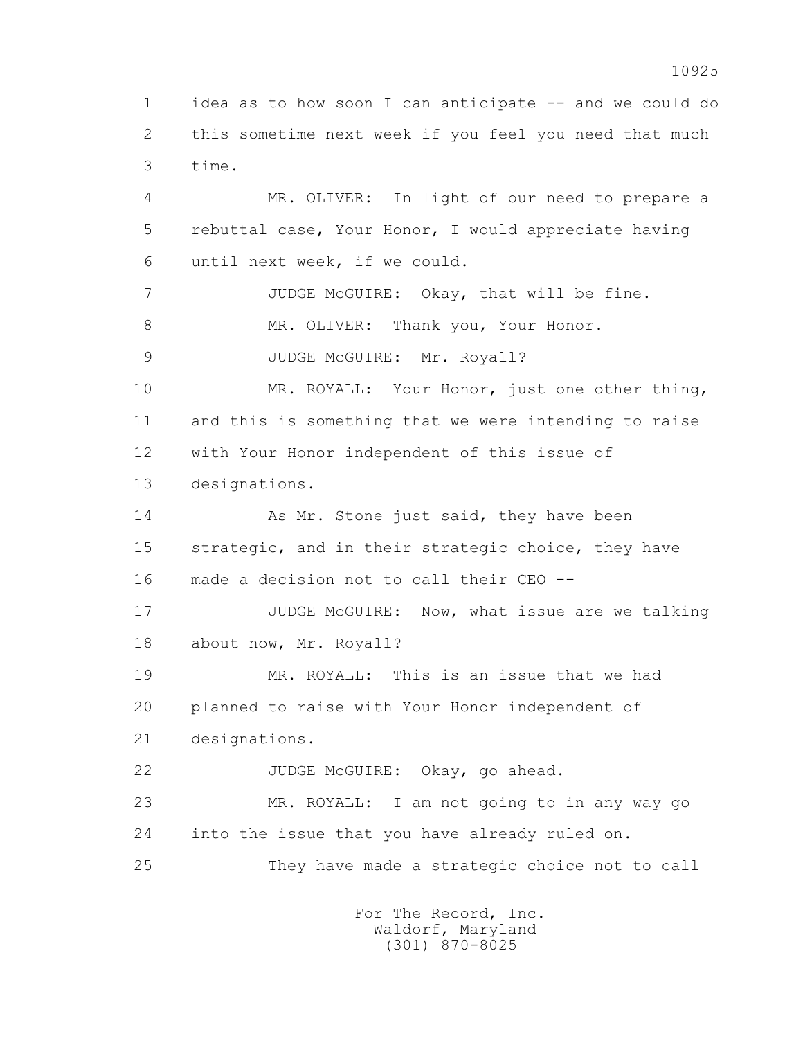1 idea as to how soon I can anticipate -- and we could do
2 this sometime next week if you feel you need that much
3 time.

4 MR. OLIVER: In light of our need to prepare a
5 rebuttal case, Your Honor, I would appreciate having
6 until next week, if we could.

7 JUDGE McGUIRE: Okay, that will be fine.

8 MR. OLIVER: Thank you, Your Honor.

9 JUDGE McGUIRE: Mr. Royall?

10 MR. ROYALL: Your Honor, just one other thing,
11 and this is something that we were intending to raise
12 with Your Honor independent of this issue of
13 designations.

14 As Mr. Stone just said, they have been
15 strategic, and in their strategic choice, they have
16 made a decision not to call their CEO --

17 JUDGE McGUIRE: Now, what issue are we talking
18 about now, Mr. Royall?

19 MR. ROYALL: This is an issue that we had
20 planned to raise with Your Honor independent of
21 designations.

22 JUDGE McGUIRE: Okay, go ahead.

23 MR. ROYALL: I am not going to in any way go
24 into the issue that you have already ruled on.

25 They have made a strategic choice not to call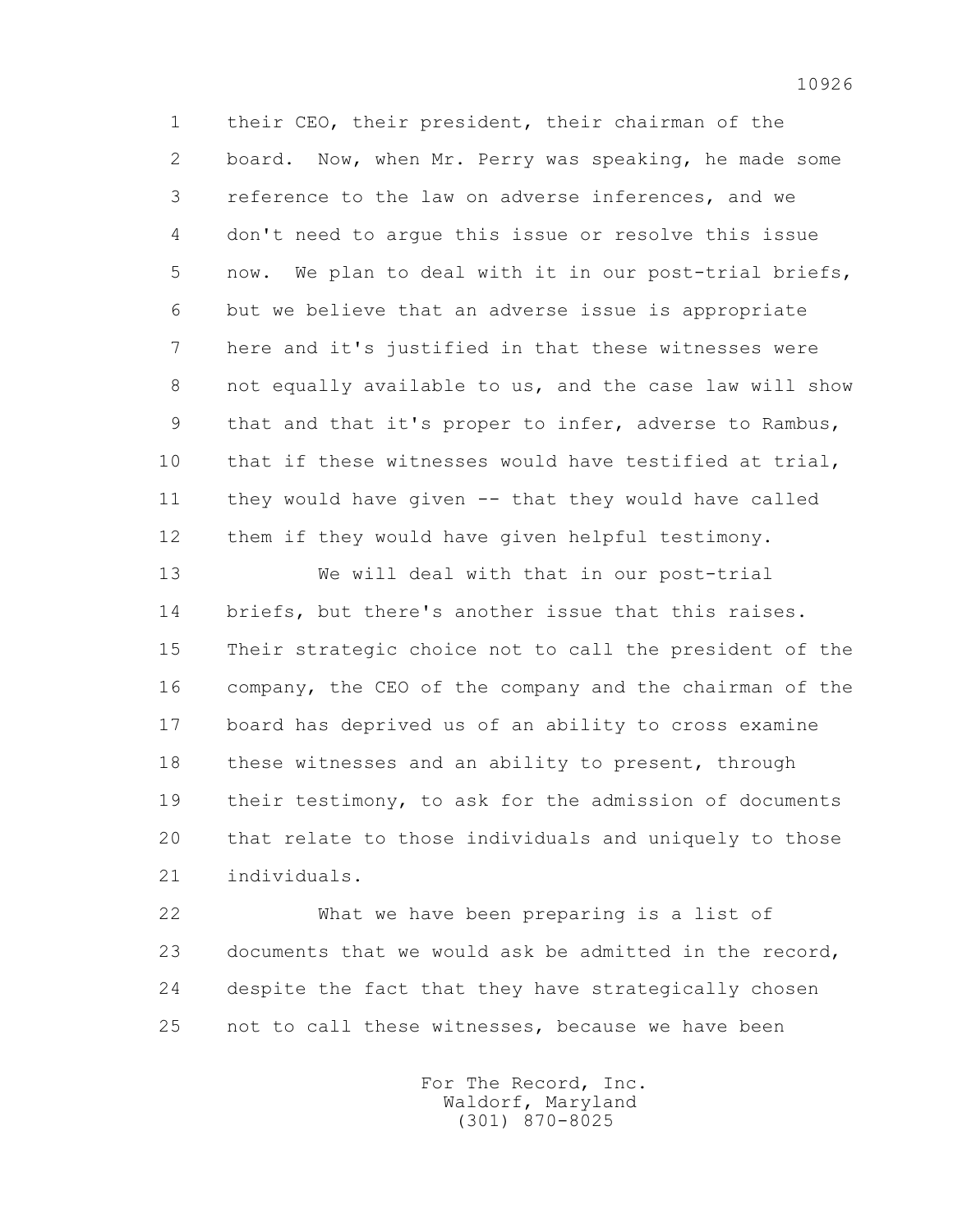their CEO, their president, their chairman of the board. Now, when Mr. Perry was speaking, he made some reference to the law on adverse inferences, and we don't need to argue this issue or resolve this issue now. We plan to deal with it in our post-trial briefs, but we believe that an adverse issue is appropriate here and it's justified in that these witnesses were not equally available to us, and the case law will show that and that it's proper to infer, adverse to Rambus, that if these witnesses would have testified at trial, they would have given -- that they would have called them if they would have given helpful testimony.

We will deal with that in our post-trial briefs, but there's another issue that this raises. Their strategic choice not to call the president of the company, the CEO of the company and the chairman of the board has deprived us of an ability to cross examine these witnesses and an ability to present, through their testimony, to ask for the admission of documents that relate to those individuals and uniquely to those individuals.

What we have been preparing is a list of documents that we would ask be admitted in the record, despite the fact that they have strategically chosen not to call these witnesses, because we have been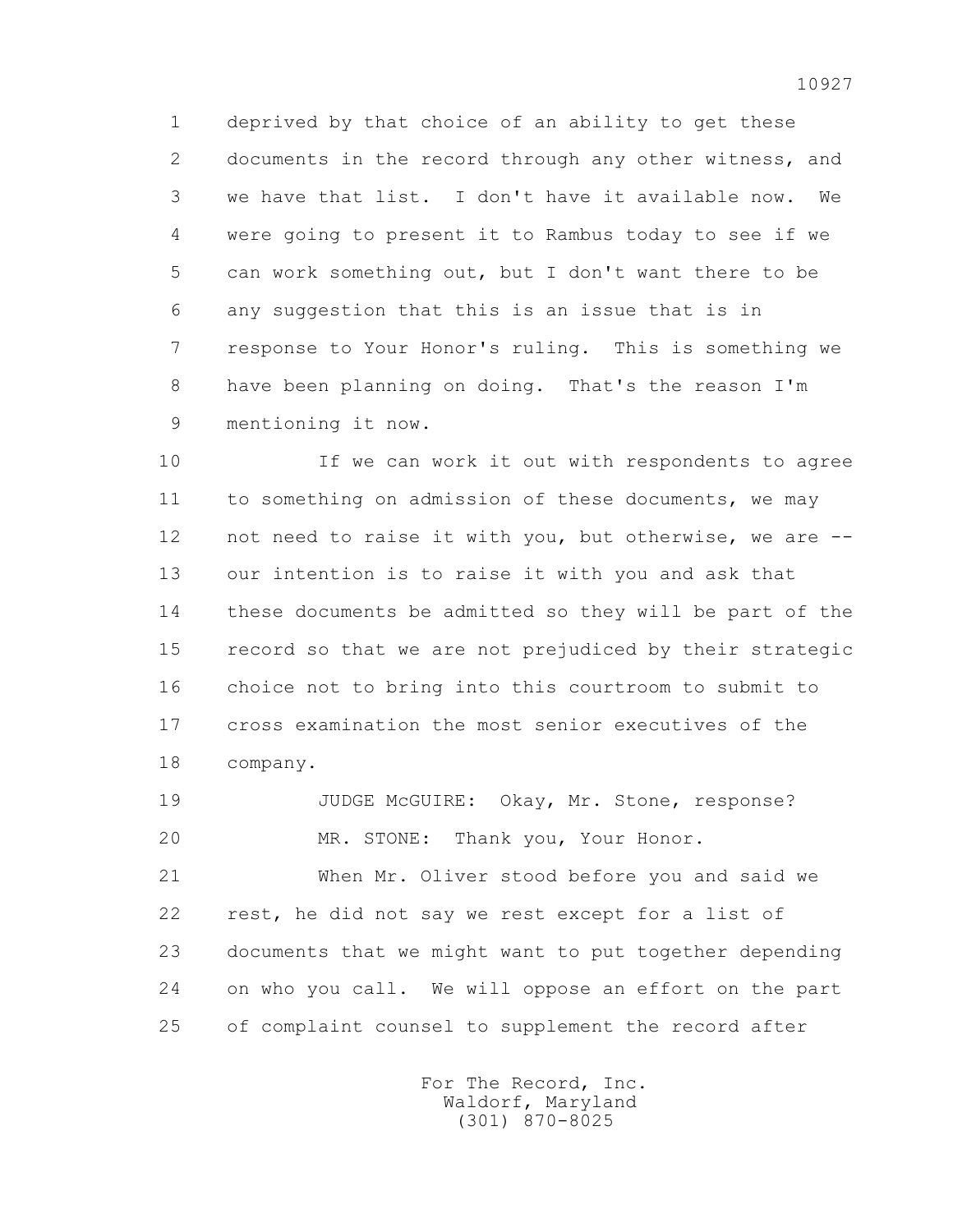deprived by that choice of an ability to get these documents in the record through any other witness, and we have that list. I don't have it available now. We were going to present it to Rambus today to see if we can work something out, but I don't want there to be any suggestion that this is an issue that is in response to Your Honor's ruling. This is something we have been planning on doing. That's the reason I'm mentioning it now.

If we can work it out with respondents to agree to something on admission of these documents, we may not need to raise it with you, but otherwise, we are -- our intention is to raise it with you and ask that these documents be admitted so they will be part of the record so that we are not prejudiced by their strategic choice not to bring into this courtroom to submit to cross examination the most senior executives of the company.

JUDGE McGUIRE: Okay, Mr. Stone, response?

MR. STONE: Thank you, Your Honor.

When Mr. Oliver stood before you and said we rest, he did not say we rest except for a list of documents that we might want to put together depending on who you call. We will oppose an effort on the part of complaint counsel to supplement the record after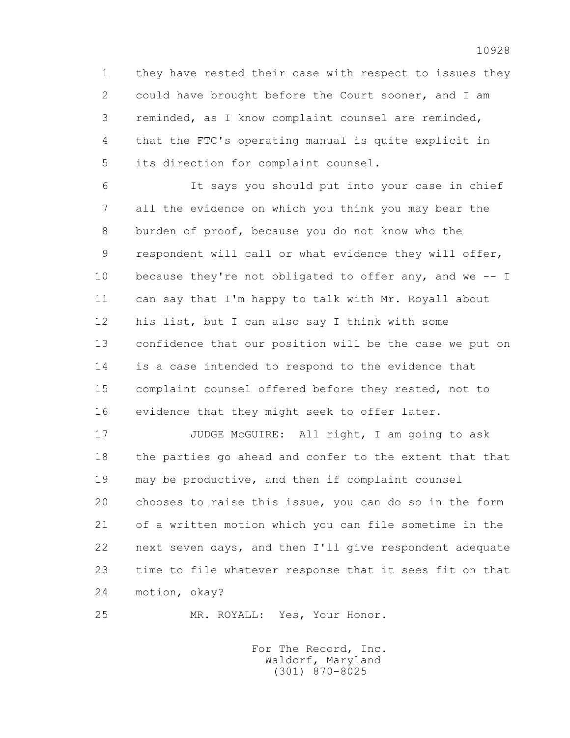they have rested their case with respect to issues they could have brought before the Court sooner, and I am reminded, as I know complaint counsel are reminded, that the FTC's operating manual is quite explicit in its direction for complaint counsel.

It says you should put into your case in chief all the evidence on which you think you may bear the burden of proof, because you do not know who the respondent will call or what evidence they will offer, because they're not obligated to offer any, and we -- I can say that I'm happy to talk with Mr. Royall about his list, but I can also say I think with some confidence that our position will be the case we put on is a case intended to respond to the evidence that complaint counsel offered before they rested, not to evidence that they might seek to offer later.

JUDGE McGUIRE: All right, I am going to ask the parties go ahead and confer to the extent that that may be productive, and then if complaint counsel chooses to raise this issue, you can do so in the form of a written motion which you can file sometime in the next seven days, and then I'll give respondent adequate time to file whatever response that it sees fit on that motion, okay?

MR. ROYALL: Yes, Your Honor.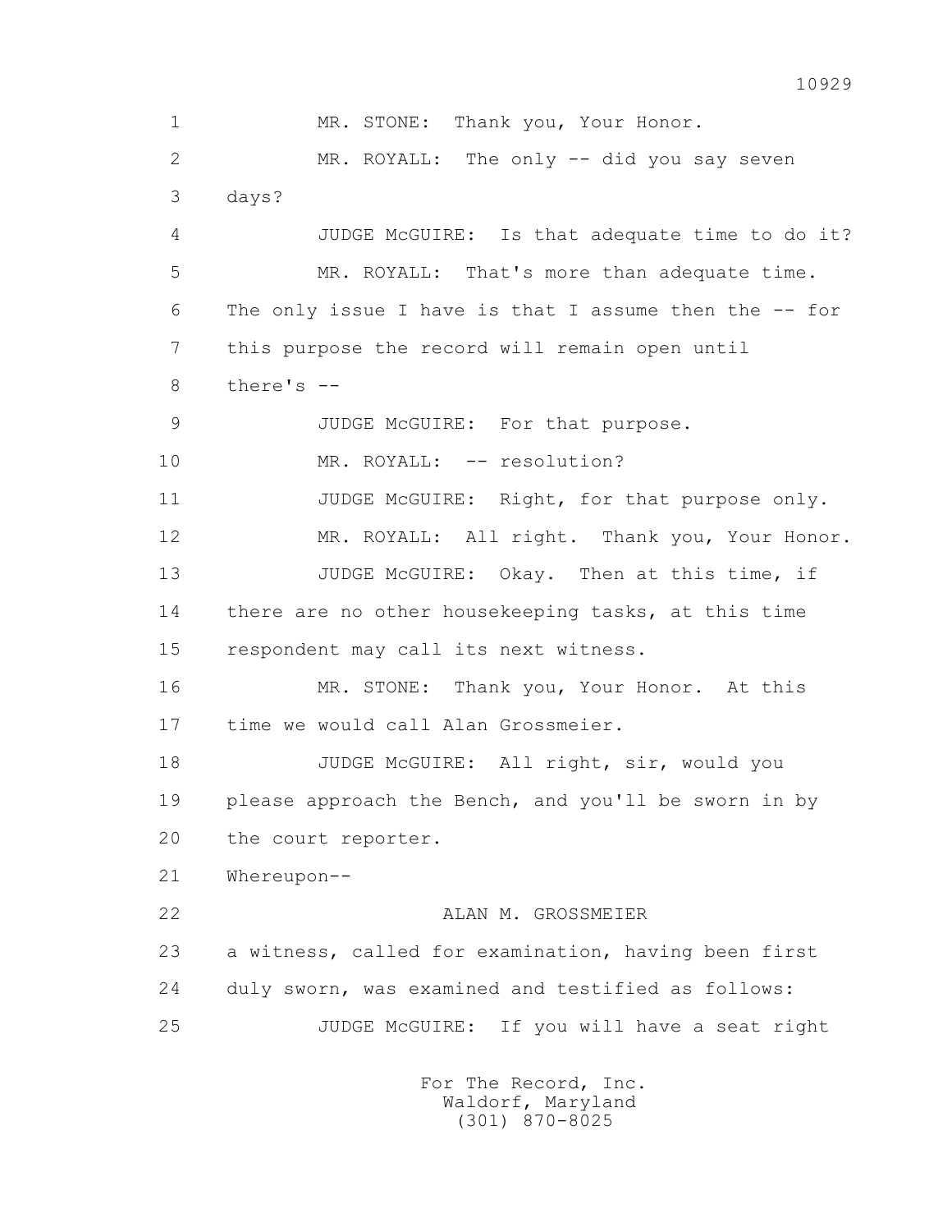1 MR. STONE: Thank you, Your Honor.

2 MR. ROYALL: The only -- did you say seven

3 days?

4 JUDGE McGUIRE: Is that adequate time to do it?

5 MR. ROYALL: That's more than adequate time.

6 The only issue I have is that I assume then the -- for

7 this purpose the record will remain open until

8 there's --

9 JUDGE McGUIRE: For that purpose.

10 MR. ROYALL: -- resolution?

11 JUDGE McGUIRE: Right, for that purpose only.

12 MR. ROYALL: All right. Thank you, Your Honor.

13 JUDGE McGUIRE: Okay. Then at this time, if

14 there are no other housekeeping tasks, at this time

15 respondent may call its next witness.

16 MR. STONE: Thank you, Your Honor. At this

17 time we would call Alan Grossmeier.

18 JUDGE McGUIRE: All right, sir, would you

19 please approach the Bench, and you'll be sworn in by

20 the court reporter.

21 Whereupon--

22 ALAN M. GROSSMEIER

23 a witness, called for examination, having been first

24 duly sworn, was examined and testified as follows:

25 JUDGE McGUIRE: If you will have a seat right

For The Record, Inc.
Waldorf, Maryland
(301) 870-8025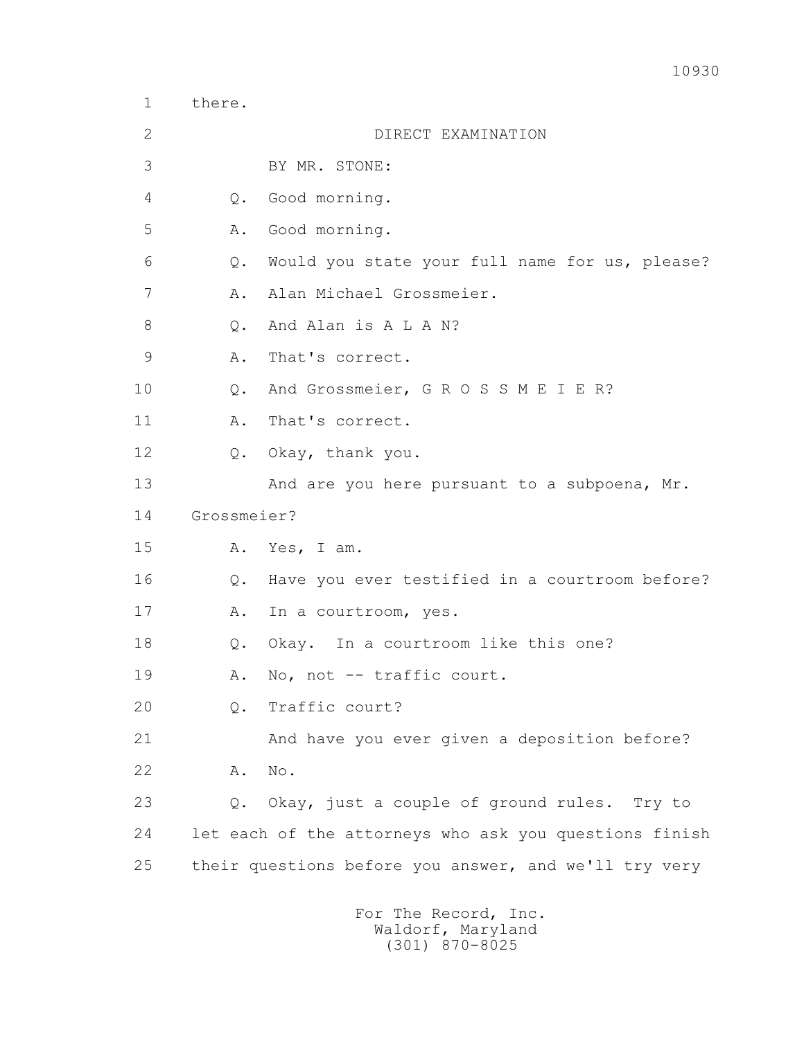1 there.

2 DIRECT EXAMINATION

3 BY MR. STONE:

4 Q. Good morning.

5 A. Good morning.

6 Q. Would you state your full name for us, please?

7 A. Alan Michael Grossmeier.

8 Q. And Alan is A L A N?

9 A. That's correct.

10 Q. And Grossmeier, G R O S S M E I E R?

11 A. That's correct.

12 Q. Okay, thank you.

13 And are you here pursuant to a subpoena, Mr.

14 Grossmeier?

15 A. Yes, I am.

16 Q. Have you ever testified in a courtroom before?

17 A. In a courtroom, yes.

18 Q. Okay. In a courtroom like this one?

19 A. No, not -- traffic court.

20 Q. Traffic court?

21 And have you ever given a deposition before?

22 A. No.

23 Q. Okay, just a couple of ground rules. Try to

24 let each of the attorneys who ask you questions finish

25 their questions before you answer, and we'll try very

For The Record, Inc.
Waldorf, Maryland
(301) 870-8025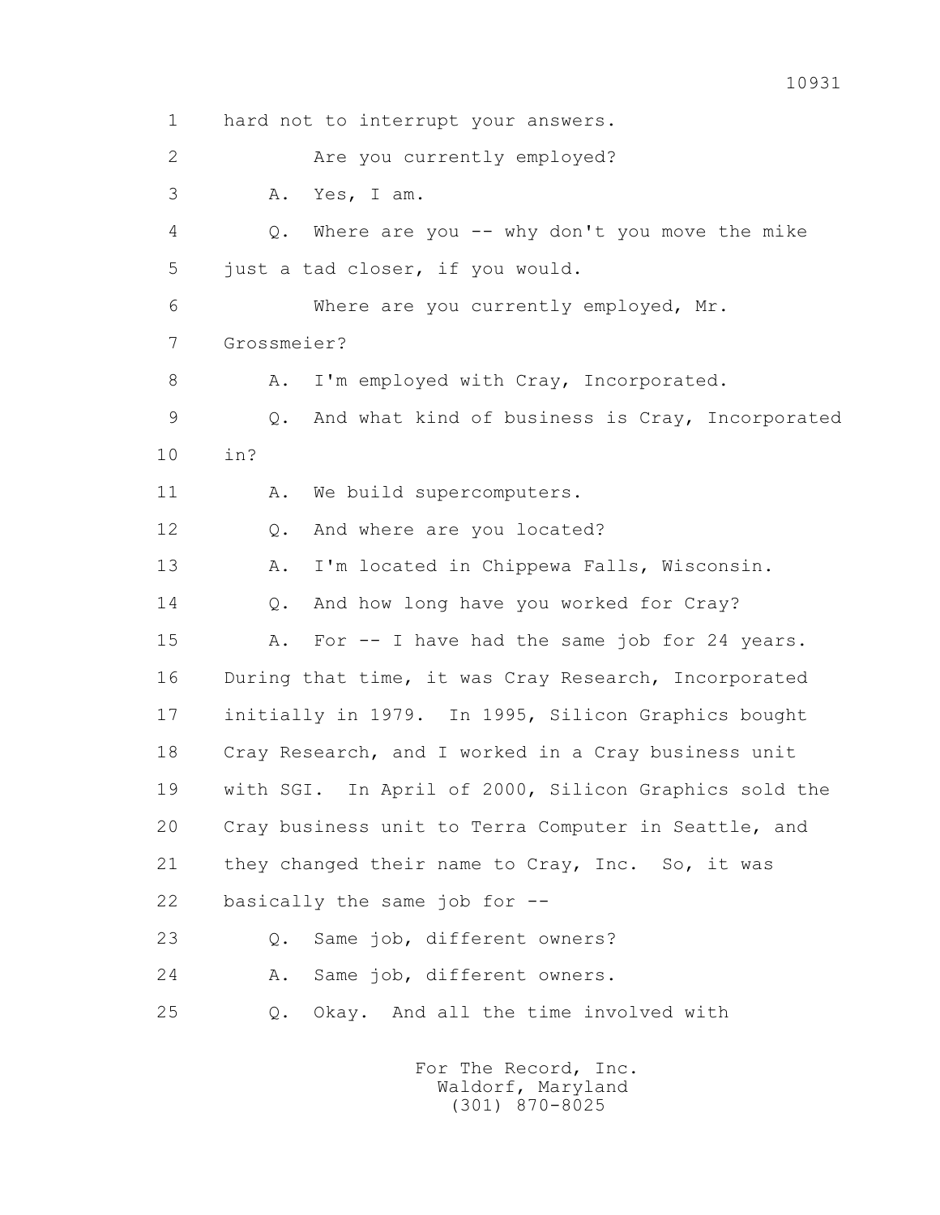1 hard not to interrupt your answers.

2 Are you currently employed?

3 A. Yes, I am.

4 Q. Where are you -- why don't you move the mike

5 just a tad closer, if you would.

6 Where are you currently employed, Mr.

7 Grossmeier?

8 A. I'm employed with Cray, Incorporated.

9 Q. And what kind of business is Cray, Incorporated

10 in?

11 A. We build supercomputers.

12 Q. And where are you located?

13 A. I'm located in Chippewa Falls, Wisconsin.

14 Q. And how long have you worked for Cray?

15 A. For -- I have had the same job for 24 years.

16 During that time, it was Cray Research, Incorporated

17 initially in 1979. In 1995, Silicon Graphics bought

18 Cray Research, and I worked in a Cray business unit

19 with SGI. In April of 2000, Silicon Graphics sold the

20 Cray business unit to Terra Computer in Seattle, and

21 they changed their name to Cray, Inc. So, it was

22 basically the same job for --

23 Q. Same job, different owners?

24 A. Same job, different owners.

25 Q. Okay. And all the time involved with

For The Record, Inc.
Waldorf, Maryland
(301) 870-8025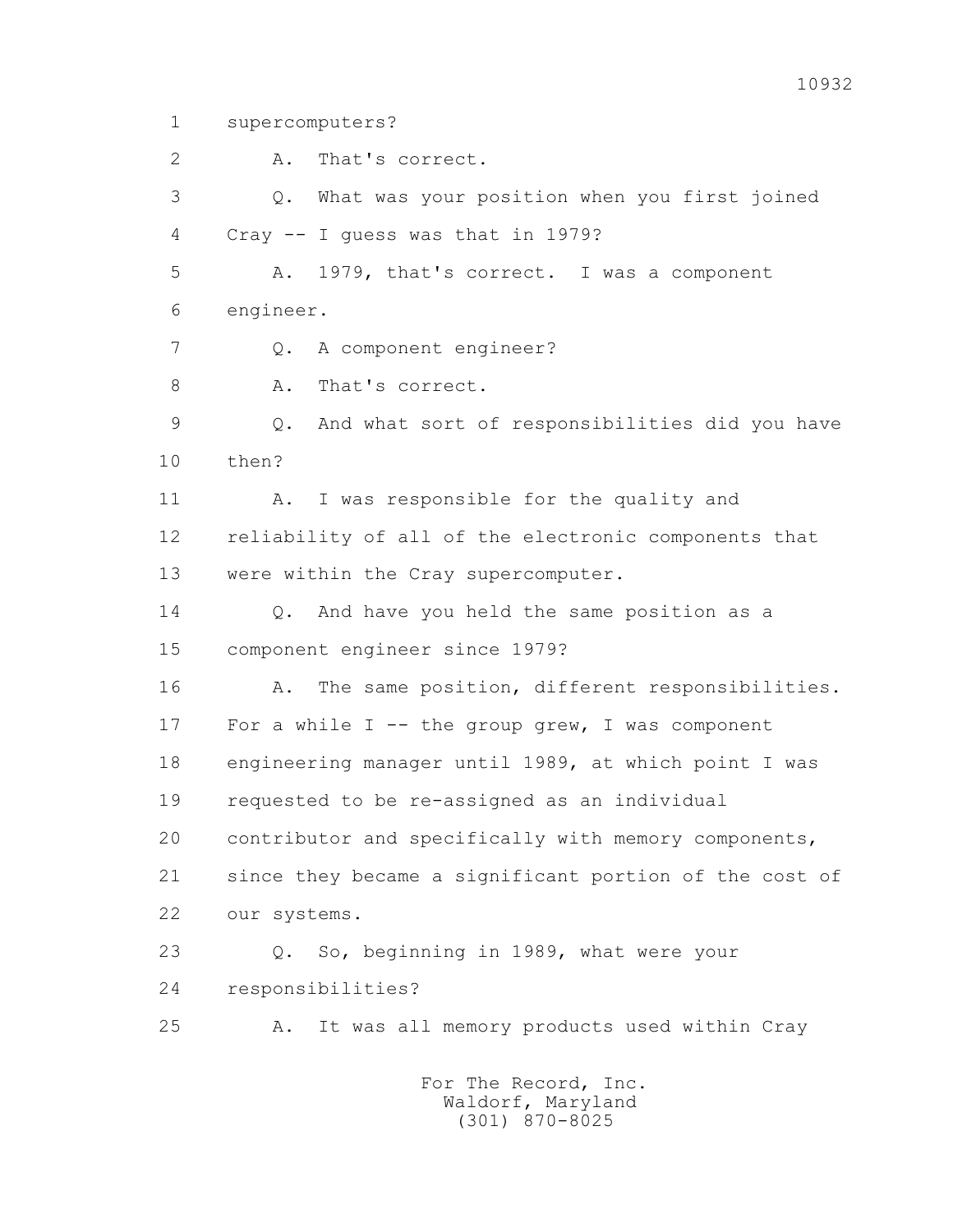1 supercomputers?

2 A. That's correct.

3 Q. What was your position when you first joined

4 Cray -- I guess was that in 1979?

5 A. 1979, that's correct. I was a component

6 engineer.

7 Q. A component engineer?

8 A. That's correct.

9 Q. And what sort of responsibilities did you have

10 then?

11 A. I was responsible for the quality and

12 reliability of all of the electronic components that

13 were within the Cray supercomputer.

14 Q. And have you held the same position as a

15 component engineer since 1979?

16 A. The same position, different responsibilities.

17 For a while I -- the group grew, I was component

18 engineering manager until 1989, at which point I was

19 requested to be re-assigned as an individual

20 contributor and specifically with memory components,

21 since they became a significant portion of the cost of

22 our systems.

23 Q. So, beginning in 1989, what were your

24 responsibilities?

25 A. It was all memory products used within Cray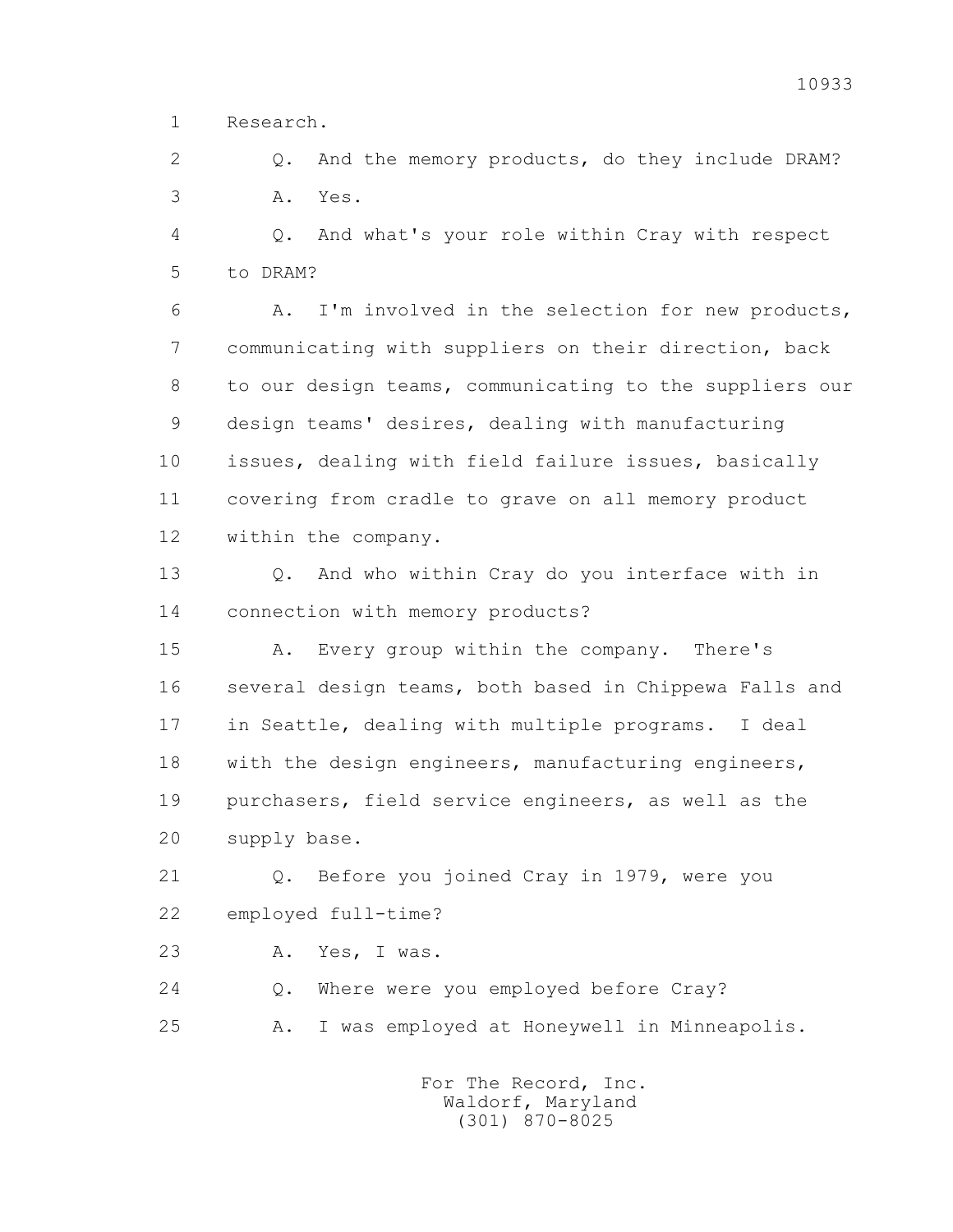1 Research.

2 Q. And the memory products, do they include DRAM?

3 A. Yes.

4 Q. And what's your role within Cray with respect

5 to DRAM?

6 A. I'm involved in the selection for new products,

7 communicating with suppliers on their direction, back

8 to our design teams, communicating to the suppliers our

9 design teams' desires, dealing with manufacturing

10 issues, dealing with field failure issues, basically

11 covering from cradle to grave on all memory product

12 within the company.

13 Q. And who within Cray do you interface with in

14 connection with memory products?

15 A. Every group within the company. There's

16 several design teams, both based in Chippewa Falls and

17 in Seattle, dealing with multiple programs. I deal

18 with the design engineers, manufacturing engineers,

19 purchasers, field service engineers, as well as the

20 supply base.

21 Q. Before you joined Cray in 1979, were you

22 employed full-time?

23 A. Yes, I was.

24 Q. Where were you employed before Cray?

25 A. I was employed at Honeywell in Minneapolis.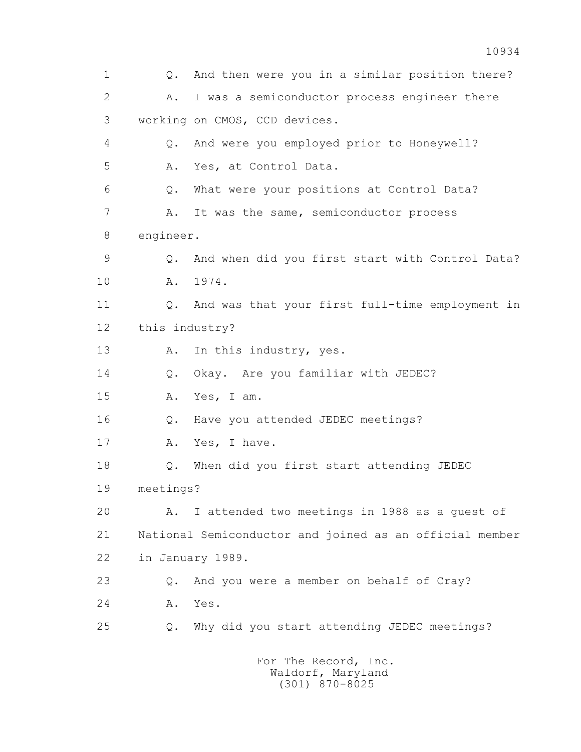1 Q. And then were you in a similar position there?

2 A. I was a semiconductor process engineer there

3 working on CMOS, CCD devices.

4 Q. And were you employed prior to Honeywell?

5 A. Yes, at Control Data.

6 Q. What were your positions at Control Data?

7 A. It was the same, semiconductor process

8 engineer.

9 Q. And when did you first start with Control Data?

10 A. 1974.

11 Q. And was that your first full-time employment in

12 this industry?

13 A. In this industry, yes.

14 Q. Okay. Are you familiar with JEDEC?

15 A. Yes, I am.

16 Q. Have you attended JEDEC meetings?

17 A. Yes, I have.

18 Q. When did you first start attending JEDEC

19 meetings?

20 A. I attended two meetings in 1988 as a guest of

21 National Semiconductor and joined as an official member

22 in January 1989.

23 Q. And you were a member on behalf of Cray?

24 A. Yes.

25 Q. Why did you start attending JEDEC meetings?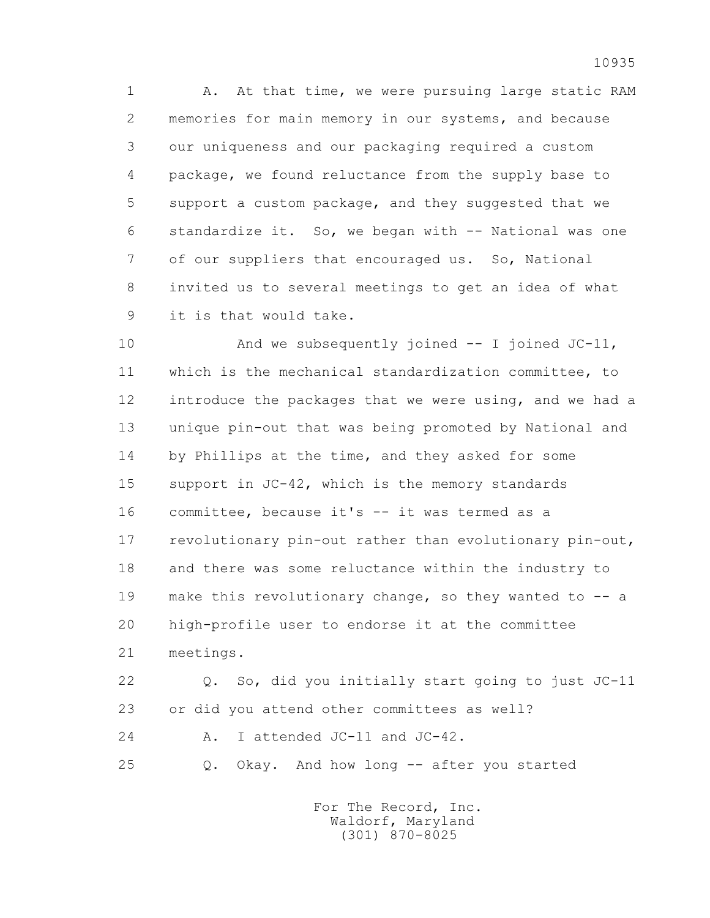A. At that time, we were pursuing large static RAM memories for main memory in our systems, and because our uniqueness and our packaging required a custom package, we found reluctance from the supply base to support a custom package, and they suggested that we standardize it. So, we began with -- National was one of our suppliers that encouraged us. So, National invited us to several meetings to get an idea of what it is that would take.

And we subsequently joined -- I joined JC-11, which is the mechanical standardization committee, to introduce the packages that we were using, and we had a unique pin-out that was being promoted by National and by Phillips at the time, and they asked for some support in JC-42, which is the memory standards committee, because it's -- it was termed as a revolutionary pin-out rather than evolutionary pin-out, and there was some reluctance within the industry to make this revolutionary change, so they wanted to -- a high-profile user to endorse it at the committee meetings.

Q. So, did you initially start going to just JC-11 or did you attend other committees as well?

A. I attended JC-11 and JC-42.

Q. Okay. And how long -- after you started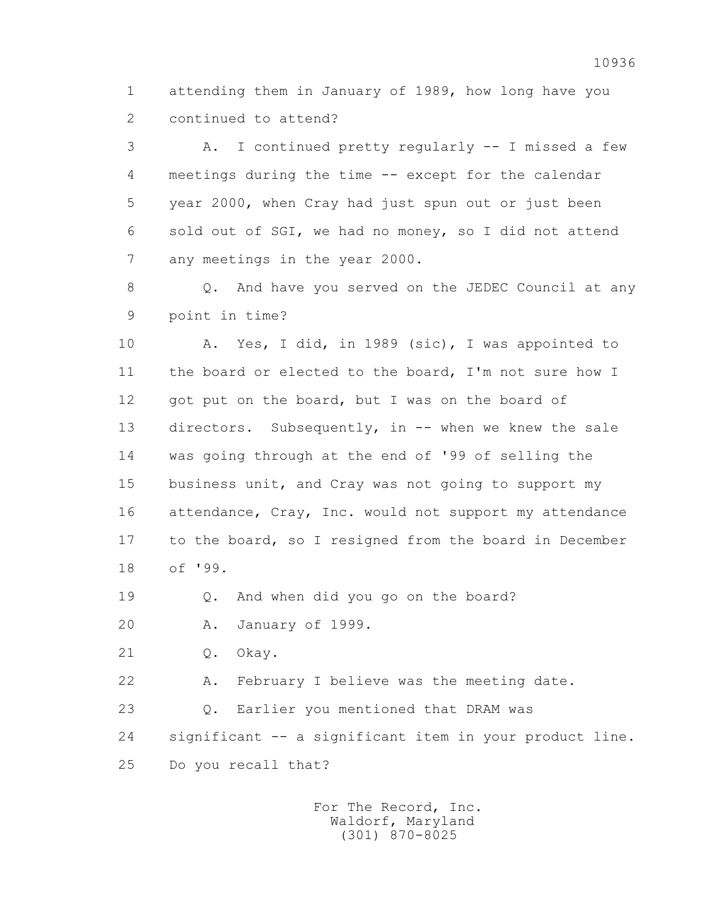1 attending them in January of 1989, how long have you
2 continued to attend?

3 A. I continued pretty regularly -- I missed a few
4 meetings during the time -- except for the calendar
5 year 2000, when Cray had just spun out or just been
6 sold out of SGI, we had no money, so I did not attend
7 any meetings in the year 2000.

8 Q. And have you served on the JEDEC Council at any
9 point in time?

10 A. Yes, I did, in 1989 (sic), I was appointed to
11 the board or elected to the board, I'm not sure how I
12 got put on the board, but I was on the board of
13 directors. Subsequently, in -- when we knew the sale
14 was going through at the end of '99 of selling the
15 business unit, and Cray was not going to support my
16 attendance, Cray, Inc. would not support my attendance
17 to the board, so I resigned from the board in December
18 of '99.

19 Q. And when did you go on the board?

20 A. January of 1999.

21 Q. Okay.

22 A. February I believe was the meeting date.

23 Q. Earlier you mentioned that DRAM was
24 significant -- a significant item in your product line.
25 Do you recall that?

For The Record, Inc.
Waldorf, Maryland
(301) 870-8025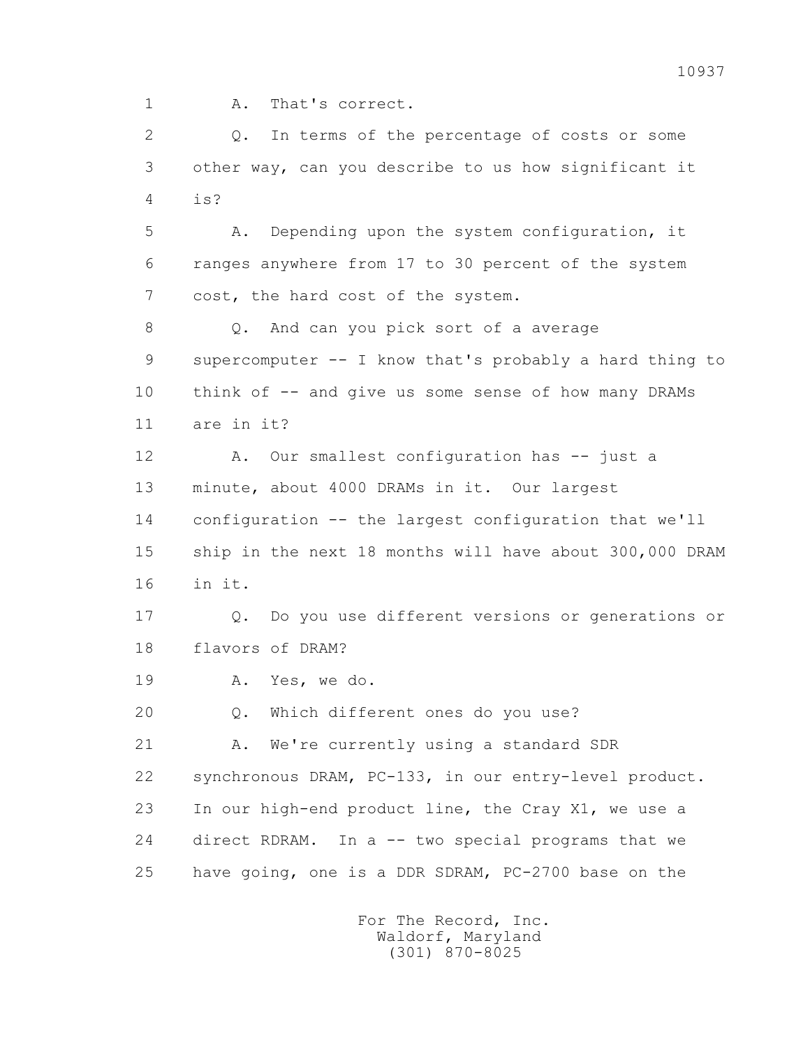1 A. That's correct.

2 Q. In terms of the percentage of costs or some

3 other way, can you describe to us how significant it

4 is?

5 A. Depending upon the system configuration, it

6 ranges anywhere from 17 to 30 percent of the system

7 cost, the hard cost of the system.

8 Q. And can you pick sort of a average

9 supercomputer -- I know that's probably a hard thing to

10 think of -- and give us some sense of how many DRAMs

11 are in it?

12 A. Our smallest configuration has -- just a

13 minute, about 4000 DRAMs in it. Our largest

14 configuration -- the largest configuration that we'll

15 ship in the next 18 months will have about 300,000 DRAM

16 in it.

17 Q. Do you use different versions or generations or

18 flavors of DRAM?

19 A. Yes, we do.

20 Q. Which different ones do you use?

21 A. We're currently using a standard SDR

22 synchronous DRAM, PC-133, in our entry-level product.

23 In our high-end product line, the Cray X1, we use a

24 direct RDRAM. In a -- two special programs that we

25 have going, one is a DDR SDRAM, PC-2700 base on the

For The Record, Inc.
Waldorf, Maryland
(301) 870-8025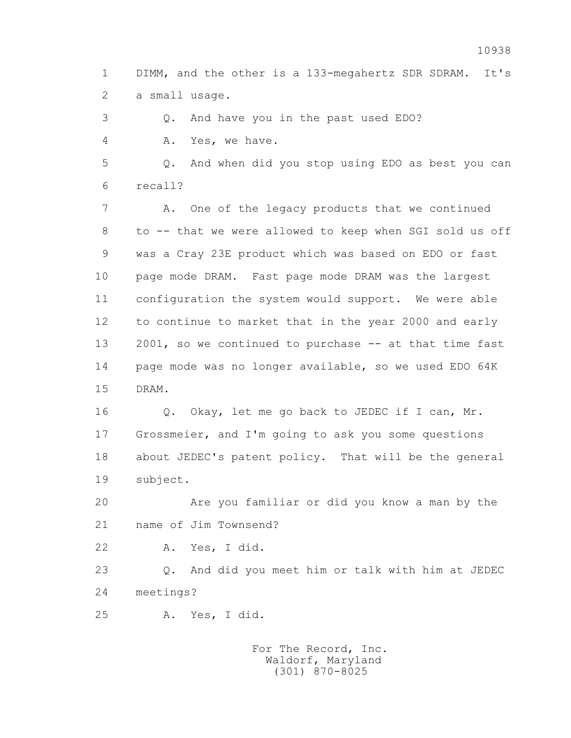1 DIMM, and the other is a 133-megahertz SDR SDRAM. It's
2 a small usage.

3 Q. And have you in the past used EDO?

4 A. Yes, we have.

5 Q. And when did you stop using EDO as best you can
6 recall?

7 A. One of the legacy products that we continued
8 to -- that we were allowed to keep when SGI sold us off
9 was a Cray 23E product which was based on EDO or fast
10 page mode DRAM. Fast page mode DRAM was the largest
11 configuration the system would support. We were able
12 to continue to market that in the year 2000 and early
13 2001, so we continued to purchase -- at that time fast
14 page mode was no longer available, so we used EDO 64K
15 DRAM.

16 Q. Okay, let me go back to JEDEC if I can, Mr.
17 Grossmeier, and I'm going to ask you some questions
18 about JEDEC's patent policy. That will be the general
19 subject.

20 Are you familiar or did you know a man by the
21 name of Jim Townsend?

22 A. Yes, I did.

23 Q. And did you meet him or talk with him at JEDEC
24 meetings?

25 A. Yes, I did.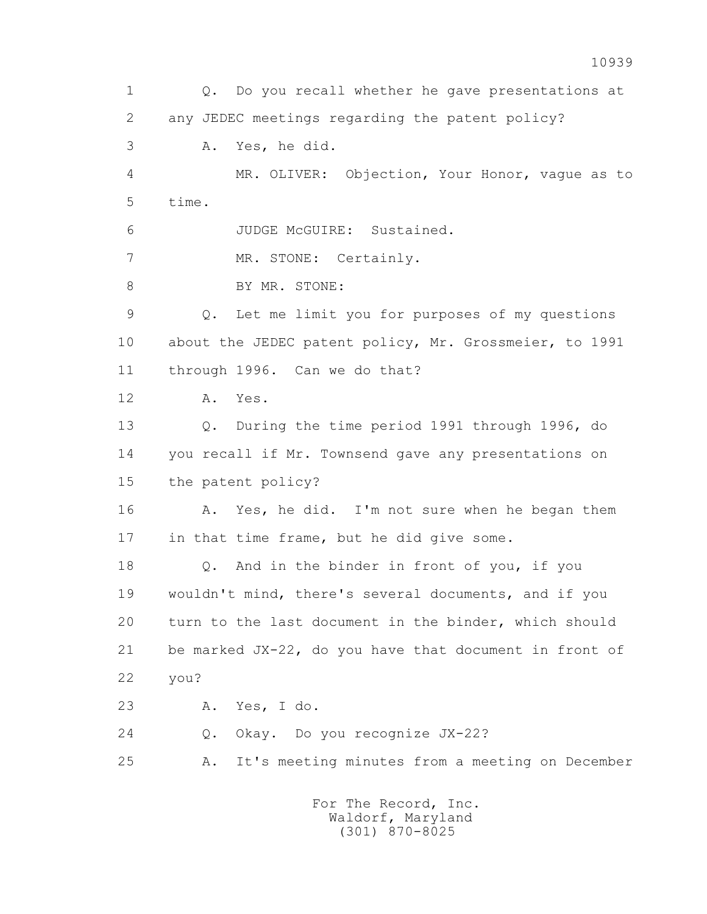1 Q. Do you recall whether he gave presentations at
2 any JEDEC meetings regarding the patent policy?
3 A. Yes, he did.
4 MR. OLIVER: Objection, Your Honor, vague as to
5 time.
6 JUDGE McGUIRE: Sustained.
7 MR. STONE: Certainly.
8 BY MR. STONE:
9 Q. Let me limit you for purposes of my questions
10 about the JEDEC patent policy, Mr. Grossmeier, to 1991
11 through 1996. Can we do that?
12 A. Yes.
13 Q. During the time period 1991 through 1996, do
14 you recall if Mr. Townsend gave any presentations on
15 the patent policy?
16 A. Yes, he did. I'm not sure when he began them
17 in that time frame, but he did give some.
18 Q. And in the binder in front of you, if you
19 wouldn't mind, there's several documents, and if you
20 turn to the last document in the binder, which should
21 be marked JX-22, do you have that document in front of
22 you?
23 A. Yes, I do.
24 Q. Okay. Do you recognize JX-22?
25 A. It's meeting minutes from a meeting on December

For The Record, Inc.
Waldorf, Maryland
(301) 870-8025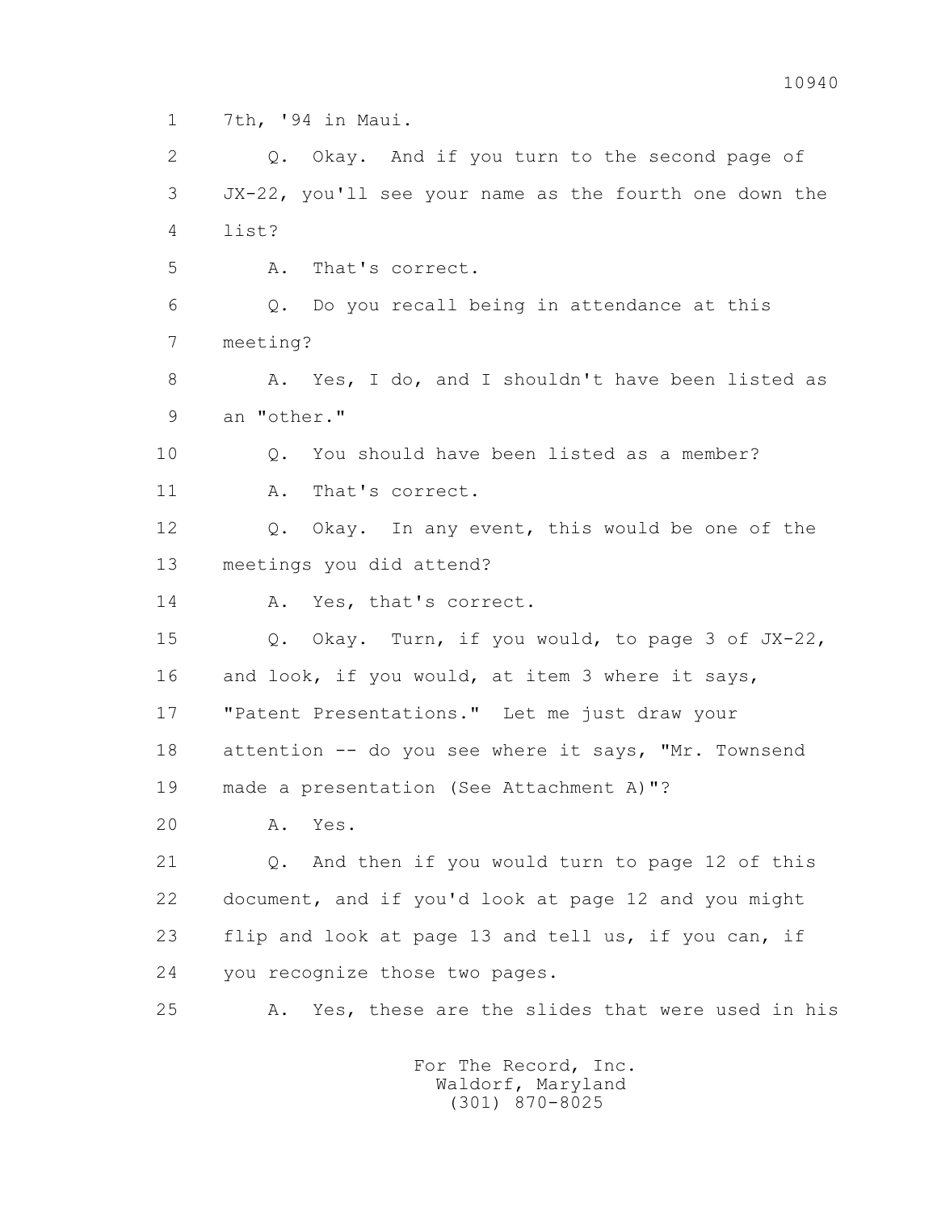1 7th, '94 in Maui.

2 Q. Okay. And if you turn to the second page of

3 JX-22, you'll see your name as the fourth one down the

4 list?

5 A. That's correct.

6 Q. Do you recall being in attendance at this

7 meeting?

8 A. Yes, I do, and I shouldn't have been listed as

9 an "other."

10 Q. You should have been listed as a member?

11 A. That's correct.

12 Q. Okay. In any event, this would be one of the

13 meetings you did attend?

14 A. Yes, that's correct.

15 Q. Okay. Turn, if you would, to page 3 of JX-22,

16 and look, if you would, at item 3 where it says,

17 "Patent Presentations." Let me just draw your

18 attention -- do you see where it says, "Mr. Townsend

19 made a presentation (See Attachment A)"?

20 A. Yes.

21 Q. And then if you would turn to page 12 of this

22 document, and if you'd look at page 12 and you might

23 flip and look at page 13 and tell us, if you can, if

24 you recognize those two pages.

25 A. Yes, these are the slides that were used in his

For The Record, Inc.
Waldorf, Maryland
(301) 870-8025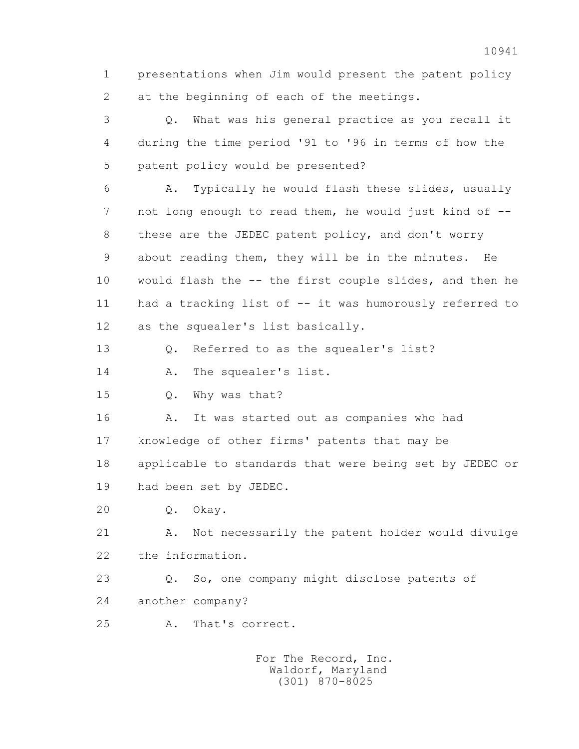1 presentations when Jim would present the patent policy
2 at the beginning of each of the meetings.

3 Q. What was his general practice as you recall it
4 during the time period '91 to '96 in terms of how the
5 patent policy would be presented?

6 A. Typically he would flash these slides, usually
7 not long enough to read them, he would just kind of --
8 these are the JEDEC patent policy, and don't worry
9 about reading them, they will be in the minutes. He
10 would flash the -- the first couple slides, and then he
11 had a tracking list of -- it was humorously referred to
12 as the squealer's list basically.

13 Q. Referred to as the squealer's list?

14 A. The squealer's list.

15 Q. Why was that?

16 A. It was started out as companies who had
17 knowledge of other firms' patents that may be
18 applicable to standards that were being set by JEDEC or
19 had been set by JEDEC.

20 Q. Okay.

21 A. Not necessarily the patent holder would divulge
22 the information.

23 Q. So, one company might disclose patents of
24 another company?

25 A. That's correct.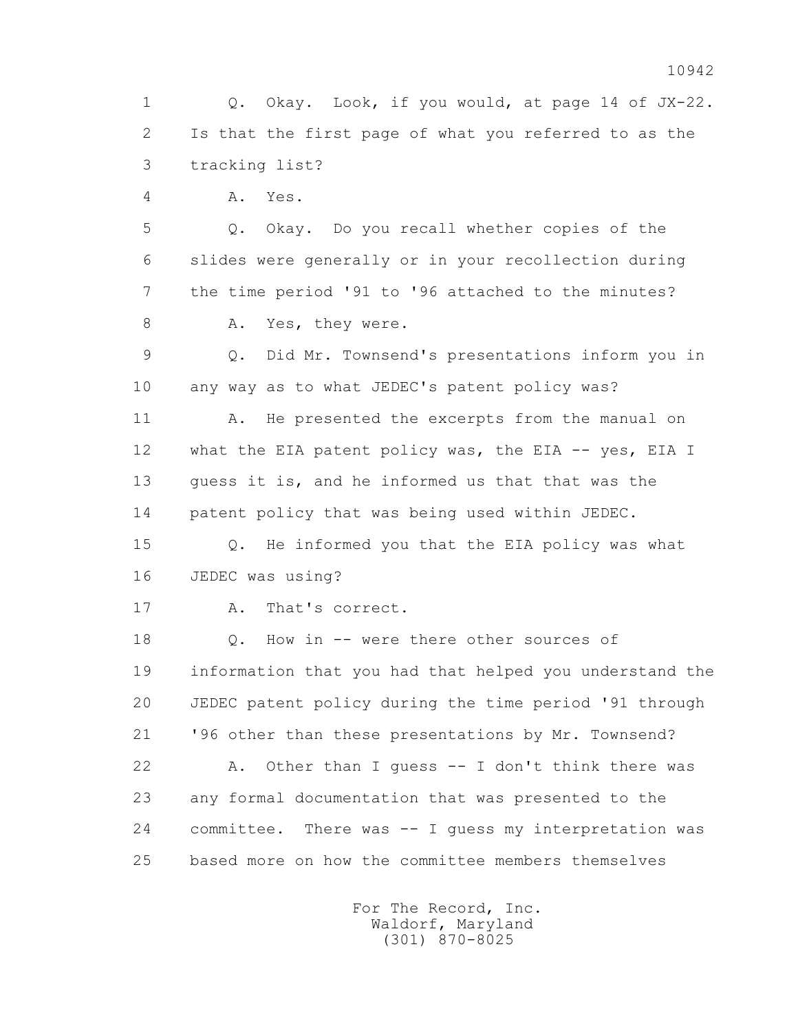1 Q. Okay. Look, if you would, at page 14 of JX-22.
2 Is that the first page of what you referred to as the
3 tracking list?
4 A. Yes.
5 Q. Okay. Do you recall whether copies of the
6 slides were generally or in your recollection during
7 the time period '91 to '96 attached to the minutes?
8 A. Yes, they were.
9 Q. Did Mr. Townsend's presentations inform you in
10 any way as to what JEDEC's patent policy was?
11 A. He presented the excerpts from the manual on
12 what the EIA patent policy was, the EIA -- yes, EIA I
13 guess it is, and he informed us that that was the
14 patent policy that was being used within JEDEC.
15 Q. He informed you that the EIA policy was what
16 JEDEC was using?
17 A. That's correct.
18 Q. How in -- were there other sources of
19 information that you had that helped you understand the
20 JEDEC patent policy during the time period '91 through
21 '96 other than these presentations by Mr. Townsend?
22 A. Other than I guess -- I don't think there was
23 any formal documentation that was presented to the
24 committee. There was -- I guess my interpretation was
25 based more on how the committee members themselves

For The Record, Inc.
Waldorf, Maryland
(301) 870-8025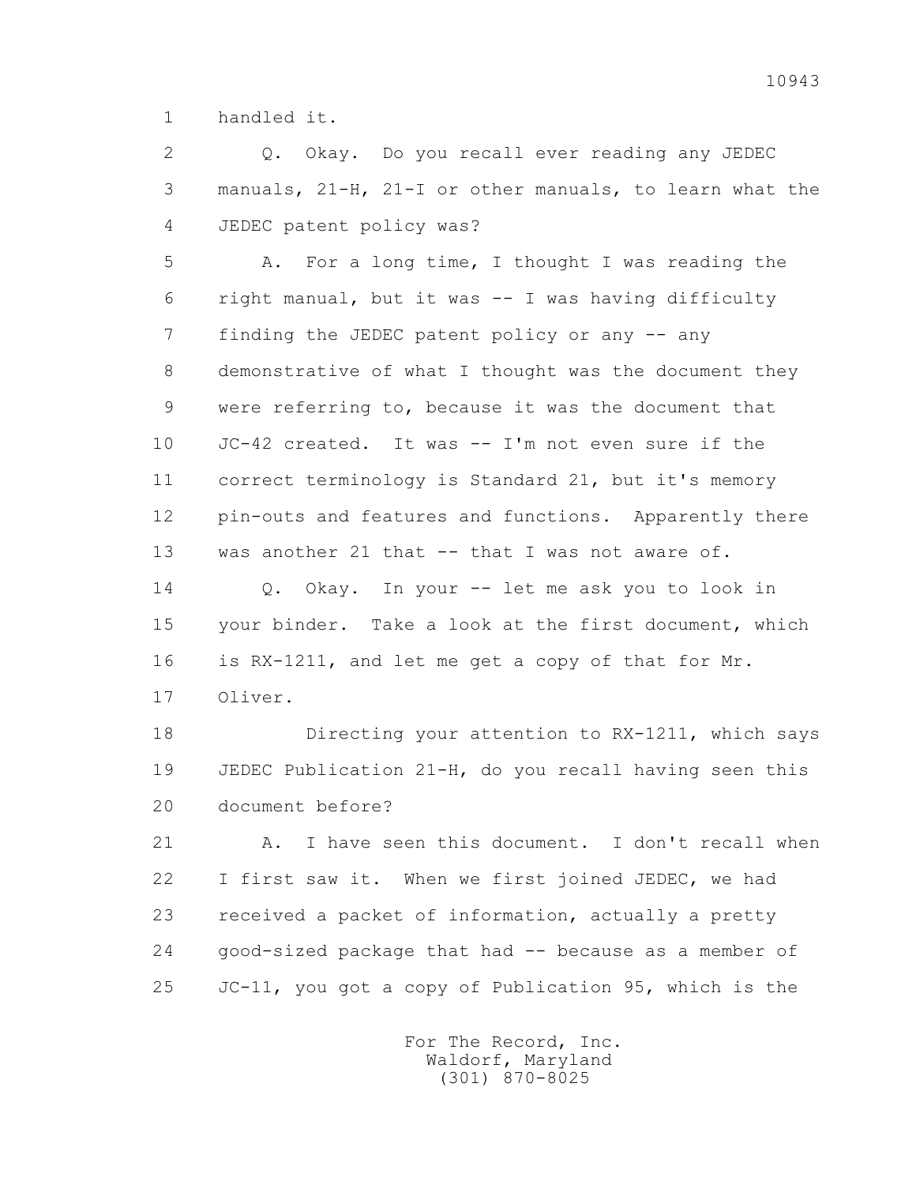1 handled it.

2 Q. Okay. Do you recall ever reading any JEDEC
3 manuals, 21-H, 21-I or other manuals, to learn what the
4 JEDEC patent policy was?

5 A. For a long time, I thought I was reading the
6 right manual, but it was -- I was having difficulty
7 finding the JEDEC patent policy or any -- any
8 demonstrative of what I thought was the document they
9 were referring to, because it was the document that
10 JC-42 created. It was -- I'm not even sure if the
11 correct terminology is Standard 21, but it's memory
12 pin-outs and features and functions. Apparently there
13 was another 21 that -- that I was not aware of.

14 Q. Okay. In your -- let me ask you to look in
15 your binder. Take a look at the first document, which
16 is RX-1211, and let me get a copy of that for Mr.
17 Oliver.

18 Directing your attention to RX-1211, which says
19 JEDEC Publication 21-H, do you recall having seen this
20 document before?

21 A. I have seen this document. I don't recall when
22 I first saw it. When we first joined JEDEC, we had
23 received a packet of information, actually a pretty
24 good-sized package that had -- because as a member of
25 JC-11, you got a copy of Publication 95, which is the

For The Record, Inc.
Waldorf, Maryland
(301) 870-8025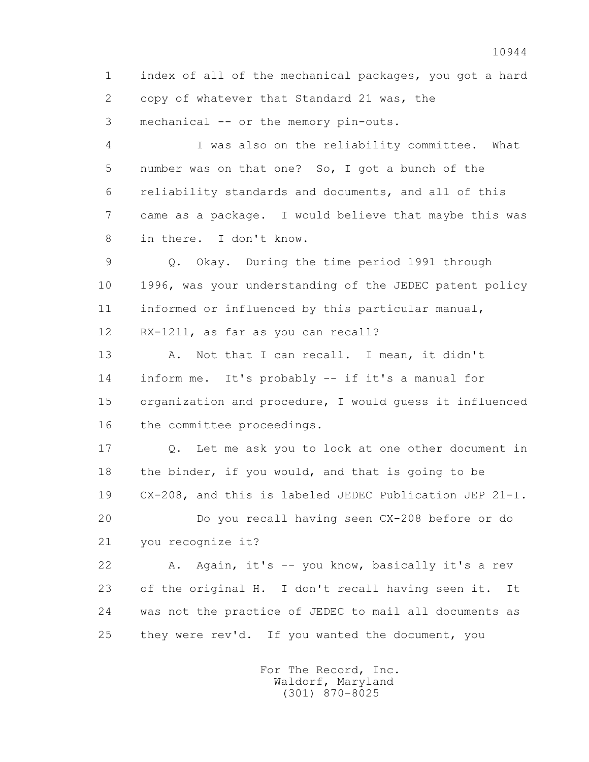1 index of all of the mechanical packages, you got a hard
2 copy of whatever that Standard 21 was, the
3 mechanical -- or the memory pin-outs.

4 I was also on the reliability committee. What
5 number was on that one? So, I got a bunch of the
6 reliability standards and documents, and all of this
7 came as a package. I would believe that maybe this was
8 in there. I don't know.

9 Q. Okay. During the time period 1991 through
10 1996, was your understanding of the JEDEC patent policy
11 informed or influenced by this particular manual,
12 RX-1211, as far as you can recall?

13 A. Not that I can recall. I mean, it didn't
14 inform me. It's probably -- if it's a manual for
15 organization and procedure, I would guess it influenced
16 the committee proceedings.

17 Q. Let me ask you to look at one other document in
18 the binder, if you would, and that is going to be
19 CX-208, and this is labeled JEDEC Publication JEP 21-I.

20 Do you recall having seen CX-208 before or do
21 you recognize it?

22 A. Again, it's -- you know, basically it's a rev
23 of the original H. I don't recall having seen it. It
24 was not the practice of JEDEC to mail all documents as
25 they were rev'd. If you wanted the document, you

For The Record, Inc.
Waldorf, Maryland
(301) 870-8025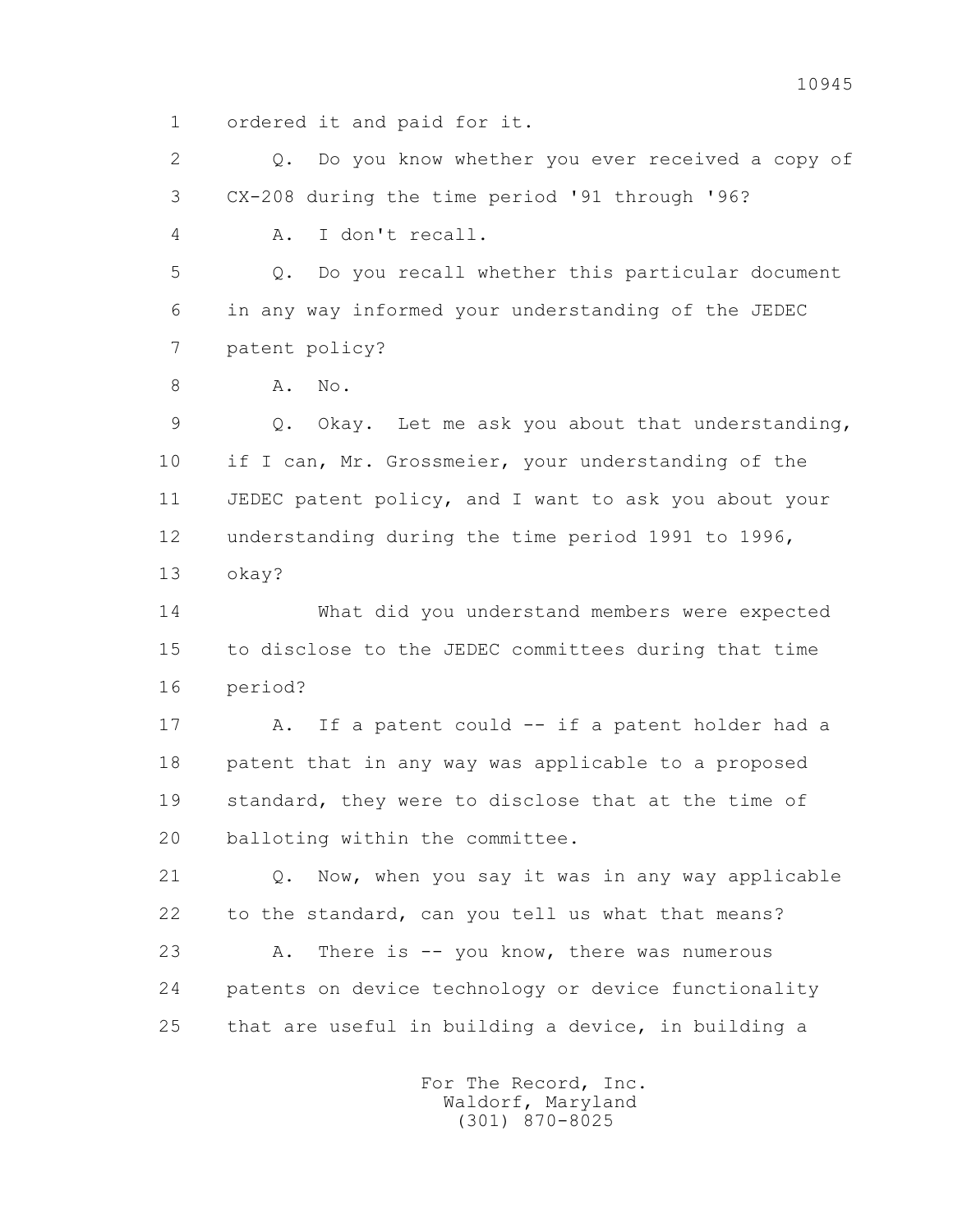1 ordered it and paid for it.

2 Q. Do you know whether you ever received a copy of

3 CX-208 during the time period '91 through '96?

4 A. I don't recall.

5 Q. Do you recall whether this particular document

6 in any way informed your understanding of the JEDEC

7 patent policy?

8 A. No.

9 Q. Okay. Let me ask you about that understanding,

10 if I can, Mr. Grossmeier, your understanding of the

11 JEDEC patent policy, and I want to ask you about your

12 understanding during the time period 1991 to 1996,

13 okay?

14 What did you understand members were expected

15 to disclose to the JEDEC committees during that time

16 period?

17 A. If a patent could -- if a patent holder had a

18 patent that in any way was applicable to a proposed

19 standard, they were to disclose that at the time of

20 balloting within the committee.

21 Q. Now, when you say it was in any way applicable

22 to the standard, can you tell us what that means?

23 A. There is -- you know, there was numerous

24 patents on device technology or device functionality

25 that are useful in building a device, in building a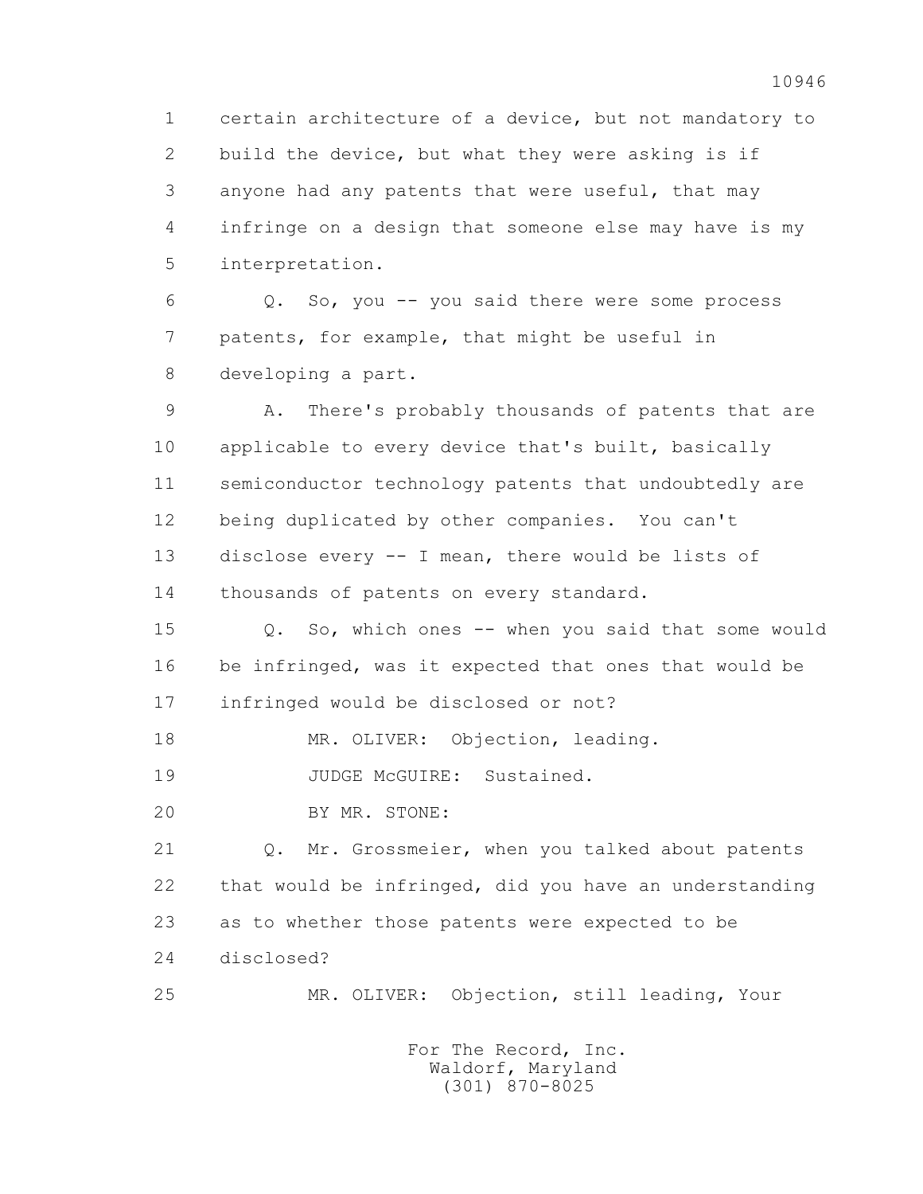1 certain architecture of a device, but not mandatory to
2 build the device, but what they were asking is if
3 anyone had any patents that were useful, that may
4 infringe on a design that someone else may have is my
5 interpretation.

6 Q. So, you -- you said there were some process
7 patents, for example, that might be useful in
8 developing a part.

9 A. There's probably thousands of patents that are
10 applicable to every device that's built, basically
11 semiconductor technology patents that undoubtedly are
12 being duplicated by other companies. You can't
13 disclose every -- I mean, there would be lists of
14 thousands of patents on every standard.

15 Q. So, which ones -- when you said that some would
16 be infringed, was it expected that ones that would be
17 infringed would be disclosed or not?

18 MR. OLIVER: Objection, leading.

19 JUDGE McGUIRE: Sustained.

20 BY MR. STONE:

21 Q. Mr. Grossmeier, when you talked about patents
22 that would be infringed, did you have an understanding
23 as to whether those patents were expected to be
24 disclosed?

25 MR. OLIVER: Objection, still leading, Your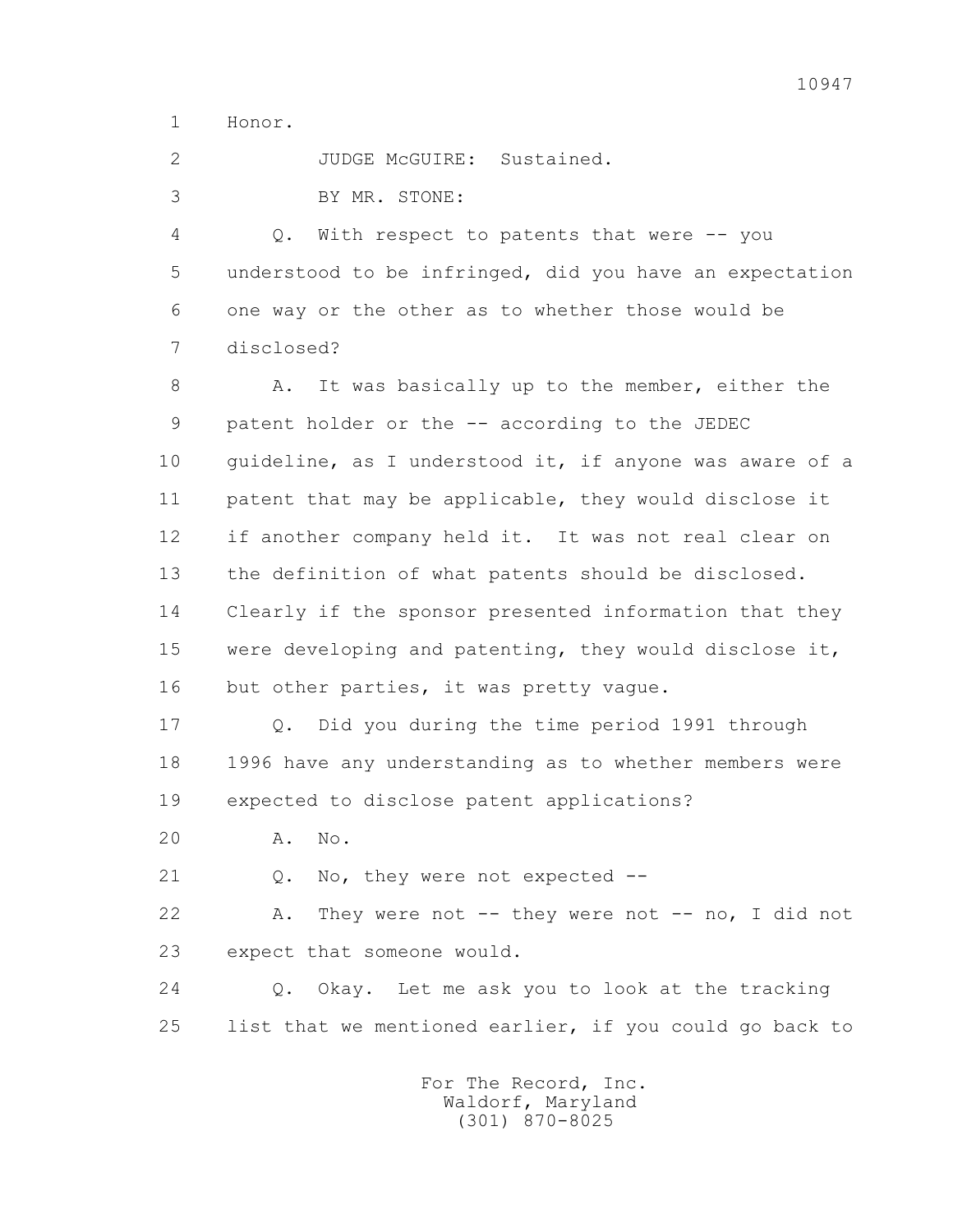Honor.

JUDGE McGUIRE: Sustained.

BY MR. STONE:

Q. With respect to patents that were -- you understood to be infringed, did you have an expectation one way or the other as to whether those would be disclosed?

A. It was basically up to the member, either the patent holder or the -- according to the JEDEC guideline, as I understood it, if anyone was aware of a patent that may be applicable, they would disclose it if another company held it. It was not real clear on the definition of what patents should be disclosed. Clearly if the sponsor presented information that they were developing and patenting, they would disclose it, but other parties, it was pretty vague.

Q. Did you during the time period 1991 through 1996 have any understanding as to whether members were expected to disclose patent applications?

A. No.

Q. No, they were not expected --

A. They were not -- they were not -- no, I did not expect that someone would.

Q. Okay. Let me ask you to look at the tracking list that we mentioned earlier, if you could go back to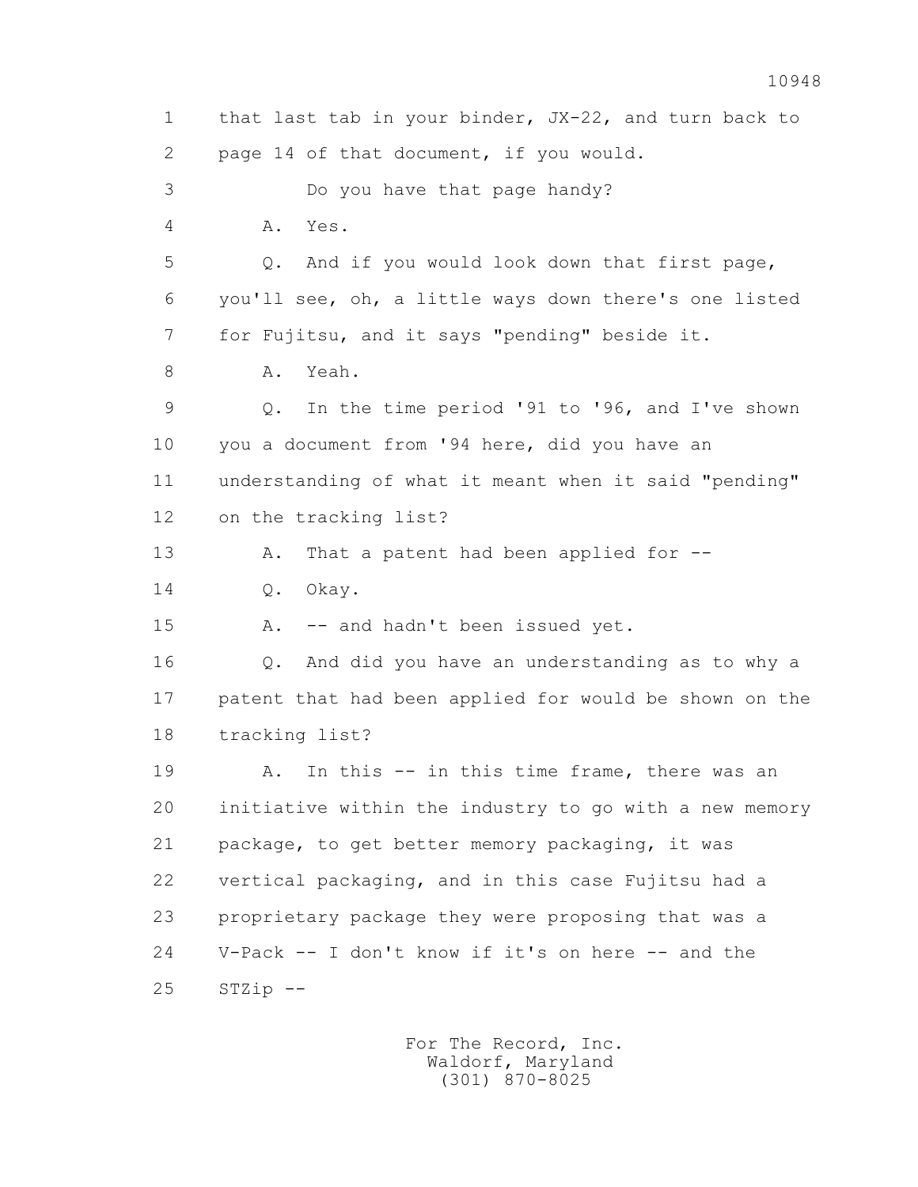1 that last tab in your binder, JX-22, and turn back to
2 page 14 of that document, if you would.
3 Do you have that page handy?
4 A. Yes.
5 Q. And if you would look down that first page,
6 you'll see, oh, a little ways down there's one listed
7 for Fujitsu, and it says "pending" beside it.
8 A. Yeah.
9 Q. In the time period '91 to '96, and I've shown
10 you a document from '94 here, did you have an
11 understanding of what it meant when it said "pending"
12 on the tracking list?
13 A. That a patent had been applied for --
14 Q. Okay.
15 A. -- and hadn't been issued yet.
16 Q. And did you have an understanding as to why a
17 patent that had been applied for would be shown on the
18 tracking list?
19 A. In this -- in this time frame, there was an
20 initiative within the industry to go with a new memory
21 package, to get better memory packaging, it was
22 vertical packaging, and in this case Fujitsu had a
23 proprietary package they were proposing that was a
24 V-Pack -- I don't know if it's on here -- and the
25 STZip --

For The Record, Inc.
Waldorf, Maryland
(301) 870-8025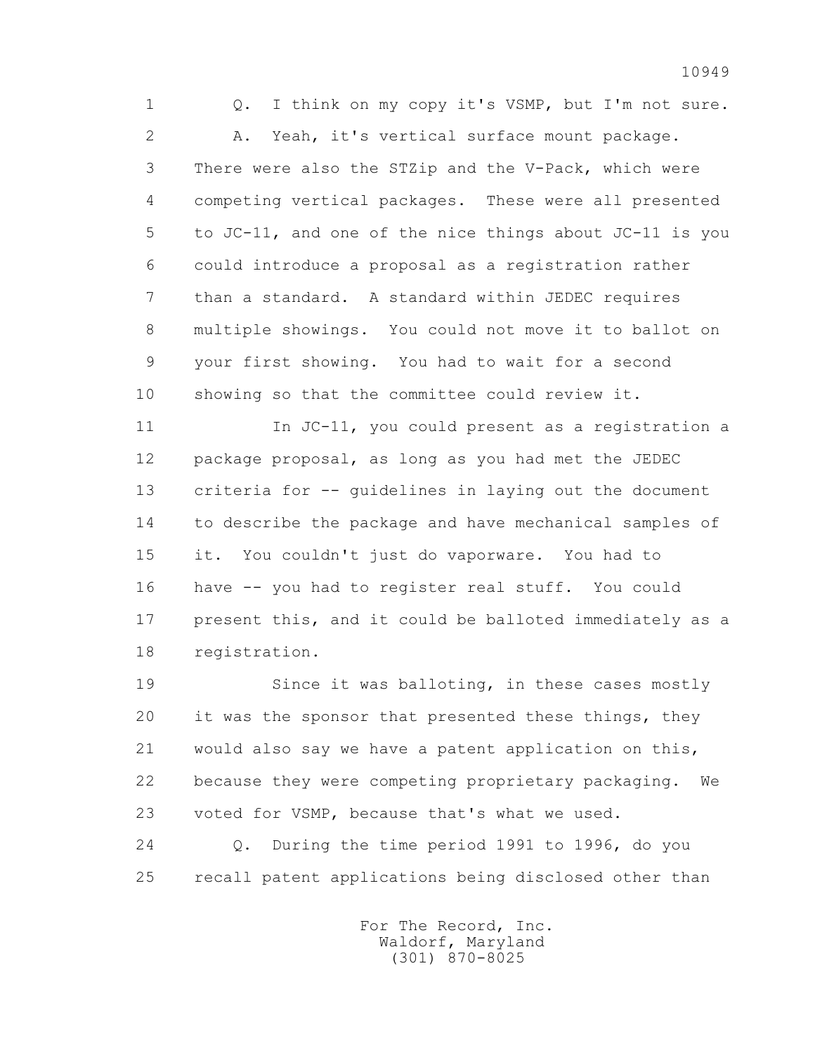Q. I think on my copy it's VSMP, but I'm not sure.

A. Yeah, it's vertical surface mount package. There were also the STZip and the V-Pack, which were competing vertical packages. These were all presented to JC-11, and one of the nice things about JC-11 is you could introduce a proposal as a registration rather than a standard. A standard within JEDEC requires multiple showings. You could not move it to ballot on your first showing. You had to wait for a second showing so that the committee could review it.

In JC-11, you could present as a registration a package proposal, as long as you had met the JEDEC criteria for -- guidelines in laying out the document to describe the package and have mechanical samples of it. You couldn't just do vaporware. You had to have -- you had to register real stuff. You could present this, and it could be balloted immediately as a registration.

Since it was balloting, in these cases mostly it was the sponsor that presented these things, they would also say we have a patent application on this, because they were competing proprietary packaging. We voted for VSMP, because that's what we used.

Q. During the time period 1991 to 1996, do you recall patent applications being disclosed other than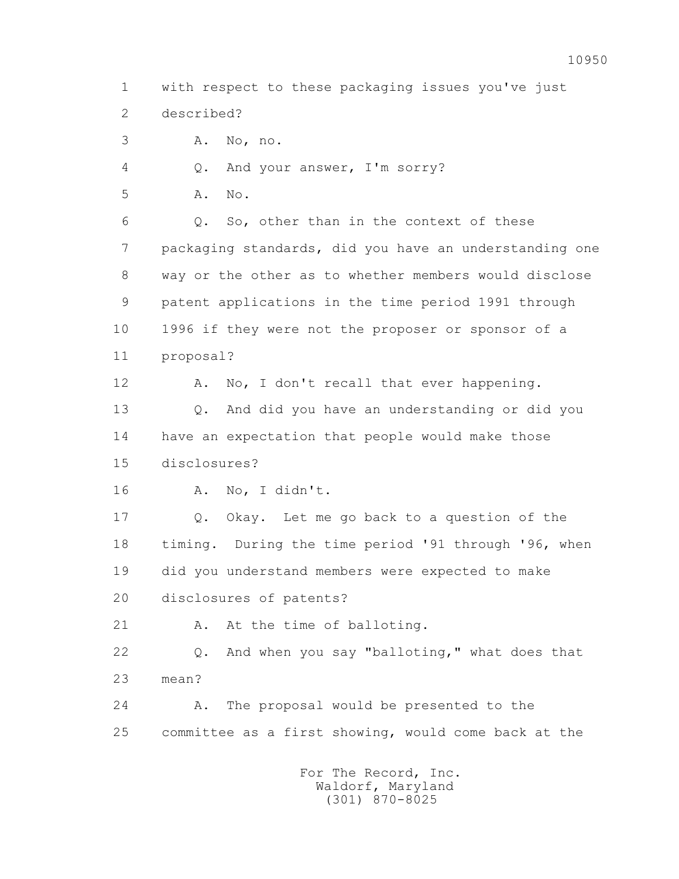1 with respect to these packaging issues you've just
2 described?
3 A. No, no.
4 Q. And your answer, I'm sorry?
5 A. No.
6 Q. So, other than in the context of these
7 packaging standards, did you have an understanding one
8 way or the other as to whether members would disclose
9 patent applications in the time period 1991 through
10 1996 if they were not the proposer or sponsor of a
11 proposal?
12 A. No, I don't recall that ever happening.
13 Q. And did you have an understanding or did you
14 have an expectation that people would make those
15 disclosures?
16 A. No, I didn't.
17 Q. Okay. Let me go back to a question of the
18 timing. During the time period '91 through '96, when
19 did you understand members were expected to make
20 disclosures of patents?
21 A. At the time of balloting.
22 Q. And when you say "balloting," what does that
23 mean?
24 A. The proposal would be presented to the
25 committee as a first showing, would come back at the

For The Record, Inc.
Waldorf, Maryland
(301) 870-8025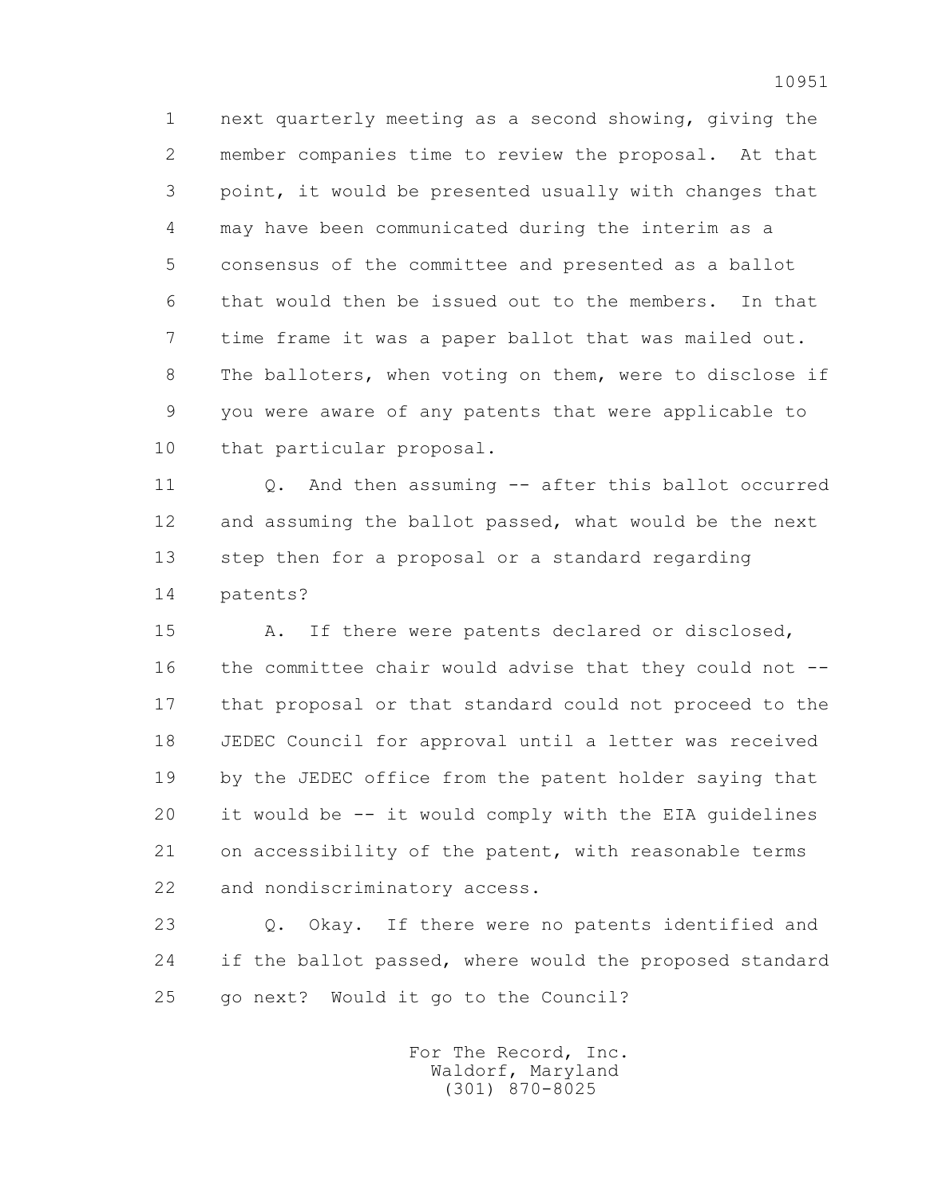next quarterly meeting as a second showing, giving the member companies time to review the proposal. At that point, it would be presented usually with changes that may have been communicated during the interim as a consensus of the committee and presented as a ballot that would then be issued out to the members. In that time frame it was a paper ballot that was mailed out. The balloters, when voting on them, were to disclose if you were aware of any patents that were applicable to that particular proposal.

Q. And then assuming -- after this ballot occurred and assuming the ballot passed, what would be the next step then for a proposal or a standard regarding patents?

A. If there were patents declared or disclosed, the committee chair would advise that they could not -- that proposal or that standard could not proceed to the JEDEC Council for approval until a letter was received by the JEDEC office from the patent holder saying that it would be -- it would comply with the EIA guidelines on accessibility of the patent, with reasonable terms and nondiscriminatory access.

Q. Okay. If there were no patents identified and if the ballot passed, where would the proposed standard go next? Would it go to the Council?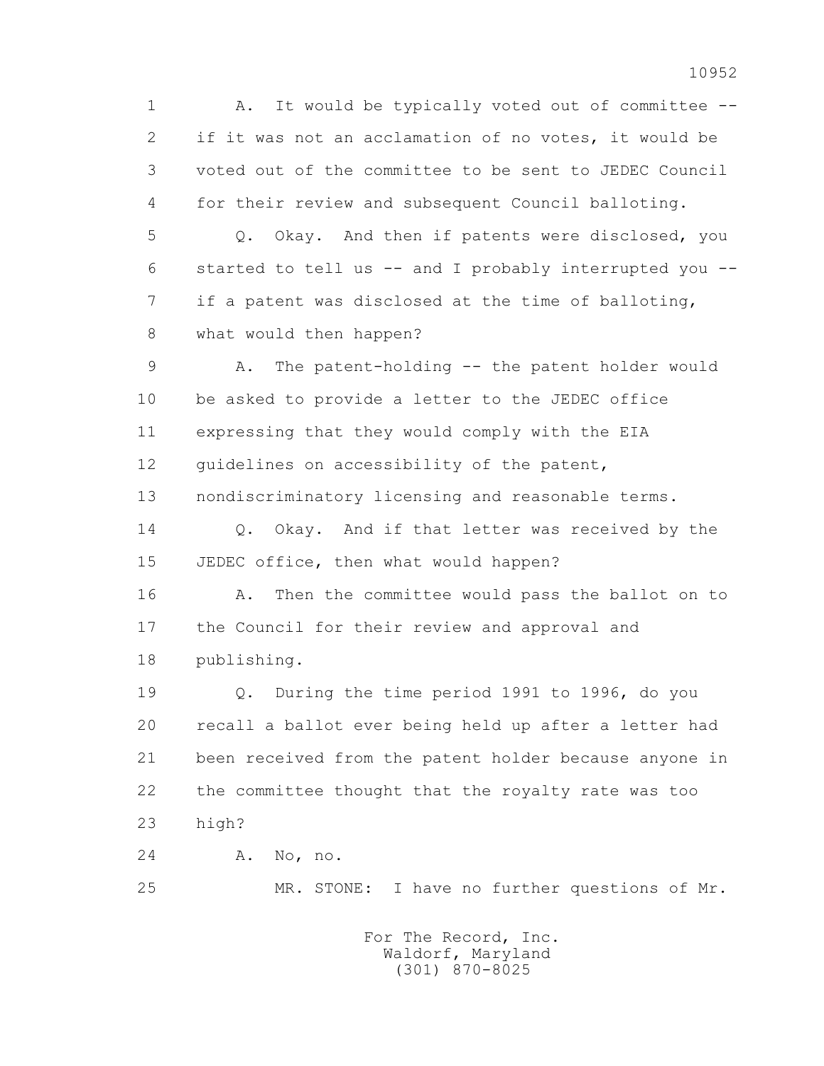1 A. It would be typically voted out of committee --
2 if it was not an acclamation of no votes, it would be
3 voted out of the committee to be sent to JEDEC Council
4 for their review and subsequent Council balloting.

5 Q. Okay. And then if patents were disclosed, you
6 started to tell us -- and I probably interrupted you --
7 if a patent was disclosed at the time of balloting,
8 what would then happen?

9 A. The patent-holding -- the patent holder would
10 be asked to provide a letter to the JEDEC office
11 expressing that they would comply with the EIA
12 guidelines on accessibility of the patent,
13 nondiscriminatory licensing and reasonable terms.

14 Q. Okay. And if that letter was received by the
15 JEDEC office, then what would happen?

16 A. Then the committee would pass the ballot on to
17 the Council for their review and approval and
18 publishing.

19 Q. During the time period 1991 to 1996, do you
20 recall a ballot ever being held up after a letter had
21 been received from the patent holder because anyone in
22 the committee thought that the royalty rate was too
23 high?

24 A. No, no.

25 MR. STONE: I have no further questions of Mr.

For The Record, Inc.
Waldorf, Maryland
(301) 870-8025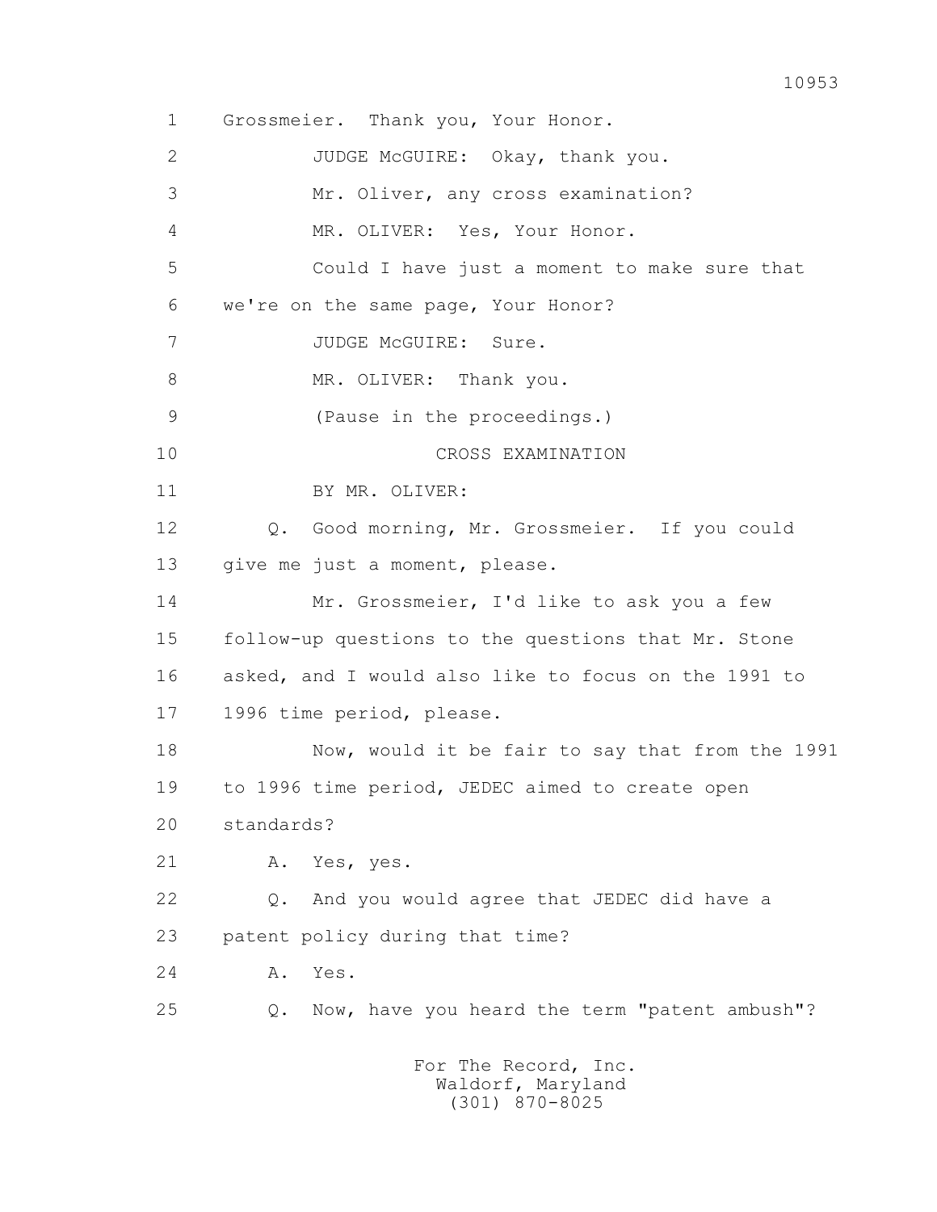Grossmeier. Thank you, Your Honor.

JUDGE McGUIRE: Okay, thank you.

Mr. Oliver, any cross examination?

MR. OLIVER: Yes, Your Honor.

Could I have just a moment to make sure that we're on the same page, Your Honor?

JUDGE McGUIRE: Sure.

MR. OLIVER: Thank you.

(Pause in the proceedings.)

CROSS EXAMINATION

BY MR. OLIVER:

Q. Good morning, Mr. Grossmeier. If you could give me just a moment, please.

Mr. Grossmeier, I'd like to ask you a few follow-up questions to the questions that Mr. Stone asked, and I would also like to focus on the 1991 to 1996 time period, please.

Now, would it be fair to say that from the 1991 to 1996 time period, JEDEC aimed to create open standards?

A. Yes, yes.

Q. And you would agree that JEDEC did have a patent policy during that time?

A. Yes.

Q. Now, have you heard the term "patent ambush"?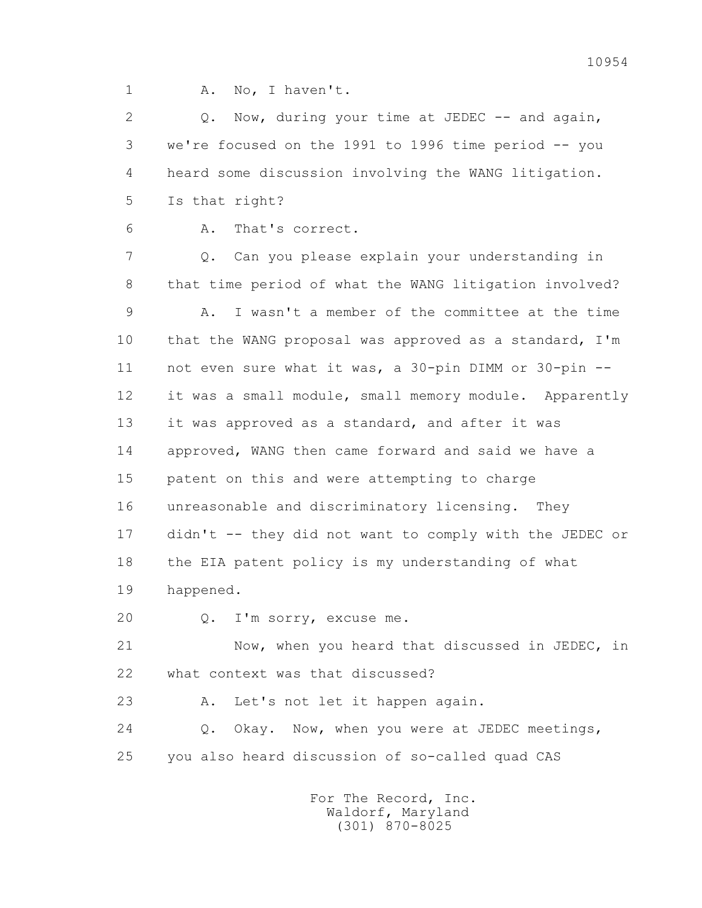1 A. No, I haven't.

2 Q. Now, during your time at JEDEC -- and again,

3 we're focused on the 1991 to 1996 time period -- you

4 heard some discussion involving the WANG litigation.

5 Is that right?

6 A. That's correct.

7 Q. Can you please explain your understanding in

8 that time period of what the WANG litigation involved?

9 A. I wasn't a member of the committee at the time

10 that the WANG proposal was approved as a standard, I'm

11 not even sure what it was, a 30-pin DIMM or 30-pin --

12 it was a small module, small memory module. Apparently

13 it was approved as a standard, and after it was

14 approved, WANG then came forward and said we have a

15 patent on this and were attempting to charge

16 unreasonable and discriminatory licensing. They

17 didn't -- they did not want to comply with the JEDEC or

18 the EIA patent policy is my understanding of what

19 happened.

20 Q. I'm sorry, excuse me.

21 Now, when you heard that discussed in JEDEC, in

22 what context was that discussed?

23 A. Let's not let it happen again.

24 Q. Okay. Now, when you were at JEDEC meetings,

25 you also heard discussion of so-called quad CAS

For The Record, Inc.
Waldorf, Maryland
(301) 870-8025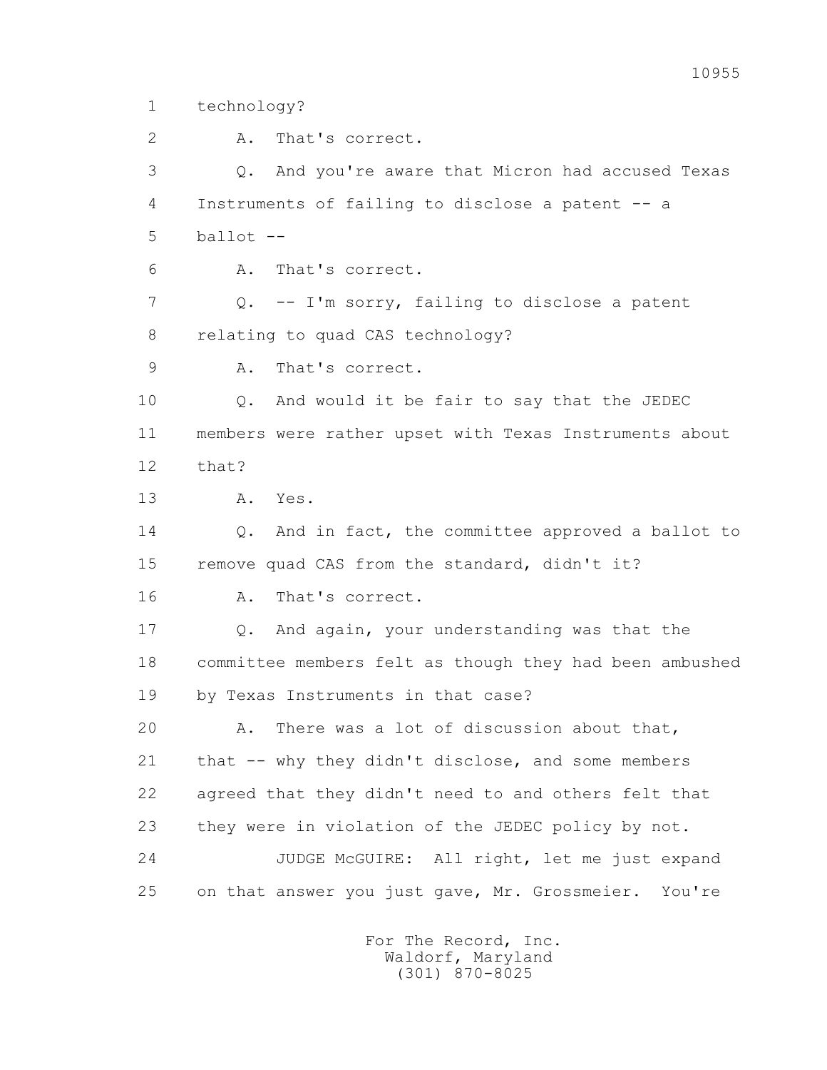1 technology?

2 A. That's correct.

3 Q. And you're aware that Micron had accused Texas

4 Instruments of failing to disclose a patent -- a

5 ballot --

6 A. That's correct.

7 Q. -- I'm sorry, failing to disclose a patent

8 relating to quad CAS technology?

9 A. That's correct.

10 Q. And would it be fair to say that the JEDEC

11 members were rather upset with Texas Instruments about

12 that?

13 A. Yes.

14 Q. And in fact, the committee approved a ballot to

15 remove quad CAS from the standard, didn't it?

16 A. That's correct.

17 Q. And again, your understanding was that the

18 committee members felt as though they had been ambushed

19 by Texas Instruments in that case?

20 A. There was a lot of discussion about that,

21 that -- why they didn't disclose, and some members

22 agreed that they didn't need to and others felt that

23 they were in violation of the JEDEC policy by not.

24 JUDGE McGUIRE: All right, let me just expand

25 on that answer you just gave, Mr. Grossmeier. You're

For The Record, Inc.
Waldorf, Maryland
(301) 870-8025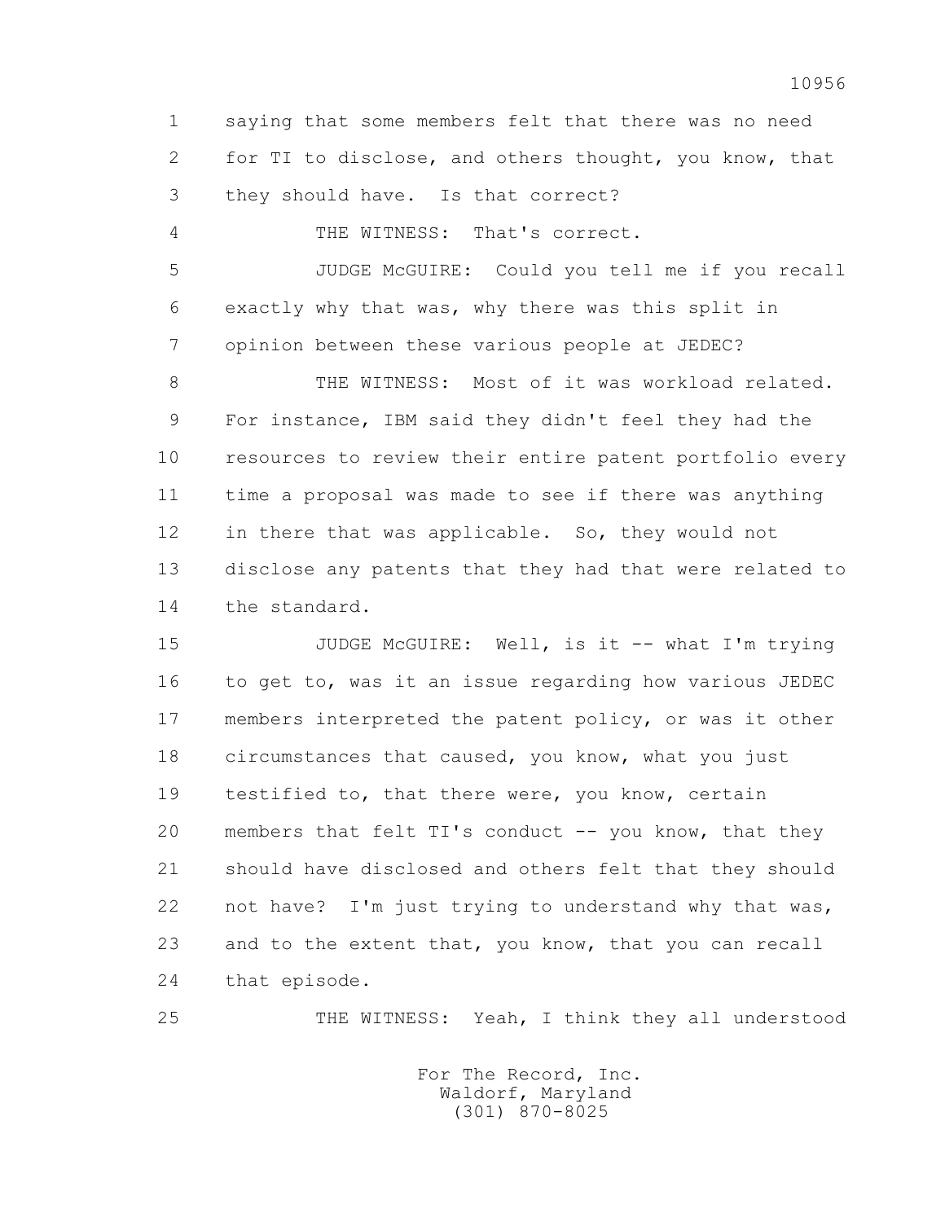saying that some members felt that there was no need for TI to disclose, and others thought, you know, that they should have. Is that correct?

THE WITNESS: That's correct.

JUDGE McGUIRE: Could you tell me if you recall exactly why that was, why there was this split in opinion between these various people at JEDEC?

THE WITNESS: Most of it was workload related. For instance, IBM said they didn't feel they had the resources to review their entire patent portfolio every time a proposal was made to see if there was anything in there that was applicable. So, they would not disclose any patents that they had that were related to the standard.

JUDGE McGUIRE: Well, is it -- what I'm trying to get to, was it an issue regarding how various JEDEC members interpreted the patent policy, or was it other circumstances that caused, you know, what you just testified to, that there were, you know, certain members that felt TI's conduct -- you know, that they should have disclosed and others felt that they should not have? I'm just trying to understand why that was, and to the extent that, you know, that you can recall that episode.

THE WITNESS: Yeah, I think they all understood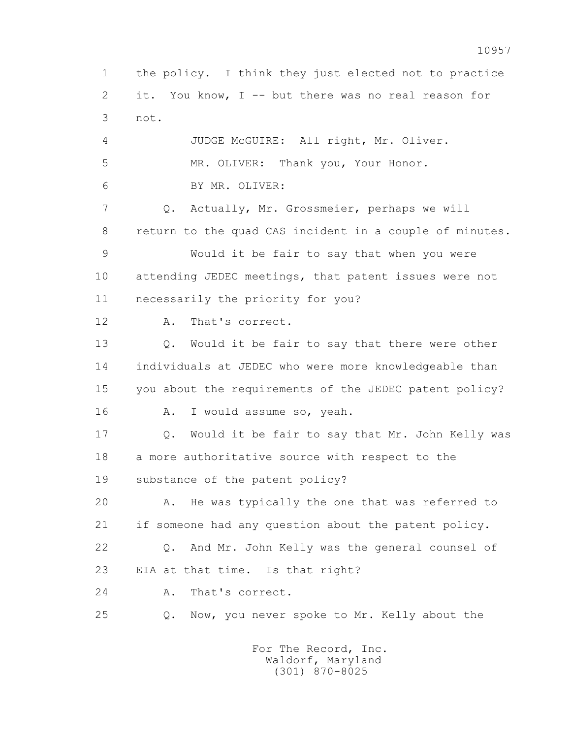1 the policy. I think they just elected not to practice
2 it. You know, I -- but there was no real reason for
3 not.

4 JUDGE McGUIRE: All right, Mr. Oliver.

5 MR. OLIVER: Thank you, Your Honor.

6 BY MR. OLIVER:

7 Q. Actually, Mr. Grossmeier, perhaps we will
8 return to the quad CAS incident in a couple of minutes.

9 Would it be fair to say that when you were
10 attending JEDEC meetings, that patent issues were not
11 necessarily the priority for you?

12 A. That's correct.

13 Q. Would it be fair to say that there were other
14 individuals at JEDEC who were more knowledgeable than
15 you about the requirements of the JEDEC patent policy?

16 A. I would assume so, yeah.

17 Q. Would it be fair to say that Mr. John Kelly was
18 a more authoritative source with respect to the
19 substance of the patent policy?

20 A. He was typically the one that was referred to
21 if someone had any question about the patent policy.

22 Q. And Mr. John Kelly was the general counsel of
23 EIA at that time. Is that right?

24 A. That's correct.

25 Q. Now, you never spoke to Mr. Kelly about the

For The Record, Inc.
Waldorf, Maryland
(301) 870-8025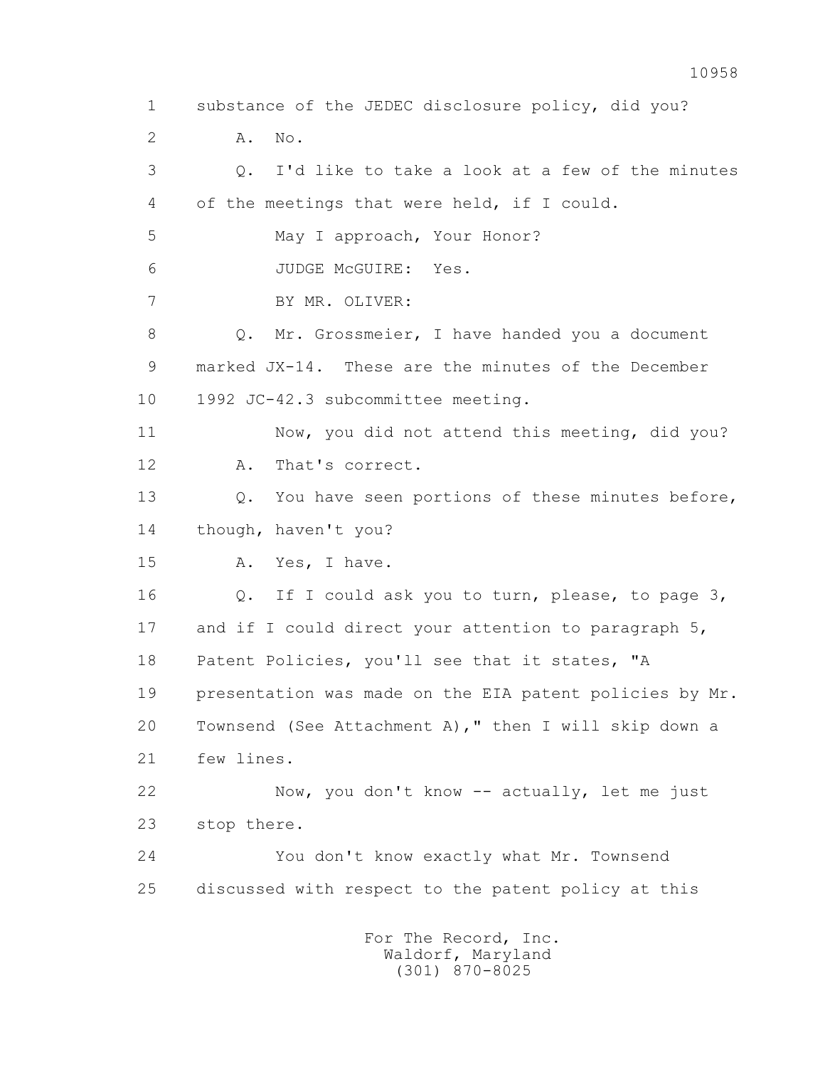1 substance of the JEDEC disclosure policy, did you?

2 A. No.

3 Q. I'd like to take a look at a few of the minutes

4 of the meetings that were held, if I could.

5 May I approach, Your Honor?

6 JUDGE McGUIRE: Yes.

7 BY MR. OLIVER:

8 Q. Mr. Grossmeier, I have handed you a document

9 marked JX-14. These are the minutes of the December

10 1992 JC-42.3 subcommittee meeting.

11 Now, you did not attend this meeting, did you?

12 A. That's correct.

13 Q. You have seen portions of these minutes before,

14 though, haven't you?

15 A. Yes, I have.

16 Q. If I could ask you to turn, please, to page 3,

17 and if I could direct your attention to paragraph 5,

18 Patent Policies, you'll see that it states, "A

19 presentation was made on the EIA patent policies by Mr.

20 Townsend (See Attachment A)," then I will skip down a

21 few lines.

22 Now, you don't know -- actually, let me just

23 stop there.

24 You don't know exactly what Mr. Townsend

25 discussed with respect to the patent policy at this

For The Record, Inc.
Waldorf, Maryland
(301) 870-8025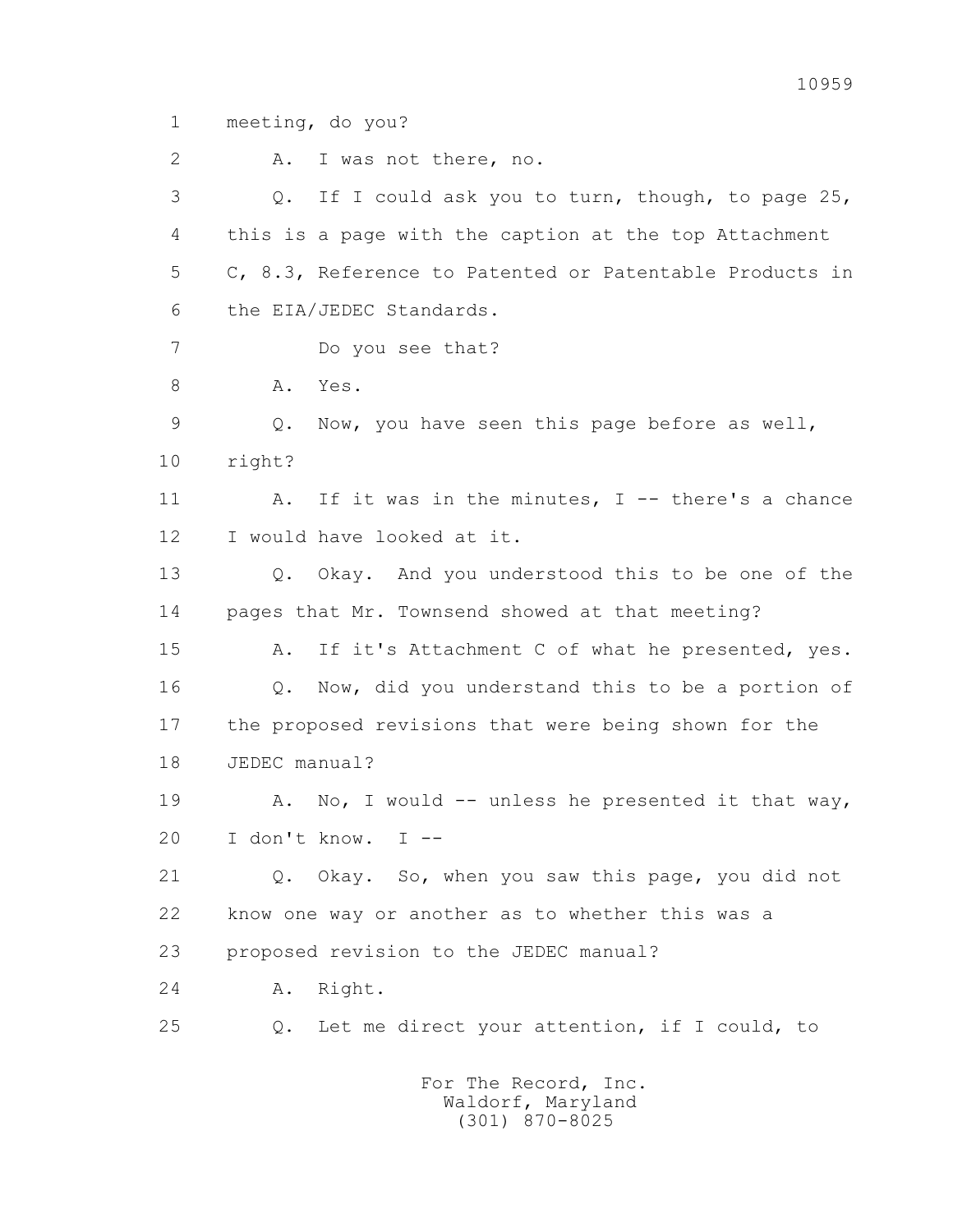1 meeting, do you?

2 A. I was not there, no.

3 Q. If I could ask you to turn, though, to page 25,

4 this is a page with the caption at the top Attachment

5 C, 8.3, Reference to Patented or Patentable Products in

6 the EIA/JEDEC Standards.

7 Do you see that?

8 A. Yes.

9 Q. Now, you have seen this page before as well,

10 right?

11 A. If it was in the minutes, I -- there's a chance

12 I would have looked at it.

13 Q. Okay. And you understood this to be one of the

14 pages that Mr. Townsend showed at that meeting?

15 A. If it's Attachment C of what he presented, yes.

16 Q. Now, did you understand this to be a portion of

17 the proposed revisions that were being shown for the

18 JEDEC manual?

19 A. No, I would -- unless he presented it that way,

20 I don't know. I --

21 Q. Okay. So, when you saw this page, you did not

22 know one way or another as to whether this was a

23 proposed revision to the JEDEC manual?

24 A. Right.

25 Q. Let me direct your attention, if I could, to

For The Record, Inc.
Waldorf, Maryland
(301) 870-8025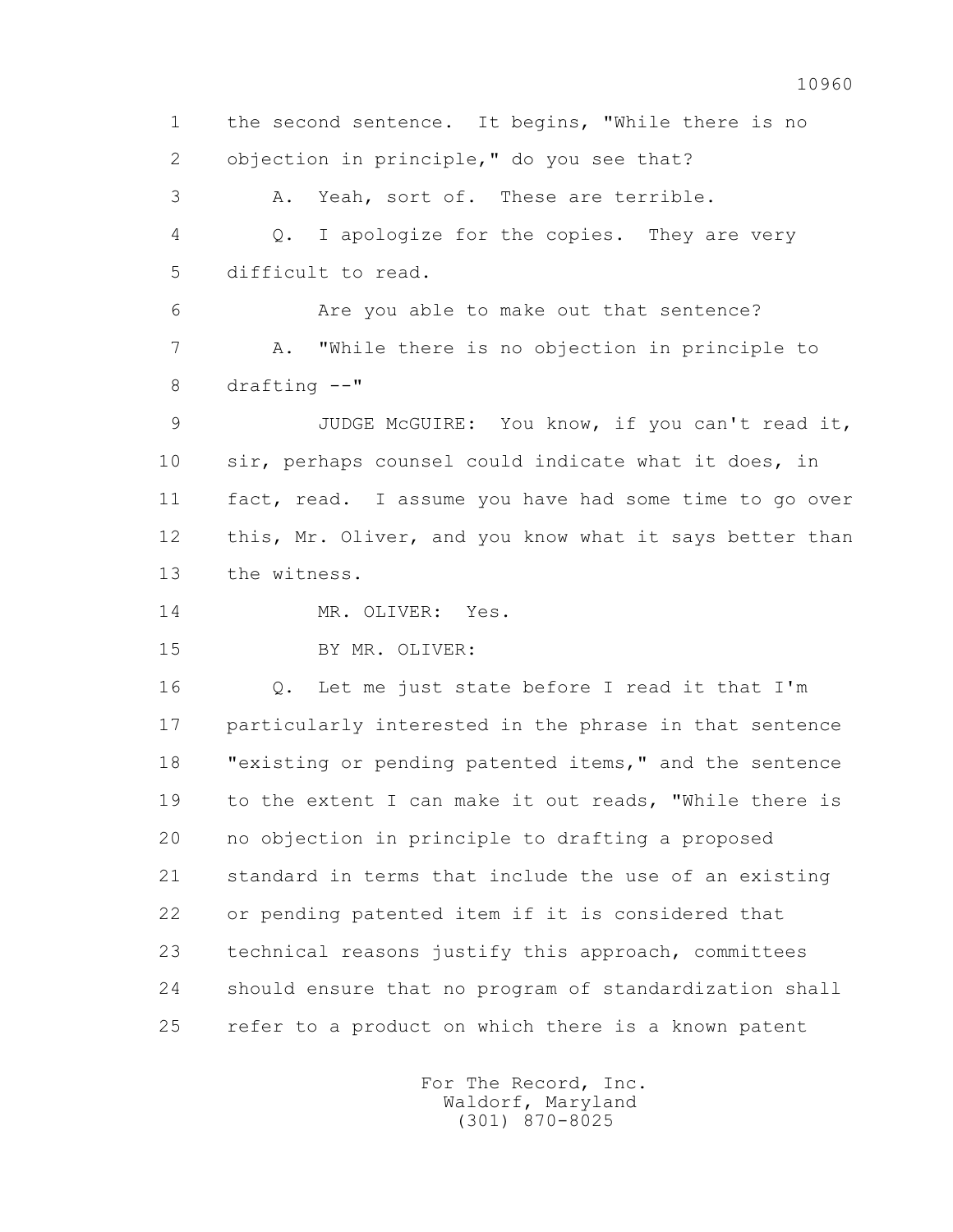1 the second sentence. It begins, "While there is no
2 objection in principle," do you see that?
3 A. Yeah, sort of. These are terrible.
4 Q. I apologize for the copies. They are very
5 difficult to read.
6 Are you able to make out that sentence?
7 A. "While there is no objection in principle to
8 drafting --"
9 JUDGE McGUIRE: You know, if you can't read it,
10 sir, perhaps counsel could indicate what it does, in
11 fact, read. I assume you have had some time to go over
12 this, Mr. Oliver, and you know what it says better than
13 the witness.
14 MR. OLIVER: Yes.
15 BY MR. OLIVER:
16 Q. Let me just state before I read it that I'm
17 particularly interested in the phrase in that sentence
18 "existing or pending patented items," and the sentence
19 to the extent I can make it out reads, "While there is
20 no objection in principle to drafting a proposed
21 standard in terms that include the use of an existing
22 or pending patented item if it is considered that
23 technical reasons justify this approach, committees
24 should ensure that no program of standardization shall
25 refer to a product on which there is a known patent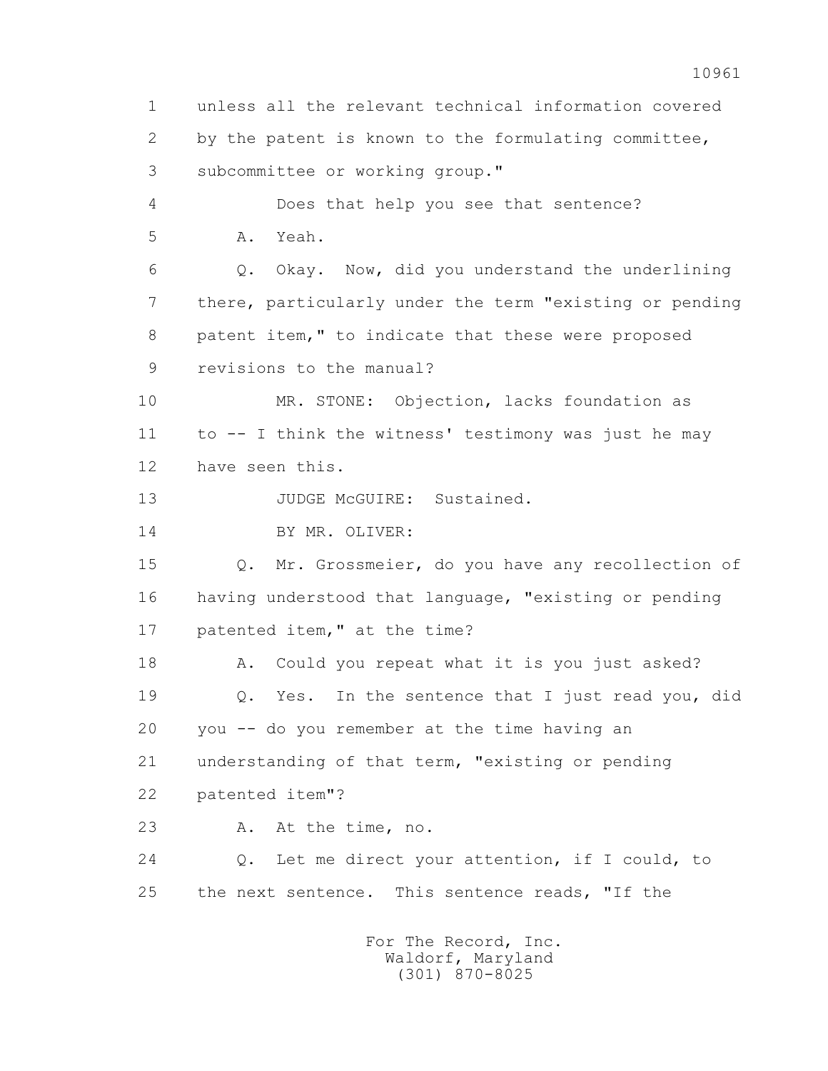1 unless all the relevant technical information covered
2 by the patent is known to the formulating committee,
3 subcommittee or working group."

4 Does that help you see that sentence?

5 A. Yeah.

6 Q. Okay. Now, did you understand the underlining
7 there, particularly under the term "existing or pending
8 patent item," to indicate that these were proposed
9 revisions to the manual?

10 MR. STONE: Objection, lacks foundation as
11 to -- I think the witness' testimony was just he may
12 have seen this.

13 JUDGE McGUIRE: Sustained.

14 BY MR. OLIVER:

15 Q. Mr. Grossmeier, do you have any recollection of
16 having understood that language, "existing or pending
17 patented item," at the time?

18 A. Could you repeat what it is you just asked?

19 Q. Yes. In the sentence that I just read you, did
20 you -- do you remember at the time having an
21 understanding of that term, "existing or pending
22 patented item"?

23 A. At the time, no.

24 Q. Let me direct your attention, if I could, to
25 the next sentence. This sentence reads, "If the

For The Record, Inc.
Waldorf, Maryland
(301) 870-8025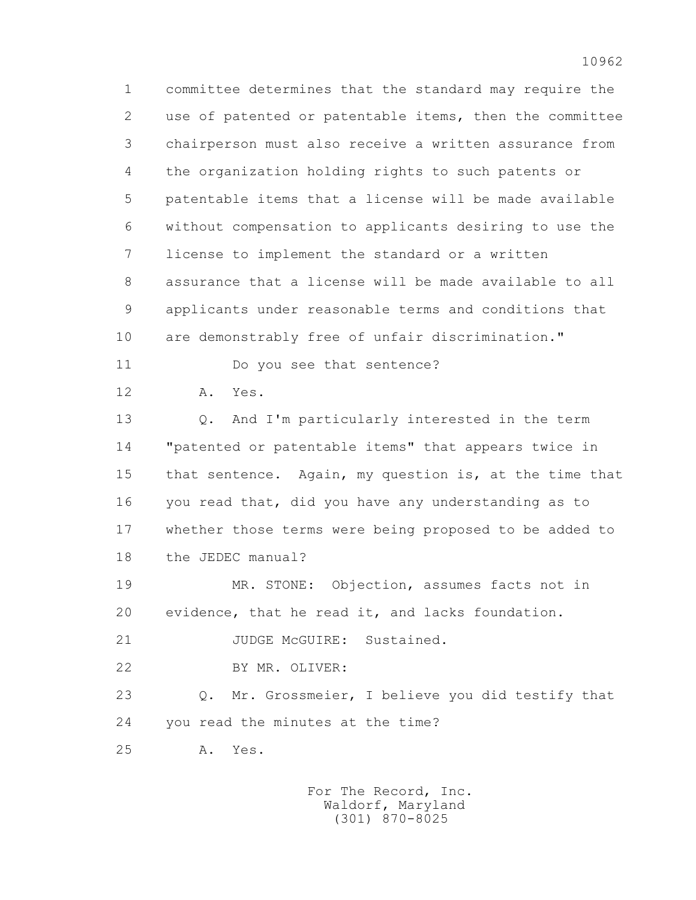1 committee determines that the standard may require the
2 use of patented or patentable items, then the committee
3 chairperson must also receive a written assurance from
4 the organization holding rights to such patents or
5 patentable items that a license will be made available
6 without compensation to applicants desiring to use the
7 license to implement the standard or a written
8 assurance that a license will be made available to all
9 applicants under reasonable terms and conditions that
10 are demonstrably free of unfair discrimination."

11 Do you see that sentence?

12 A. Yes.

13 Q. And I'm particularly interested in the term
14 "patented or patentable items" that appears twice in
15 that sentence. Again, my question is, at the time that
16 you read that, did you have any understanding as to
17 whether those terms were being proposed to be added to
18 the JEDEC manual?

19 MR. STONE: Objection, assumes facts not in
20 evidence, that he read it, and lacks foundation.

21 JUDGE McGUIRE: Sustained.

22 BY MR. OLIVER:

23 Q. Mr. Grossmeier, I believe you did testify that
24 you read the minutes at the time?

25 A. Yes.

For The Record, Inc.
Waldorf, Maryland
(301) 870-8025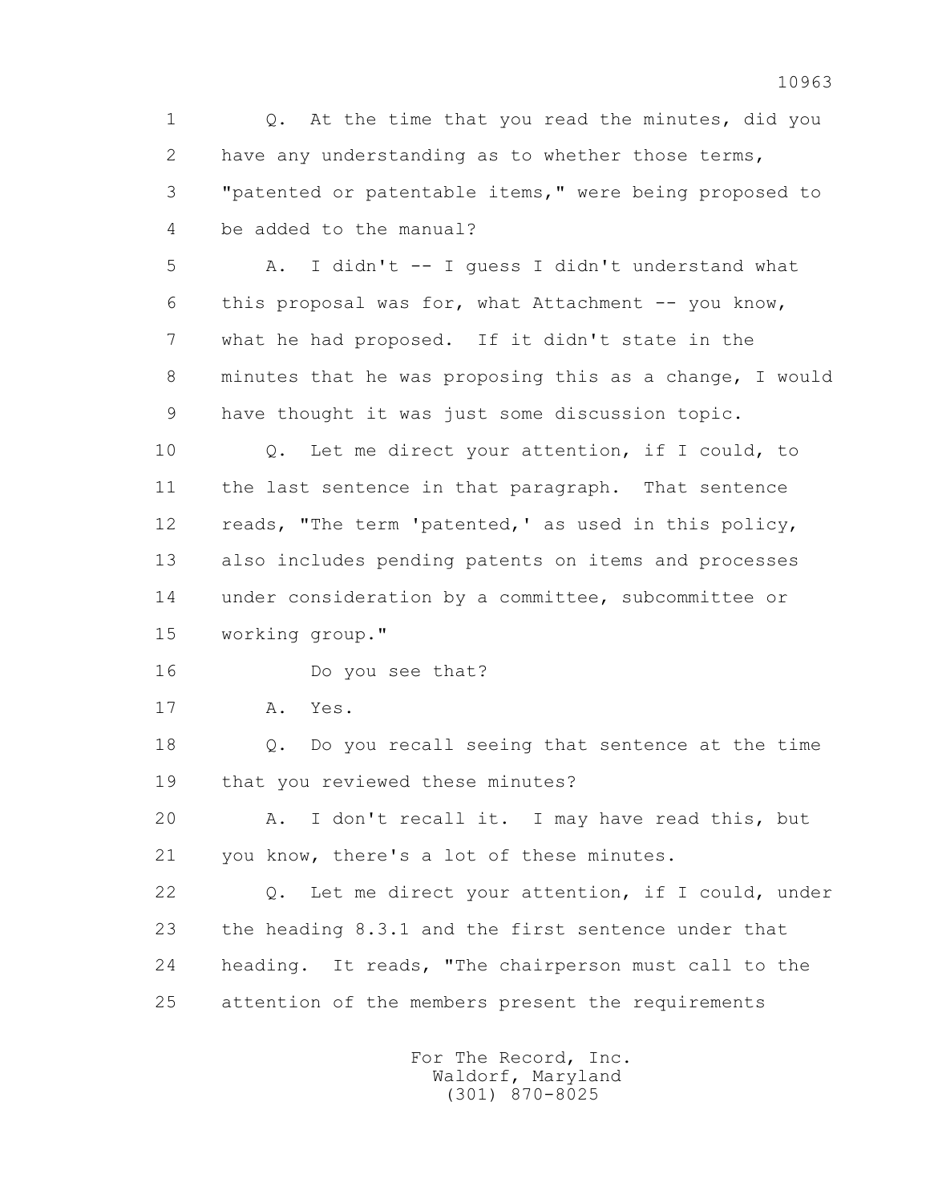Q. At the time that you read the minutes, did you have any understanding as to whether those terms, "patented or patentable items," were being proposed to be added to the manual?

A. I didn't -- I guess I didn't understand what this proposal was for, what Attachment -- you know, what he had proposed. If it didn't state in the minutes that he was proposing this as a change, I would have thought it was just some discussion topic.

Q. Let me direct your attention, if I could, to the last sentence in that paragraph. That sentence reads, "The term 'patented,' as used in this policy, also includes pending patents on items and processes under consideration by a committee, subcommittee or working group."

Do you see that?

A. Yes.

Q. Do you recall seeing that sentence at the time that you reviewed these minutes?

A. I don't recall it. I may have read this, but you know, there's a lot of these minutes.

Q. Let me direct your attention, if I could, under the heading 8.3.1 and the first sentence under that heading. It reads, "The chairperson must call to the attention of the members present the requirements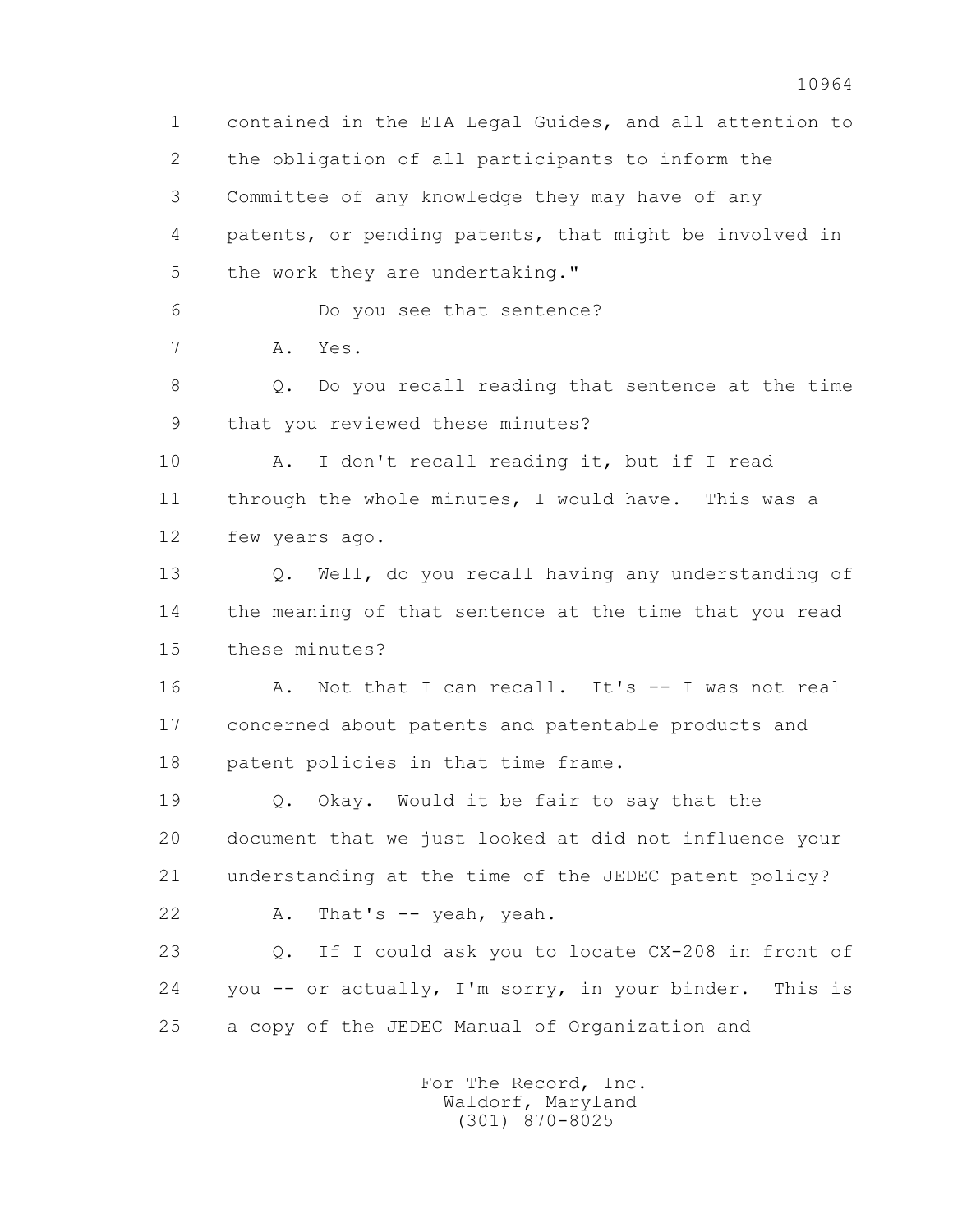contained in the EIA Legal Guides, and all attention to the obligation of all participants to inform the Committee of any knowledge they may have of any patents, or pending patents, that might be involved in the work they are undertaking."

Do you see that sentence?

A. Yes.

Q. Do you recall reading that sentence at the time that you reviewed these minutes?

A. I don't recall reading it, but if I read through the whole minutes, I would have. This was a few years ago.

Q. Well, do you recall having any understanding of the meaning of that sentence at the time that you read these minutes?

A. Not that I can recall. It's -- I was not real concerned about patents and patentable products and patent policies in that time frame.

Q. Okay. Would it be fair to say that the document that we just looked at did not influence your understanding at the time of the JEDEC patent policy?

A. That's -- yeah, yeah.

Q. If I could ask you to locate CX-208 in front of you -- or actually, I'm sorry, in your binder. This is a copy of the JEDEC Manual of Organization and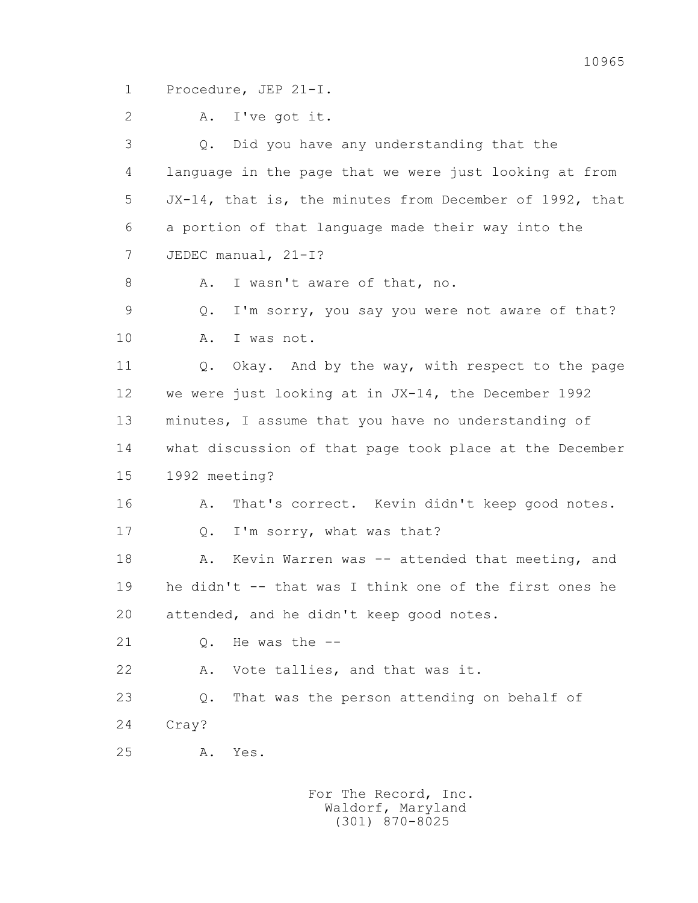1 Procedure, JEP 21-I.

2 A. I've got it.

3 Q. Did you have any understanding that the

4 language in the page that we were just looking at from

5 JX-14, that is, the minutes from December of 1992, that

6 a portion of that language made their way into the

7 JEDEC manual, 21-I?

8 A. I wasn't aware of that, no.

9 Q. I'm sorry, you say you were not aware of that?

10 A. I was not.

11 Q. Okay. And by the way, with respect to the page

12 we were just looking at in JX-14, the December 1992

13 minutes, I assume that you have no understanding of

14 what discussion of that page took place at the December

15 1992 meeting?

16 A. That's correct. Kevin didn't keep good notes.

17 Q. I'm sorry, what was that?

18 A. Kevin Warren was -- attended that meeting, and

19 he didn't -- that was I think one of the first ones he

20 attended, and he didn't keep good notes.

21 Q. He was the --

22 A. Vote tallies, and that was it.

23 Q. That was the person attending on behalf of

24 Cray?

25 A. Yes.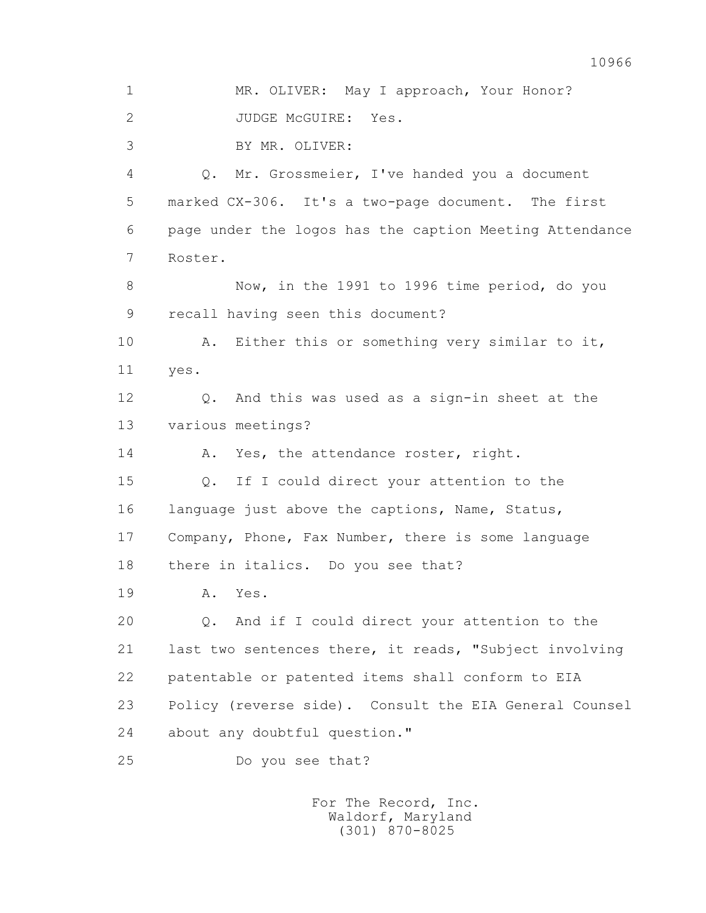MR. OLIVER: May I approach, Your Honor?

JUDGE McGUIRE: Yes.

BY MR. OLIVER:

Q. Mr. Grossmeier, I've handed you a document marked CX-306. It's a two-page document. The first page under the logos has the caption Meeting Attendance Roster.

Now, in the 1991 to 1996 time period, do you recall having seen this document?

A. Either this or something very similar to it, yes.

Q. And this was used as a sign-in sheet at the various meetings?

A. Yes, the attendance roster, right.

Q. If I could direct your attention to the language just above the captions, Name, Status, Company, Phone, Fax Number, there is some language there in italics. Do you see that?

A. Yes.

Q. And if I could direct your attention to the last two sentences there, it reads, "Subject involving patentable or patented items shall conform to EIA Policy (reverse side). Consult the EIA General Counsel about any doubtful question."

Do you see that?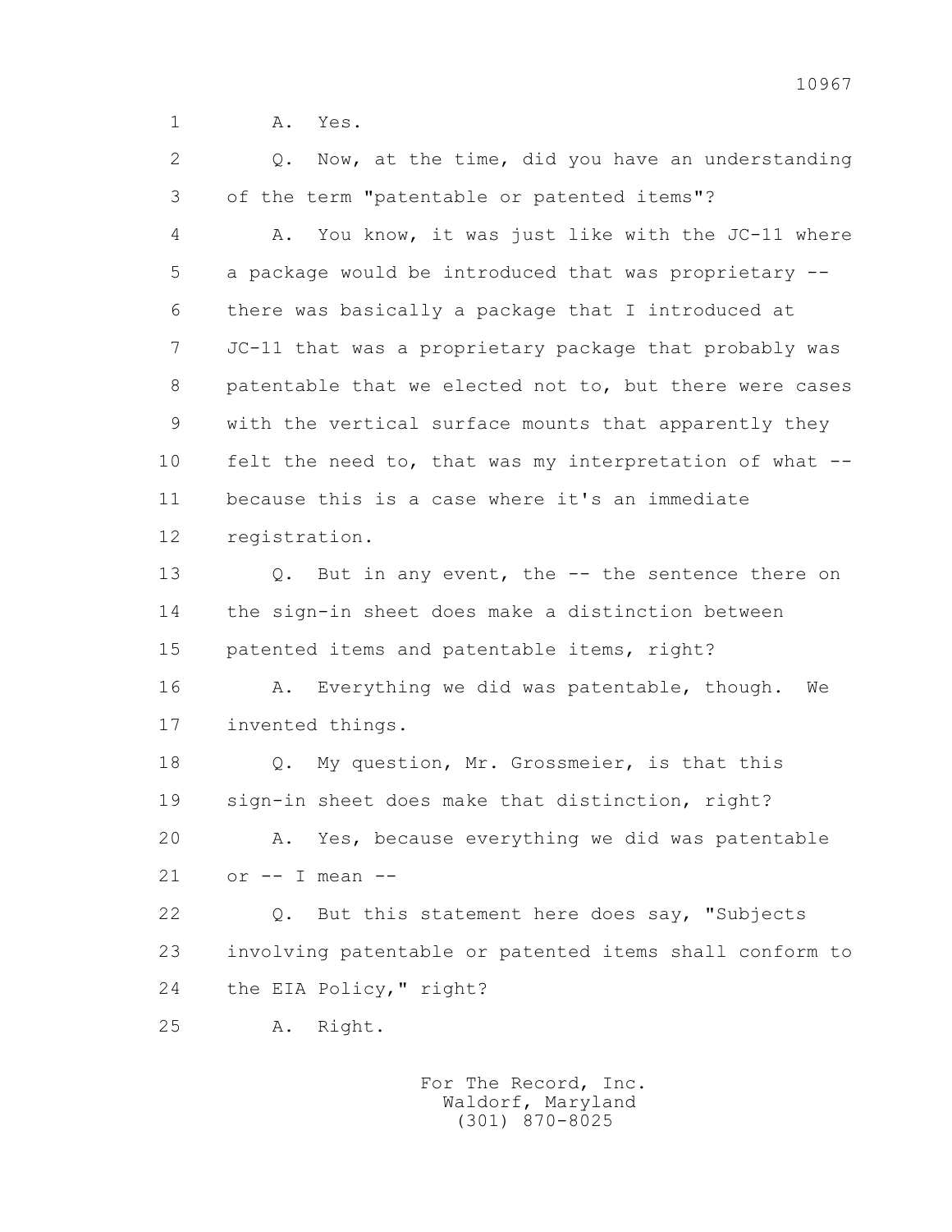1 A. Yes.

2 Q. Now, at the time, did you have an understanding

3 of the term "patentable or patented items"?

4 A. You know, it was just like with the JC-11 where

5 a package would be introduced that was proprietary --

6 there was basically a package that I introduced at

7 JC-11 that was a proprietary package that probably was

8 patentable that we elected not to, but there were cases

9 with the vertical surface mounts that apparently they

10 felt the need to, that was my interpretation of what --

11 because this is a case where it's an immediate

12 registration.

13 Q. But in any event, the -- the sentence there on

14 the sign-in sheet does make a distinction between

15 patented items and patentable items, right?

16 A. Everything we did was patentable, though. We

17 invented things.

18 Q. My question, Mr. Grossmeier, is that this

19 sign-in sheet does make that distinction, right?

20 A. Yes, because everything we did was patentable

21 or -- I mean --

22 Q. But this statement here does say, "Subjects

23 involving patentable or patented items shall conform to

24 the EIA Policy," right?

25 A. Right.

For The Record, Inc.
Waldorf, Maryland
(301) 870-8025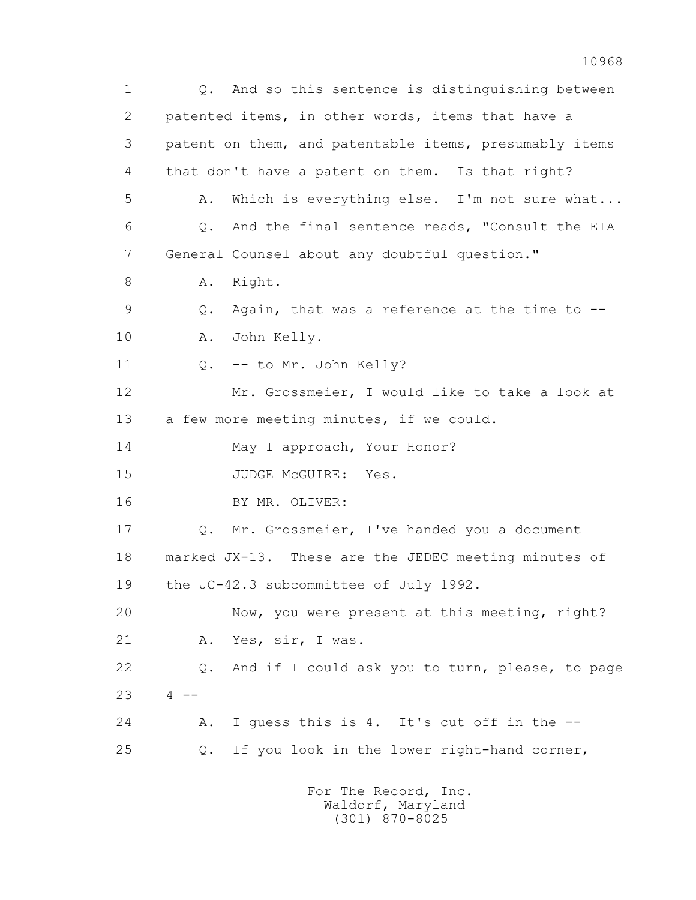1 Q. And so this sentence is distinguishing between
2 patented items, in other words, items that have a
3 patent on them, and patentable items, presumably items
4 that don't have a patent on them. Is that right?
5 A. Which is everything else. I'm not sure what...
6 Q. And the final sentence reads, "Consult the EIA
7 General Counsel about any doubtful question."
8 A. Right.
9 Q. Again, that was a reference at the time to --
10 A. John Kelly.
11 Q. -- to Mr. John Kelly?
12 Mr. Grossmeier, I would like to take a look at
13 a few more meeting minutes, if we could.
14 May I approach, Your Honor?
15 JUDGE McGUIRE: Yes.
16 BY MR. OLIVER:
17 Q. Mr. Grossmeier, I've handed you a document
18 marked JX-13. These are the JEDEC meeting minutes of
19 the JC-42.3 subcommittee of July 1992.
20 Now, you were present at this meeting, right?
21 A. Yes, sir, I was.
22 Q. And if I could ask you to turn, please, to page
23 4 --
24 A. I guess this is 4. It's cut off in the --
25 Q. If you look in the lower right-hand corner,

For The Record, Inc.
Waldorf, Maryland
(301) 870-8025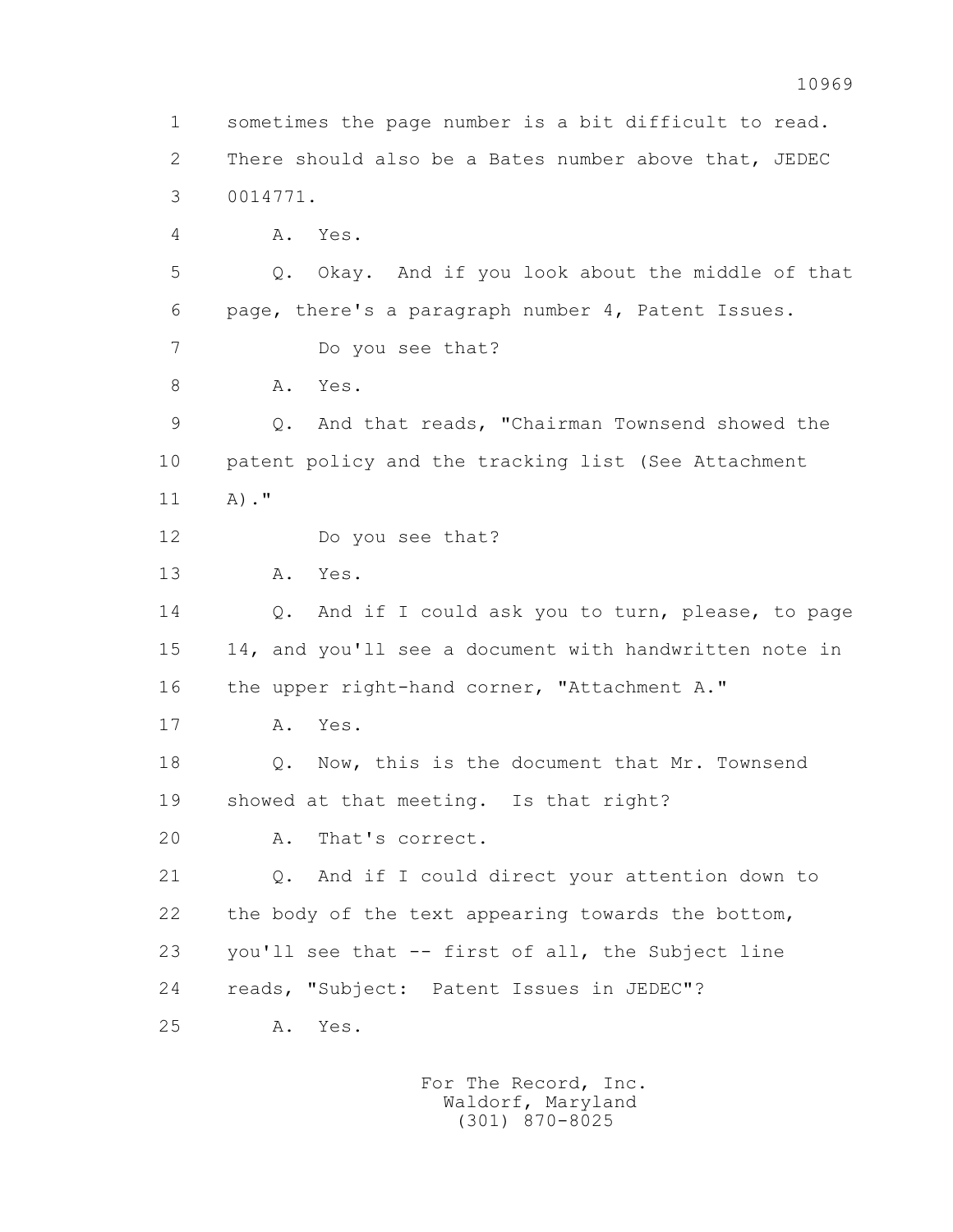1 sometimes the page number is a bit difficult to read.
2 There should also be a Bates number above that, JEDEC
3 0014771.
4 A. Yes.
5 Q. Okay. And if you look about the middle of that
6 page, there's a paragraph number 4, Patent Issues.
7 Do you see that?
8 A. Yes.
9 Q. And that reads, "Chairman Townsend showed the
10 patent policy and the tracking list (See Attachment
11 A)."
12 Do you see that?
13 A. Yes.
14 Q. And if I could ask you to turn, please, to page
15 14, and you'll see a document with handwritten note in
16 the upper right-hand corner, "Attachment A."
17 A. Yes.
18 Q. Now, this is the document that Mr. Townsend
19 showed at that meeting. Is that right?
20 A. That's correct.
21 Q. And if I could direct your attention down to
22 the body of the text appearing towards the bottom,
23 you'll see that -- first of all, the Subject line
24 reads, "Subject: Patent Issues in JEDEC"?
25 A. Yes.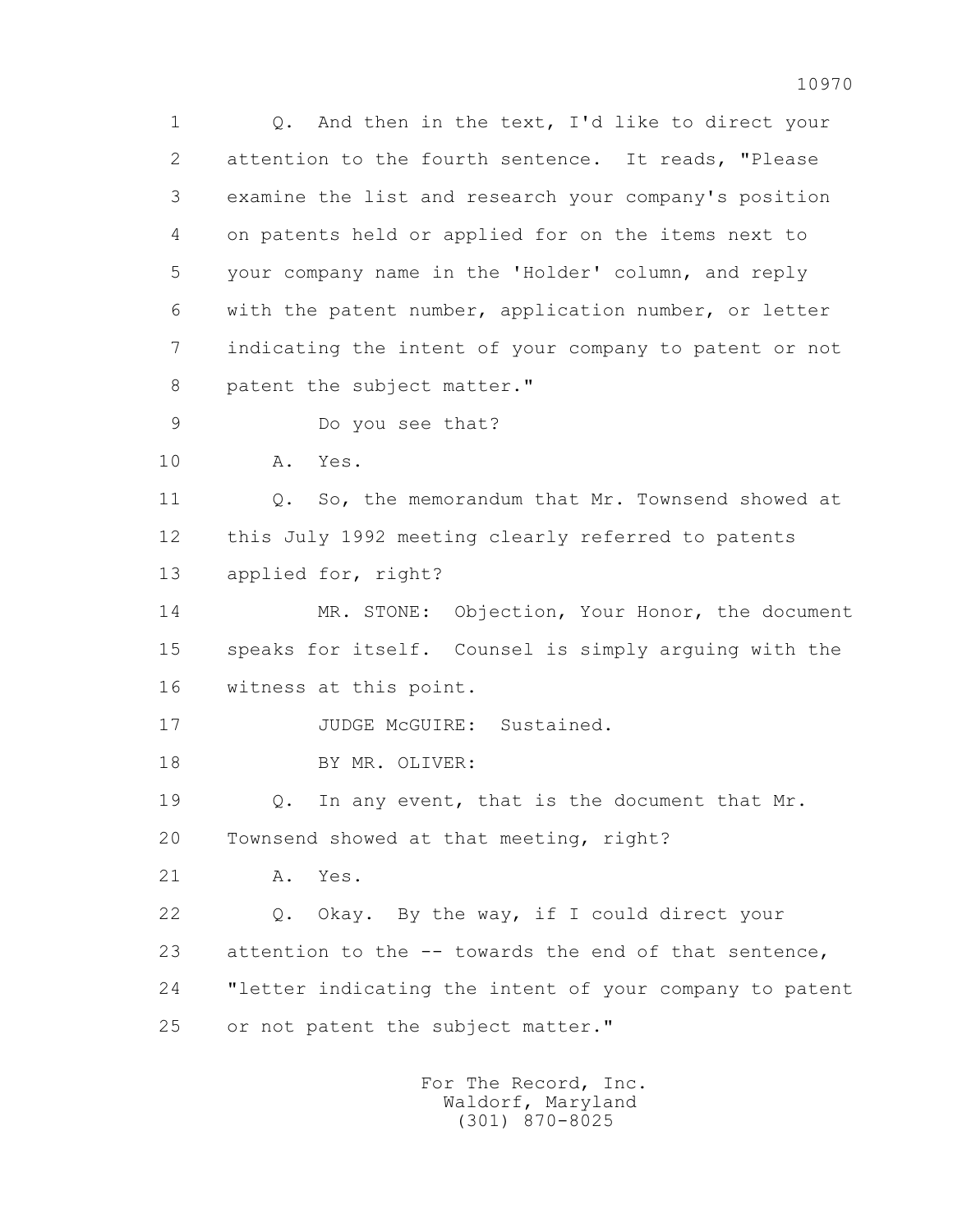1 Q. And then in the text, I'd like to direct your
2 attention to the fourth sentence. It reads, "Please
3 examine the list and research your company's position
4 on patents held or applied for on the items next to
5 your company name in the 'Holder' column, and reply
6 with the patent number, application number, or letter
7 indicating the intent of your company to patent or not
8 patent the subject matter."
9 Do you see that?
10 A. Yes.
11 Q. So, the memorandum that Mr. Townsend showed at
12 this July 1992 meeting clearly referred to patents
13 applied for, right?
14 MR. STONE: Objection, Your Honor, the document
15 speaks for itself. Counsel is simply arguing with the
16 witness at this point.
17 JUDGE McGUIRE: Sustained.
18 BY MR. OLIVER:
19 Q. In any event, that is the document that Mr.
20 Townsend showed at that meeting, right?
21 A. Yes.
22 Q. Okay. By the way, if I could direct your
23 attention to the -- towards the end of that sentence,
24 "letter indicating the intent of your company to patent
25 or not patent the subject matter."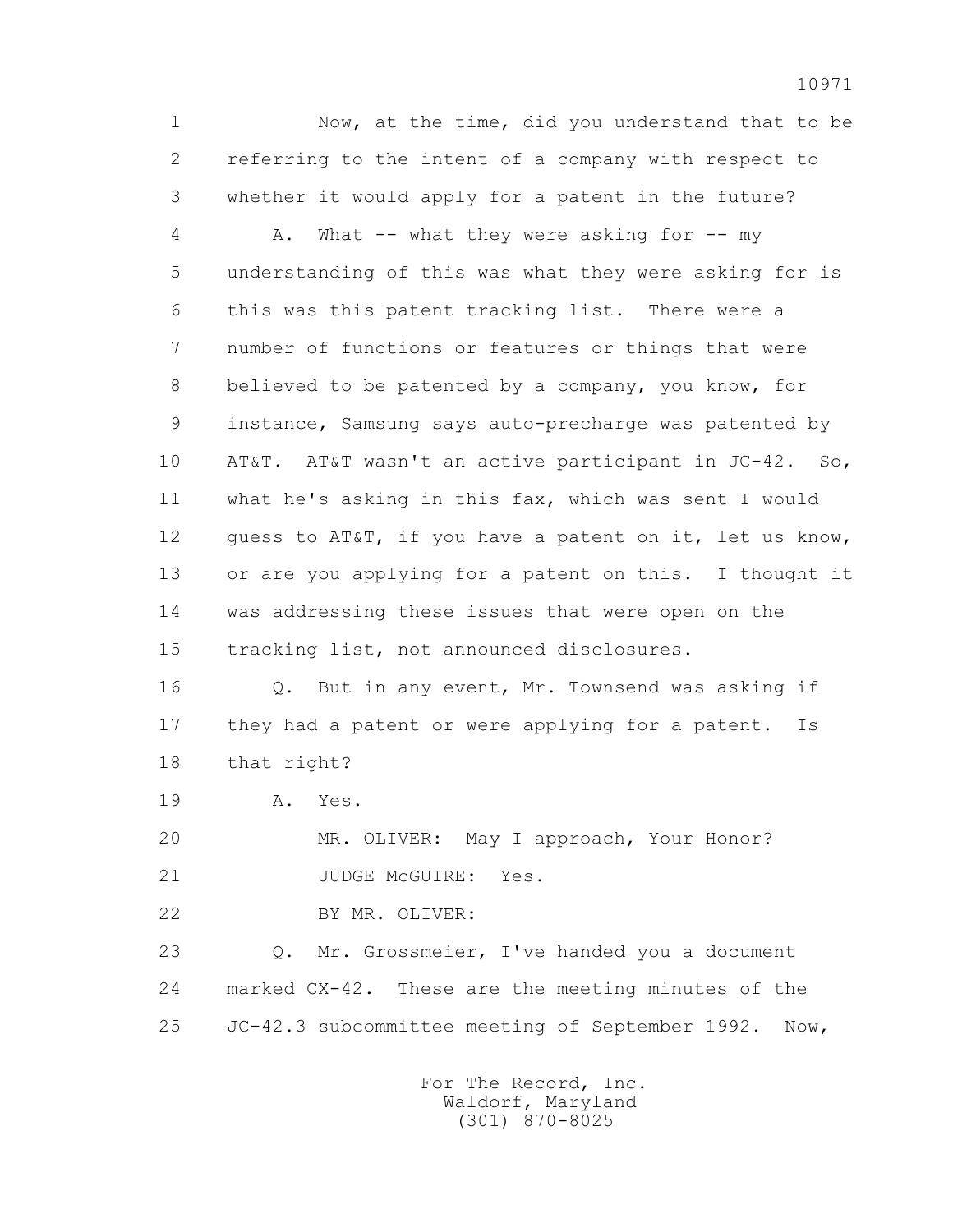1 Now, at the time, did you understand that to be
2 referring to the intent of a company with respect to
3 whether it would apply for a patent in the future?
4 A. What -- what they were asking for -- my
5 understanding of this was what they were asking for is
6 this was this patent tracking list. There were a
7 number of functions or features or things that were
8 believed to be patented by a company, you know, for
9 instance, Samsung says auto-precharge was patented by
10 AT&T. AT&T wasn't an active participant in JC-42. So,
11 what he's asking in this fax, which was sent I would
12 guess to AT&T, if you have a patent on it, let us know,
13 or are you applying for a patent on this. I thought it
14 was addressing these issues that were open on the
15 tracking list, not announced disclosures.
16 Q. But in any event, Mr. Townsend was asking if
17 they had a patent or were applying for a patent. Is
18 that right?
19 A. Yes.
20 MR. OLIVER: May I approach, Your Honor?
21 JUDGE McGUIRE: Yes.
22 BY MR. OLIVER:
23 Q. Mr. Grossmeier, I've handed you a document
24 marked CX-42. These are the meeting minutes of the
25 JC-42.3 subcommittee meeting of September 1992. Now,

For The Record, Inc.
Waldorf, Maryland
(301) 870-8025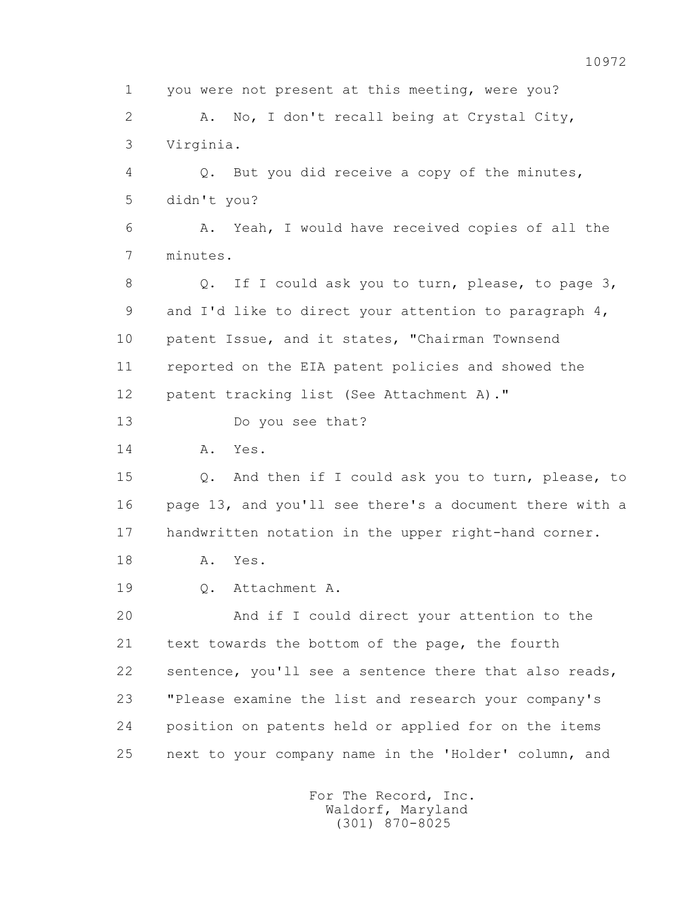1 you were not present at this meeting, were you?

2 A. No, I don't recall being at Crystal City,

3 Virginia.

4 Q. But you did receive a copy of the minutes,

5 didn't you?

6 A. Yeah, I would have received copies of all the

7 minutes.

8 Q. If I could ask you to turn, please, to page 3,

9 and I'd like to direct your attention to paragraph 4,

10 patent Issue, and it states, "Chairman Townsend

11 reported on the EIA patent policies and showed the

12 patent tracking list (See Attachment A)."

13 Do you see that?

14 A. Yes.

15 Q. And then if I could ask you to turn, please, to

16 page 13, and you'll see there's a document there with a

17 handwritten notation in the upper right-hand corner.

18 A. Yes.

19 Q. Attachment A.

20 And if I could direct your attention to the

21 text towards the bottom of the page, the fourth

22 sentence, you'll see a sentence there that also reads,

23 "Please examine the list and research your company's

24 position on patents held or applied for on the items

25 next to your company name in the 'Holder' column, and

For The Record, Inc.
Waldorf, Maryland
(301) 870-8025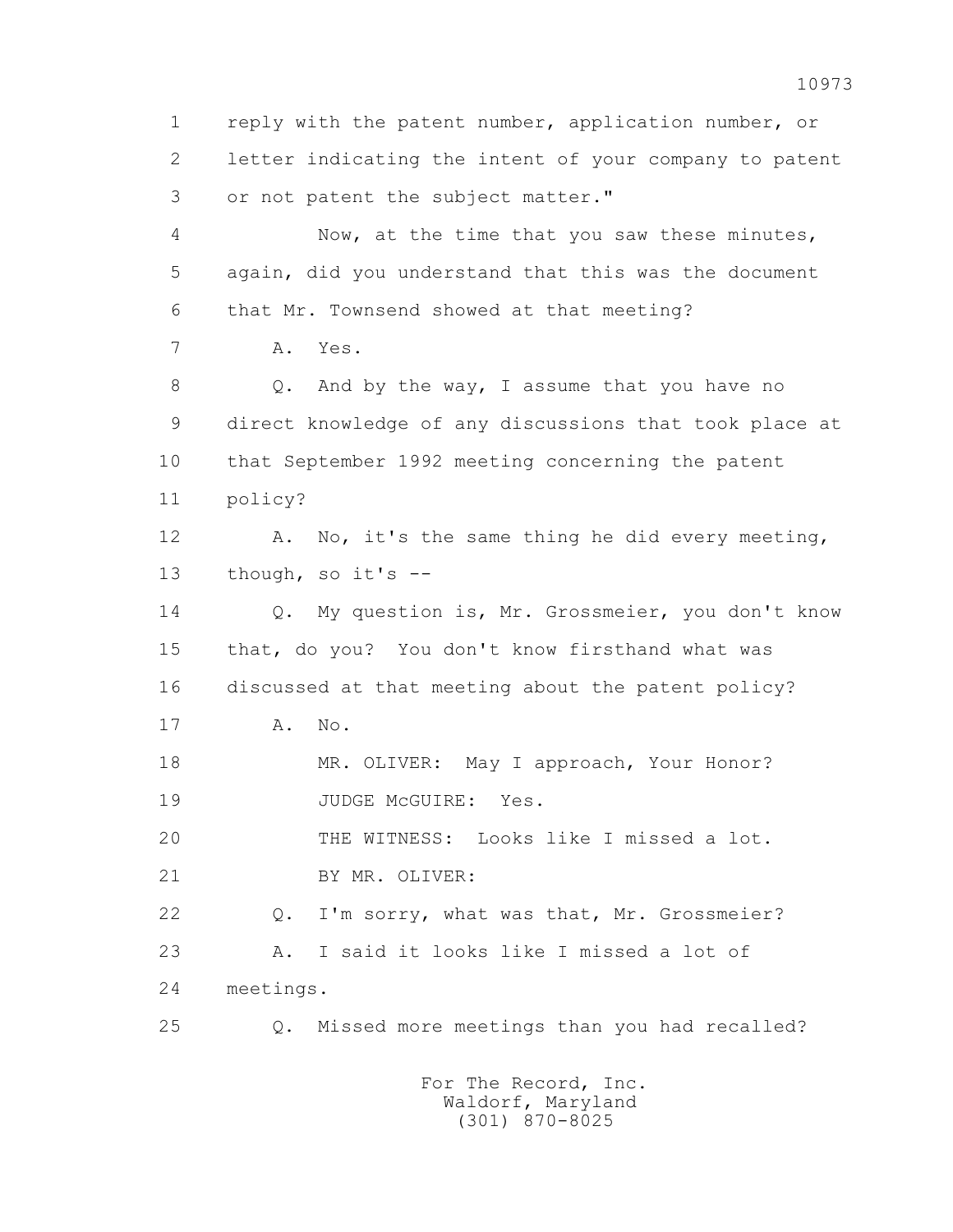1 reply with the patent number, application number, or
2 letter indicating the intent of your company to patent
3 or not patent the subject matter."

4 Now, at the time that you saw these minutes,
5 again, did you understand that this was the document
6 that Mr. Townsend showed at that meeting?

7 A. Yes.

8 Q. And by the way, I assume that you have no
9 direct knowledge of any discussions that took place at
10 that September 1992 meeting concerning the patent
11 policy?

12 A. No, it's the same thing he did every meeting,
13 though, so it's --

14 Q. My question is, Mr. Grossmeier, you don't know
15 that, do you? You don't know firsthand what was
16 discussed at that meeting about the patent policy?

17 A. No.

18 MR. OLIVER: May I approach, Your Honor?

19 JUDGE McGUIRE: Yes.

20 THE WITNESS: Looks like I missed a lot.

21 BY MR. OLIVER:

22 Q. I'm sorry, what was that, Mr. Grossmeier?

23 A. I said it looks like I missed a lot of
24 meetings.

25 Q. Missed more meetings than you had recalled?

For The Record, Inc.
Waldorf, Maryland
(301) 870-8025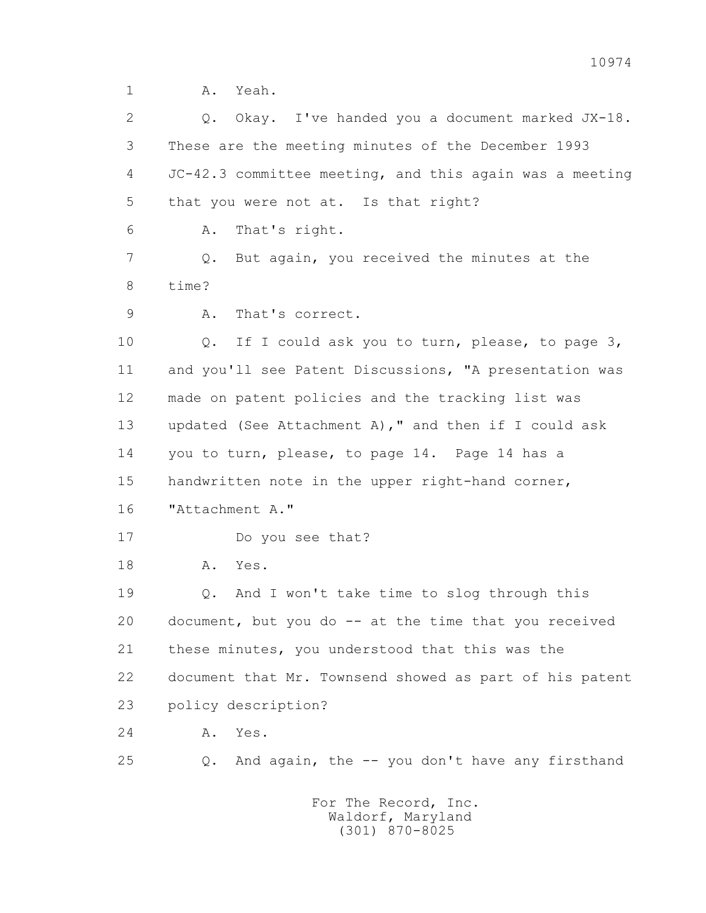A. Yeah.

Q. Okay. I've handed you a document marked JX-18. These are the meeting minutes of the December 1993 JC-42.3 committee meeting, and this again was a meeting that you were not at. Is that right?

A. That's right.

Q. But again, you received the minutes at the time?

A. That's correct.

Q. If I could ask you to turn, please, to page 3, and you'll see Patent Discussions, "A presentation was made on patent policies and the tracking list was updated (See Attachment A)," and then if I could ask you to turn, please, to page 14. Page 14 has a handwritten note in the upper right-hand corner, "Attachment A."

Do you see that?

A. Yes.

Q. And I won't take time to slog through this document, but you do -- at the time that you received these minutes, you understood that this was the document that Mr. Townsend showed as part of his patent policy description?

A. Yes.

Q. And again, the -- you don't have any firsthand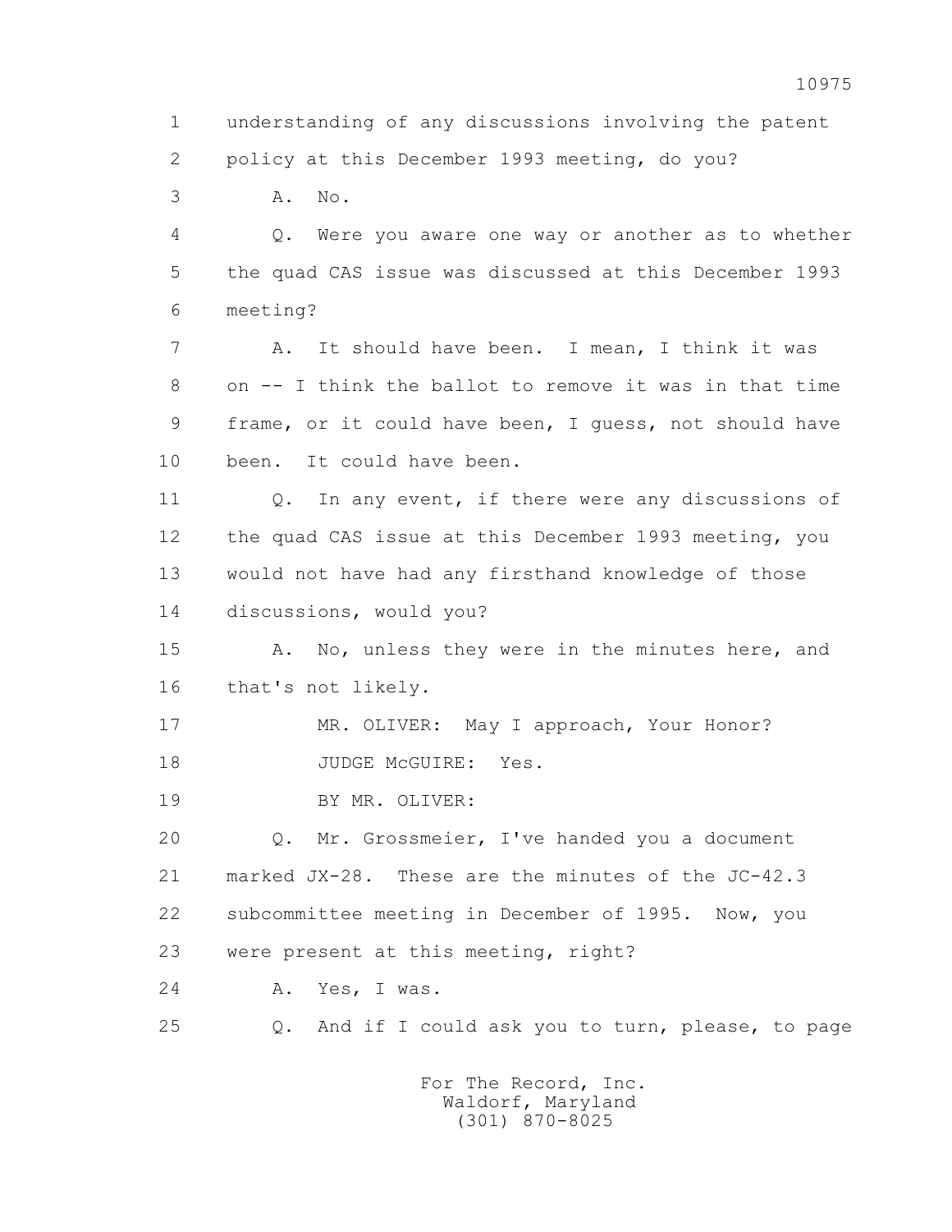1 understanding of any discussions involving the patent
2 policy at this December 1993 meeting, do you?
3 A. No.
4 Q. Were you aware one way or another as to whether
5 the quad CAS issue was discussed at this December 1993
6 meeting?
7 A. It should have been. I mean, I think it was
8 on -- I think the ballot to remove it was in that time
9 frame, or it could have been, I guess, not should have
10 been. It could have been.
11 Q. In any event, if there were any discussions of
12 the quad CAS issue at this December 1993 meeting, you
13 would not have had any firsthand knowledge of those
14 discussions, would you?
15 A. No, unless they were in the minutes here, and
16 that's not likely.
17 MR. OLIVER: May I approach, Your Honor?
18 JUDGE McGUIRE: Yes.
19 BY MR. OLIVER:
20 Q. Mr. Grossmeier, I've handed you a document
21 marked JX-28. These are the minutes of the JC-42.3
22 subcommittee meeting in December of 1995. Now, you
23 were present at this meeting, right?
24 A. Yes, I was.
25 Q. And if I could ask you to turn, please, to page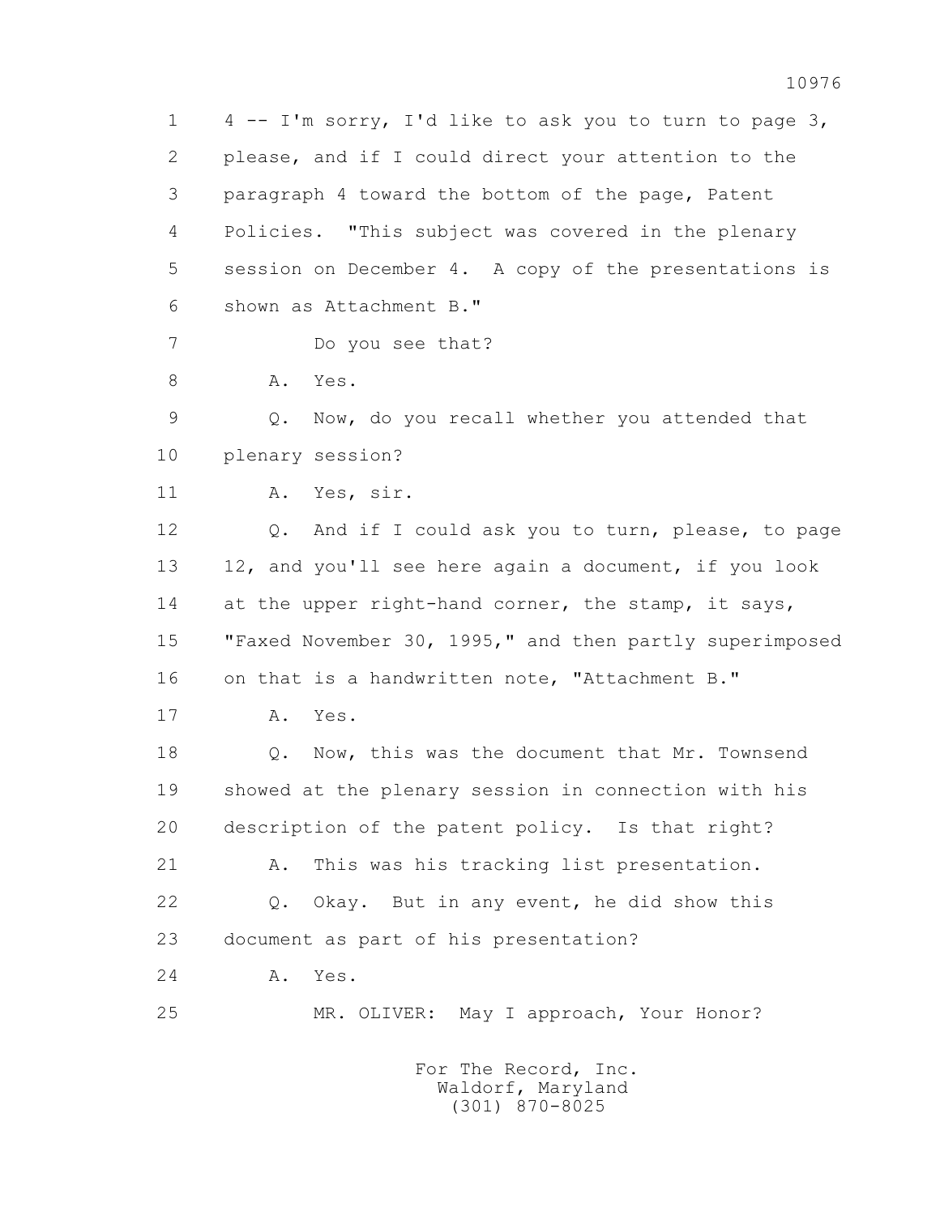1 4 -- I'm sorry, I'd like to ask you to turn to page 3,
2 please, and if I could direct your attention to the
3 paragraph 4 toward the bottom of the page, Patent
4 Policies. "This subject was covered in the plenary
5 session on December 4. A copy of the presentations is
6 shown as Attachment B."
7 Do you see that?
8 A. Yes.
9 Q. Now, do you recall whether you attended that
10 plenary session?
11 A. Yes, sir.
12 Q. And if I could ask you to turn, please, to page
13 12, and you'll see here again a document, if you look
14 at the upper right-hand corner, the stamp, it says,
15 "Faxed November 30, 1995," and then partly superimposed
16 on that is a handwritten note, "Attachment B."
17 A. Yes.
18 Q. Now, this was the document that Mr. Townsend
19 showed at the plenary session in connection with his
20 description of the patent policy. Is that right?
21 A. This was his tracking list presentation.
22 Q. Okay. But in any event, he did show this
23 document as part of his presentation?
24 A. Yes.
25 MR. OLIVER: May I approach, Your Honor?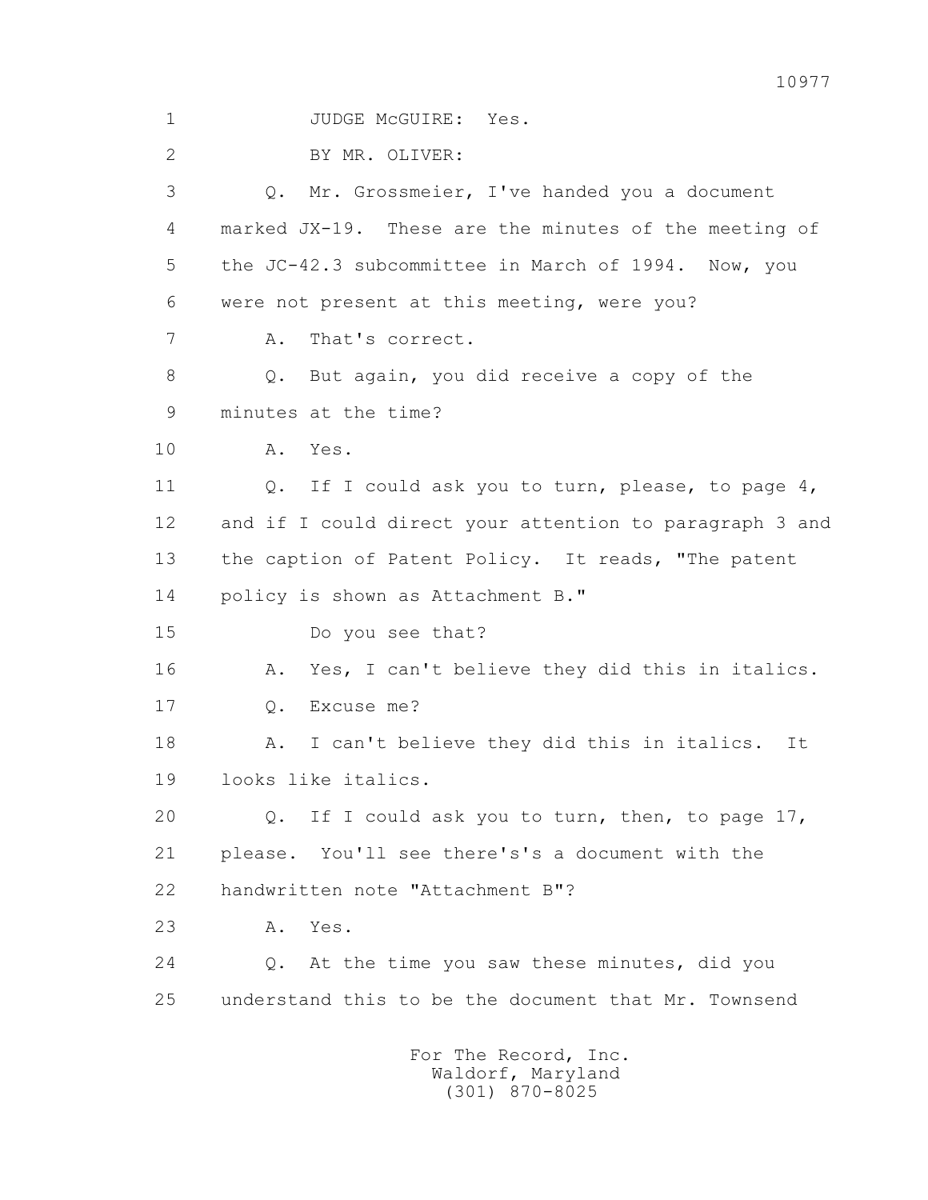1 JUDGE McGUIRE: Yes.

2 BY MR. OLIVER:

3 Q. Mr. Grossmeier, I've handed you a document

4 marked JX-19. These are the minutes of the meeting of

5 the JC-42.3 subcommittee in March of 1994. Now, you

6 were not present at this meeting, were you?

7 A. That's correct.

8 Q. But again, you did receive a copy of the

9 minutes at the time?

10 A. Yes.

11 Q. If I could ask you to turn, please, to page 4,

12 and if I could direct your attention to paragraph 3 and

13 the caption of Patent Policy. It reads, "The patent

14 policy is shown as Attachment B."

15 Do you see that?

16 A. Yes, I can't believe they did this in italics.

17 Q. Excuse me?

18 A. I can't believe they did this in italics. It

19 looks like italics.

20 Q. If I could ask you to turn, then, to page 17,

21 please. You'll see there's's a document with the

22 handwritten note "Attachment B"?

23 A. Yes.

24 Q. At the time you saw these minutes, did you

25 understand this to be the document that Mr. Townsend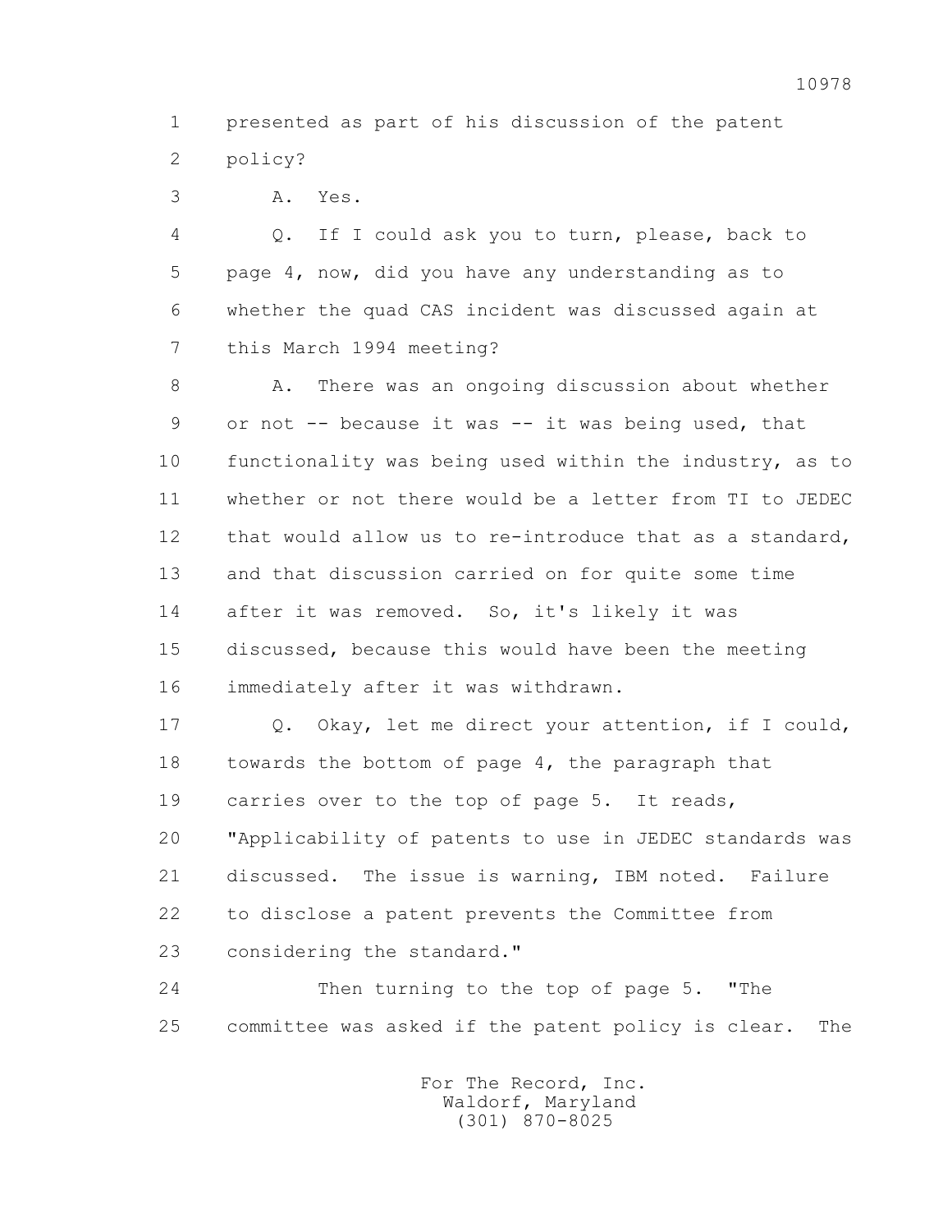1 presented as part of his discussion of the patent
2 policy?

3 A. Yes.

4 Q. If I could ask you to turn, please, back to
5 page 4, now, did you have any understanding as to
6 whether the quad CAS incident was discussed again at
7 this March 1994 meeting?

8 A. There was an ongoing discussion about whether
9 or not -- because it was -- it was being used, that
10 functionality was being used within the industry, as to
11 whether or not there would be a letter from TI to JEDEC
12 that would allow us to re-introduce that as a standard,
13 and that discussion carried on for quite some time
14 after it was removed. So, it's likely it was
15 discussed, because this would have been the meeting
16 immediately after it was withdrawn.

17 Q. Okay, let me direct your attention, if I could,
18 towards the bottom of page 4, the paragraph that
19 carries over to the top of page 5. It reads,
20 "Applicability of patents to use in JEDEC standards was
21 discussed. The issue is warning, IBM noted. Failure
22 to disclose a patent prevents the Committee from
23 considering the standard."

24 Then turning to the top of page 5. "The
25 committee was asked if the patent policy is clear. The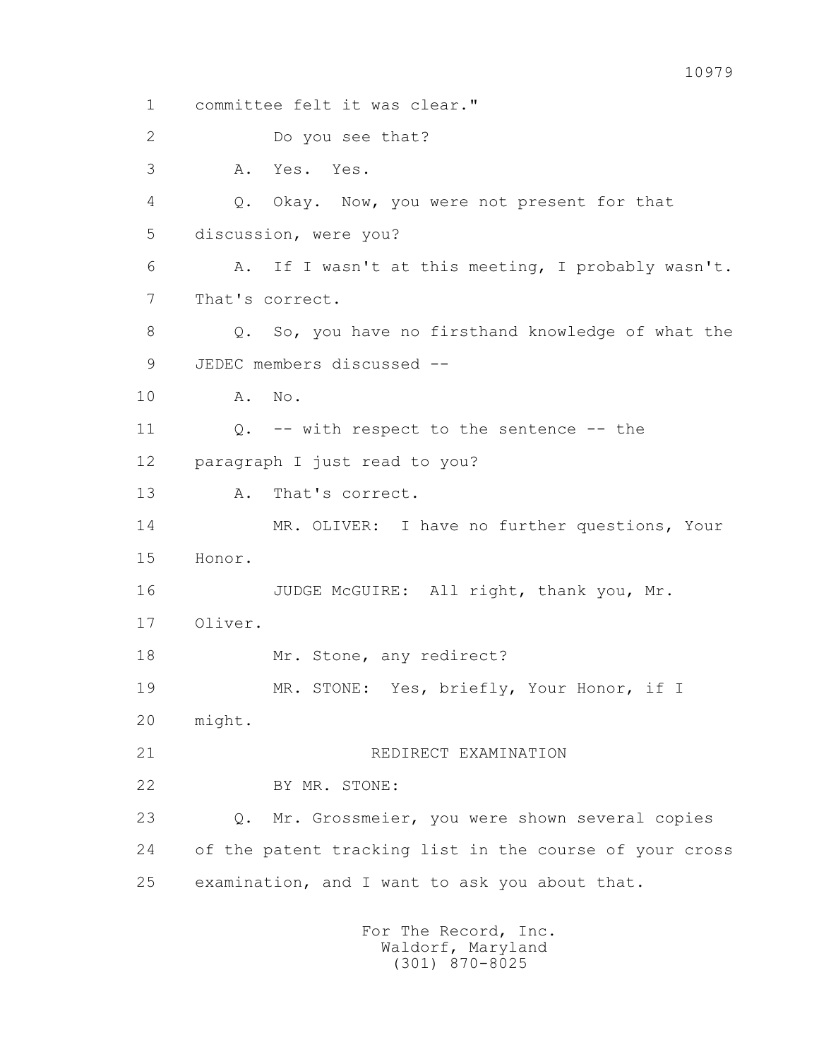committee felt it was clear."

Do you see that?

A. Yes. Yes.

Q. Okay. Now, you were not present for that discussion, were you?

A. If I wasn't at this meeting, I probably wasn't. That's correct.

Q. So, you have no firsthand knowledge of what the JEDEC members discussed --

A. No.

Q. -- with respect to the sentence -- the paragraph I just read to you?

A. That's correct.

MR. OLIVER: I have no further questions, Your Honor.

JUDGE McGUIRE: All right, thank you, Mr. Oliver.

Mr. Stone, any redirect?

MR. STONE: Yes, briefly, Your Honor, if I might.

REDIRECT EXAMINATION

BY MR. STONE:

Q. Mr. Grossmeier, you were shown several copies of the patent tracking list in the course of your cross examination, and I want to ask you about that.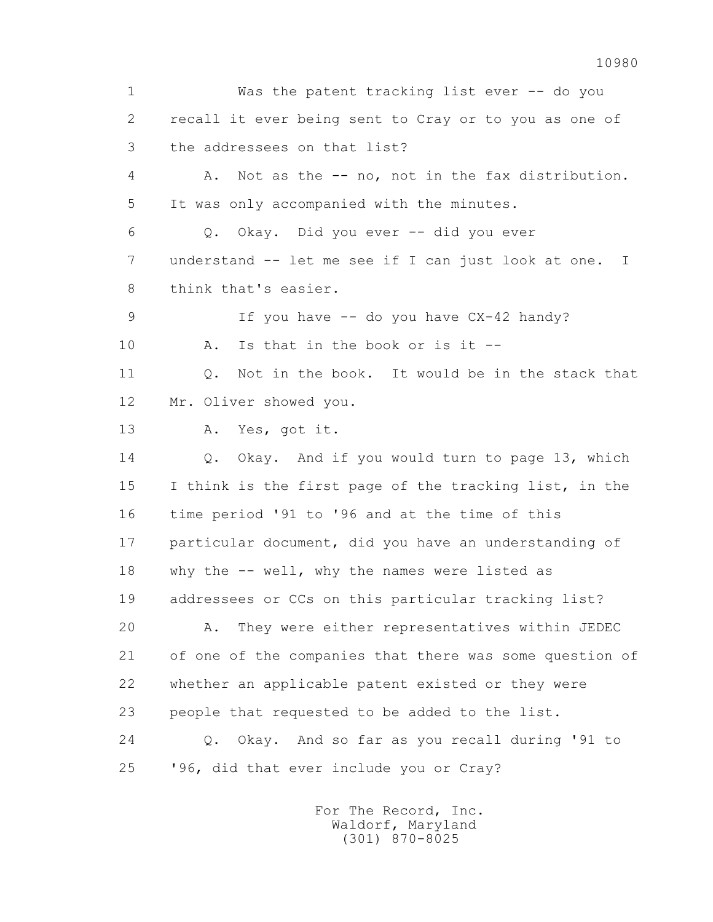1 Was the patent tracking list ever -- do you
2 recall it ever being sent to Cray or to you as one of
3 the addressees on that list?
4 A. Not as the -- no, not in the fax distribution.
5 It was only accompanied with the minutes.
6 Q. Okay. Did you ever -- did you ever
7 understand -- let me see if I can just look at one. I
8 think that's easier.
9 If you have -- do you have CX-42 handy?
10 A. Is that in the book or is it --
11 Q. Not in the book. It would be in the stack that
12 Mr. Oliver showed you.
13 A. Yes, got it.
14 Q. Okay. And if you would turn to page 13, which
15 I think is the first page of the tracking list, in the
16 time period '91 to '96 and at the time of this
17 particular document, did you have an understanding of
18 why the -- well, why the names were listed as
19 addressees or CCs on this particular tracking list?
20 A. They were either representatives within JEDEC
21 of one of the companies that there was some question of
22 whether an applicable patent existed or they were
23 people that requested to be added to the list.
24 Q. Okay. And so far as you recall during '91 to
25 '96, did that ever include you or Cray?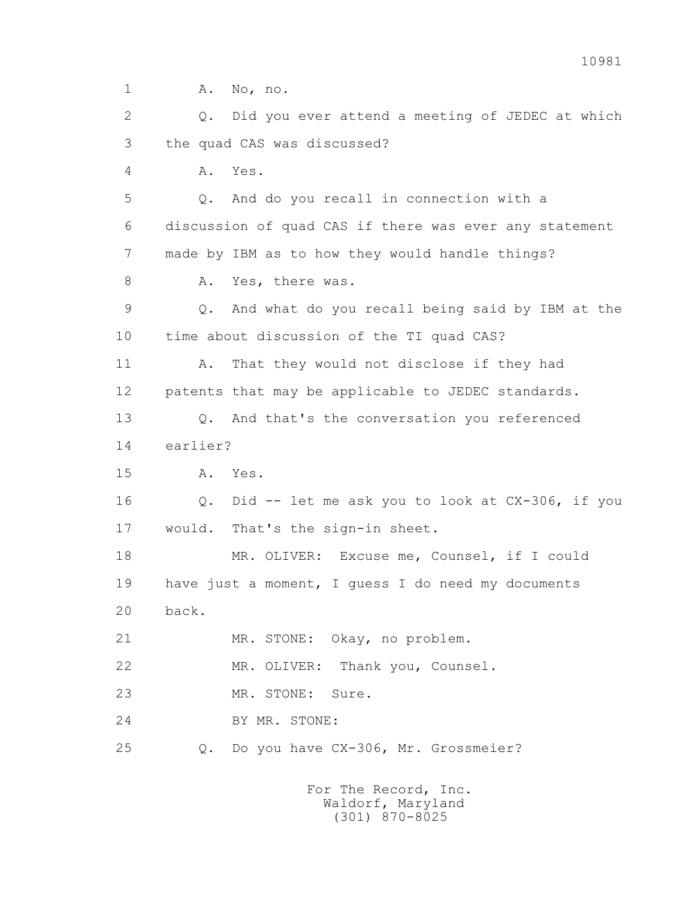1 A. No, no.

2 Q. Did you ever attend a meeting of JEDEC at which

3 the quad CAS was discussed?

4 A. Yes.

5 Q. And do you recall in connection with a

6 discussion of quad CAS if there was ever any statement

7 made by IBM as to how they would handle things?

8 A. Yes, there was.

9 Q. And what do you recall being said by IBM at the

10 time about discussion of the TI quad CAS?

11 A. That they would not disclose if they had

12 patents that may be applicable to JEDEC standards.

13 Q. And that's the conversation you referenced

14 earlier?

15 A. Yes.

16 Q. Did -- let me ask you to look at CX-306, if you

17 would. That's the sign-in sheet.

18 MR. OLIVER: Excuse me, Counsel, if I could

19 have just a moment, I guess I do need my documents

20 back.

21 MR. STONE: Okay, no problem.

22 MR. OLIVER: Thank you, Counsel.

23 MR. STONE: Sure.

24 BY MR. STONE:

25 Q. Do you have CX-306, Mr. Grossmeier?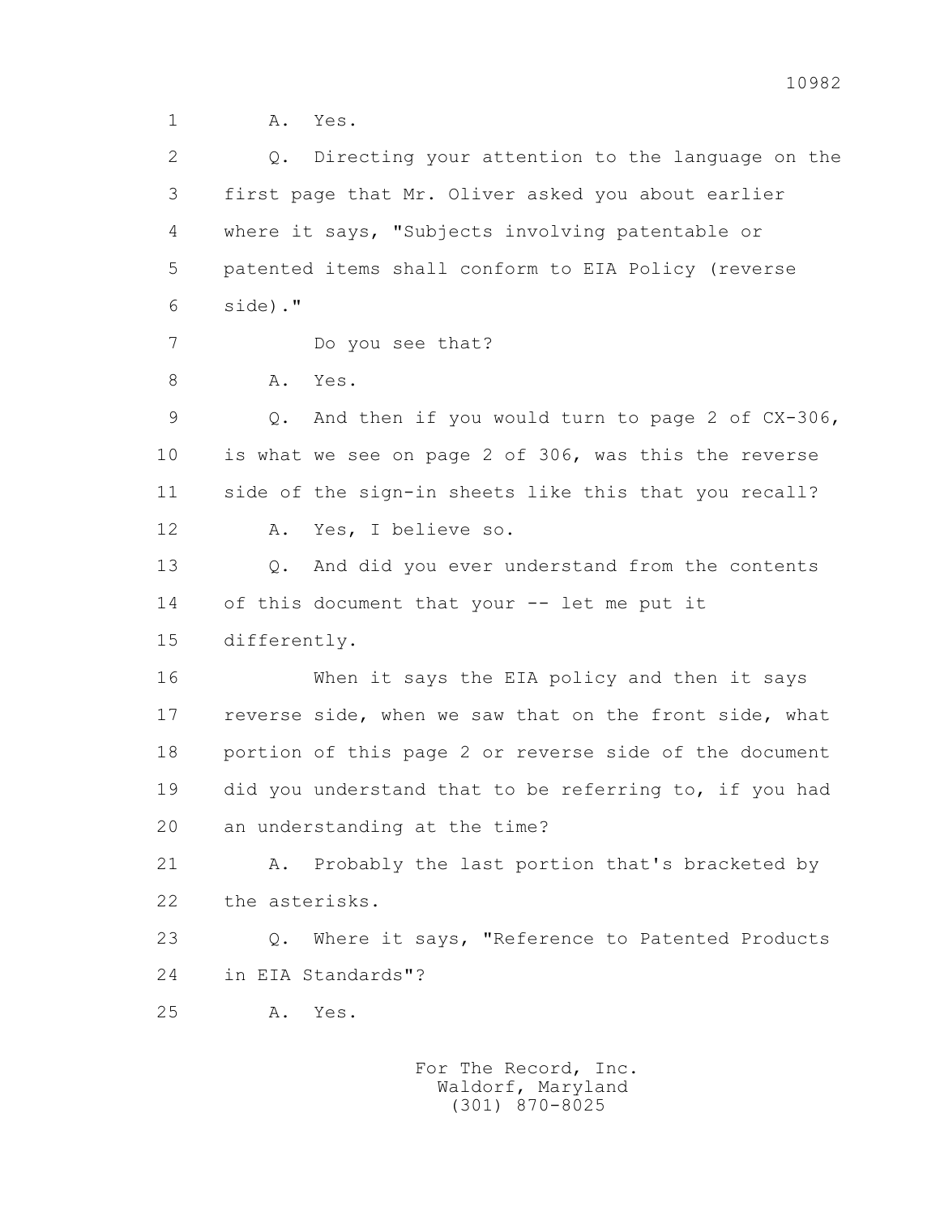1 A. Yes.

2 Q. Directing your attention to the language on the

3 first page that Mr. Oliver asked you about earlier

4 where it says, "Subjects involving patentable or

5 patented items shall conform to EIA Policy (reverse

6 side)."

7 Do you see that?

8 A. Yes.

9 Q. And then if you would turn to page 2 of CX-306,

10 is what we see on page 2 of 306, was this the reverse

11 side of the sign-in sheets like this that you recall?

12 A. Yes, I believe so.

13 Q. And did you ever understand from the contents

14 of this document that your -- let me put it

15 differently.

16 When it says the EIA policy and then it says

17 reverse side, when we saw that on the front side, what

18 portion of this page 2 or reverse side of the document

19 did you understand that to be referring to, if you had

20 an understanding at the time?

21 A. Probably the last portion that's bracketed by

22 the asterisks.

23 Q. Where it says, "Reference to Patented Products

24 in EIA Standards"?

25 A. Yes.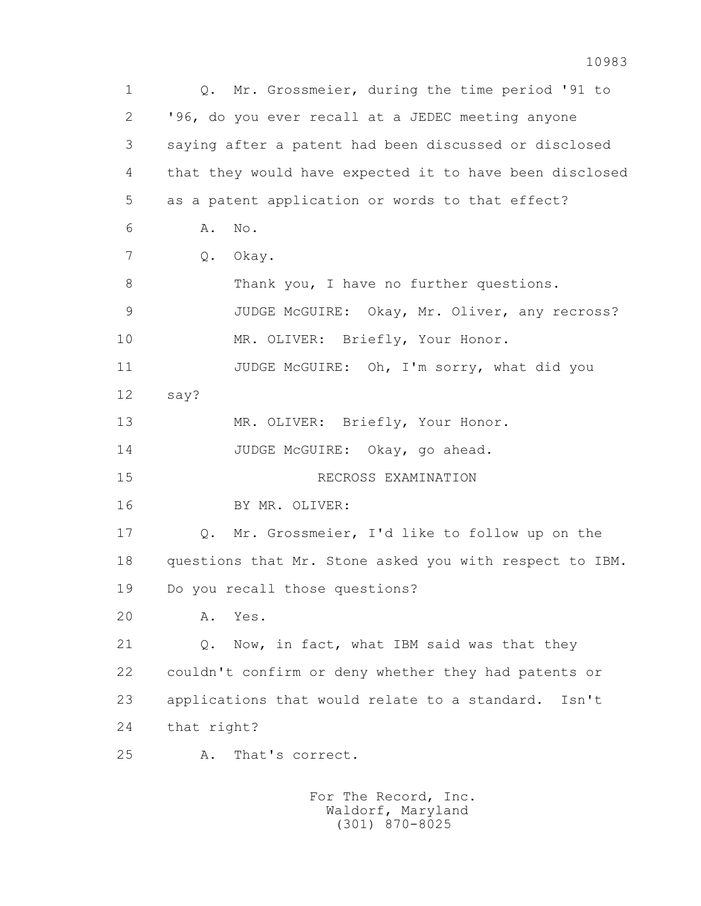1 Q. Mr. Grossmeier, during the time period '91 to
2 '96, do you ever recall at a JEDEC meeting anyone
3 saying after a patent had been discussed or disclosed
4 that they would have expected it to have been disclosed
5 as a patent application or words to that effect?
6 A. No.
7 Q. Okay.
8 Thank you, I have no further questions.
9 JUDGE McGUIRE: Okay, Mr. Oliver, any recross?
10 MR. OLIVER: Briefly, Your Honor.
11 JUDGE McGUIRE: Oh, I'm sorry, what did you
12 say?
13 MR. OLIVER: Briefly, Your Honor.
14 JUDGE McGUIRE: Okay, go ahead.
15 RECROSS EXAMINATION
16 BY MR. OLIVER:
17 Q. Mr. Grossmeier, I'd like to follow up on the
18 questions that Mr. Stone asked you with respect to IBM.
19 Do you recall those questions?
20 A. Yes.
21 Q. Now, in fact, what IBM said was that they
22 couldn't confirm or deny whether they had patents or
23 applications that would relate to a standard. Isn't
24 that right?
25 A. That's correct.

For The Record, Inc.
Waldorf, Maryland
(301) 870-8025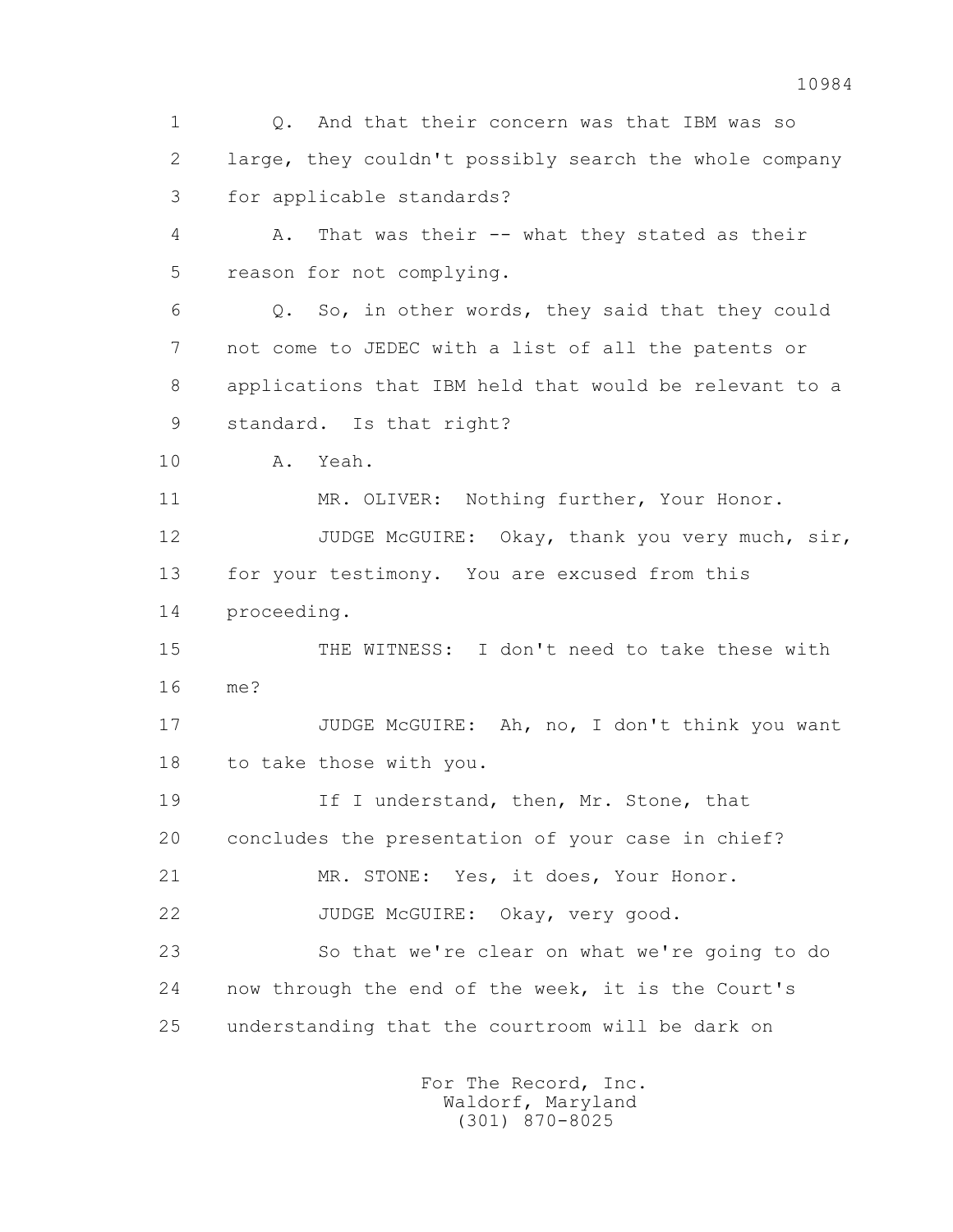1 Q. And that their concern was that IBM was so
2 large, they couldn't possibly search the whole company
3 for applicable standards?

4 A. That was their -- what they stated as their
5 reason for not complying.

6 Q. So, in other words, they said that they could
7 not come to JEDEC with a list of all the patents or
8 applications that IBM held that would be relevant to a
9 standard. Is that right?

10 A. Yeah.

11 MR. OLIVER: Nothing further, Your Honor.

12 JUDGE McGUIRE: Okay, thank you very much, sir,
13 for your testimony. You are excused from this
14 proceeding.

15 THE WITNESS: I don't need to take these with
16 me?

17 JUDGE McGUIRE: Ah, no, I don't think you want
18 to take those with you.

19 If I understand, then, Mr. Stone, that
20 concludes the presentation of your case in chief?

21 MR. STONE: Yes, it does, Your Honor.

22 JUDGE McGUIRE: Okay, very good.

23 So that we're clear on what we're going to do
24 now through the end of the week, it is the Court's
25 understanding that the courtroom will be dark on

For The Record, Inc.
Waldorf, Maryland
(301) 870-8025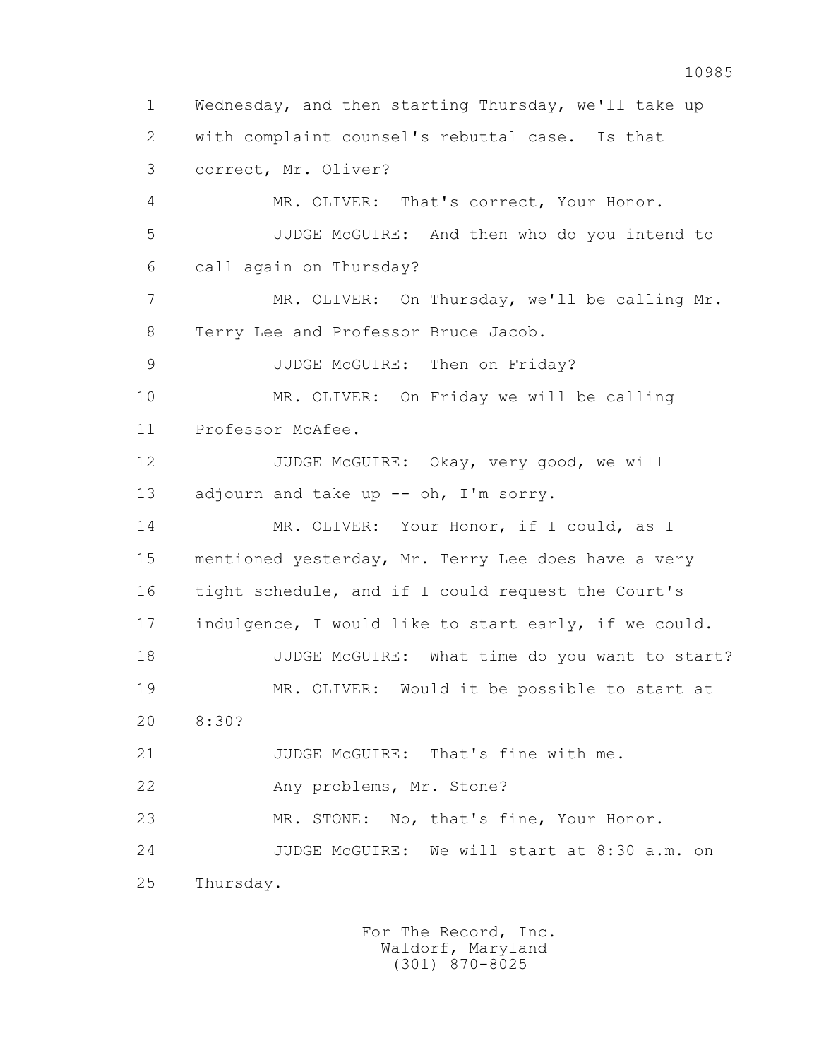1 Wednesday, and then starting Thursday, we'll take up
2 with complaint counsel's rebuttal case. Is that
3 correct, Mr. Oliver?
4 MR. OLIVER: That's correct, Your Honor.
5 JUDGE McGUIRE: And then who do you intend to
6 call again on Thursday?
7 MR. OLIVER: On Thursday, we'll be calling Mr.
8 Terry Lee and Professor Bruce Jacob.
9 JUDGE McGUIRE: Then on Friday?
10 MR. OLIVER: On Friday we will be calling
11 Professor McAfee.
12 JUDGE McGUIRE: Okay, very good, we will
13 adjourn and take up -- oh, I'm sorry.
14 MR. OLIVER: Your Honor, if I could, as I
15 mentioned yesterday, Mr. Terry Lee does have a very
16 tight schedule, and if I could request the Court's
17 indulgence, I would like to start early, if we could.
18 JUDGE McGUIRE: What time do you want to start?
19 MR. OLIVER: Would it be possible to start at
20 8:30?
21 JUDGE McGUIRE: That's fine with me.
22 Any problems, Mr. Stone?
23 MR. STONE: No, that's fine, Your Honor.
24 JUDGE McGUIRE: We will start at 8:30 a.m. on
25 Thursday.

For The Record, Inc.
Waldorf, Maryland
(301) 870-8025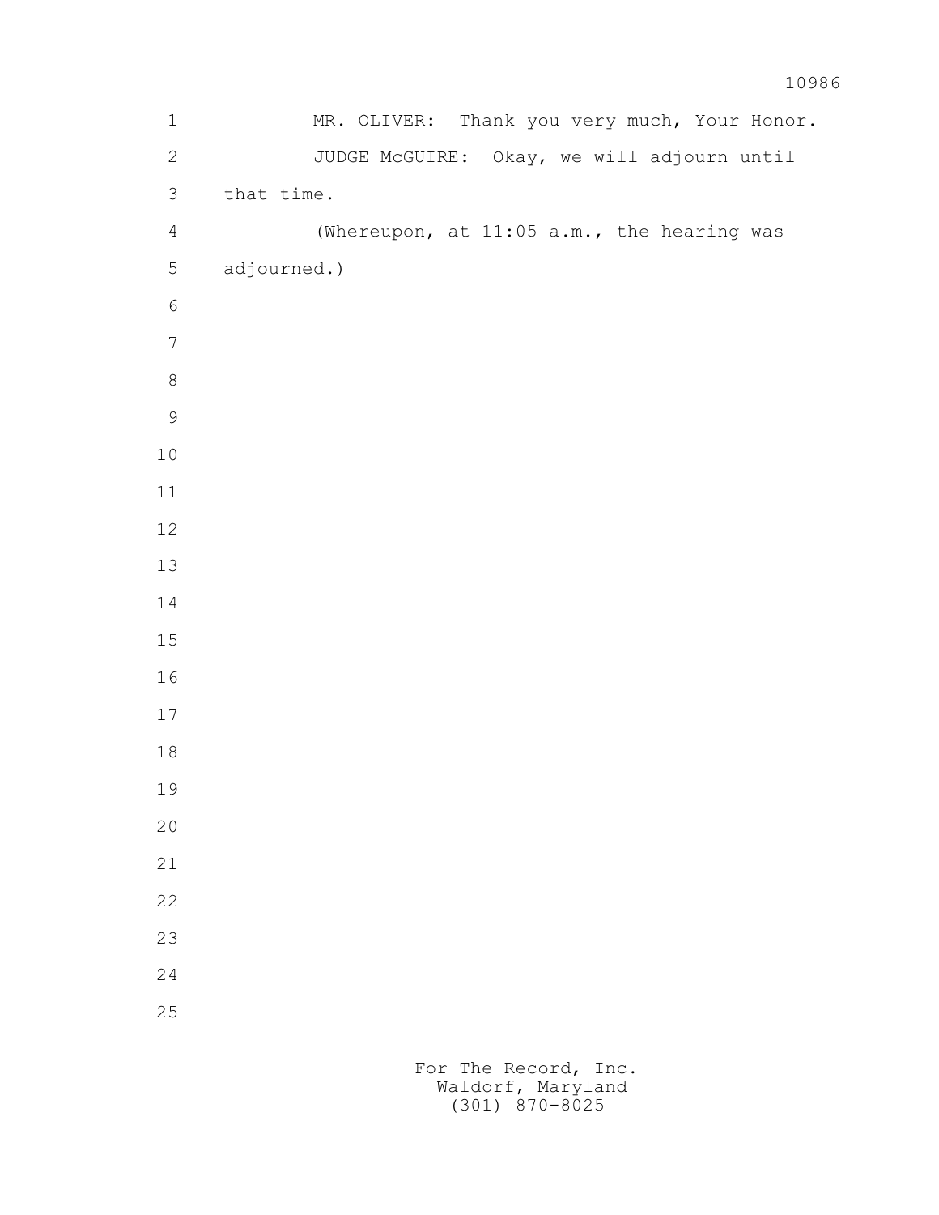MR. OLIVER: Thank you very much, Your Honor.

JUDGE McGUIRE: Okay, we will adjourn until that time.

(Whereupon, at 11:05 a.m., the hearing was adjourned.)

For The Record, Inc.
Waldorf, Maryland
(301) 870-8025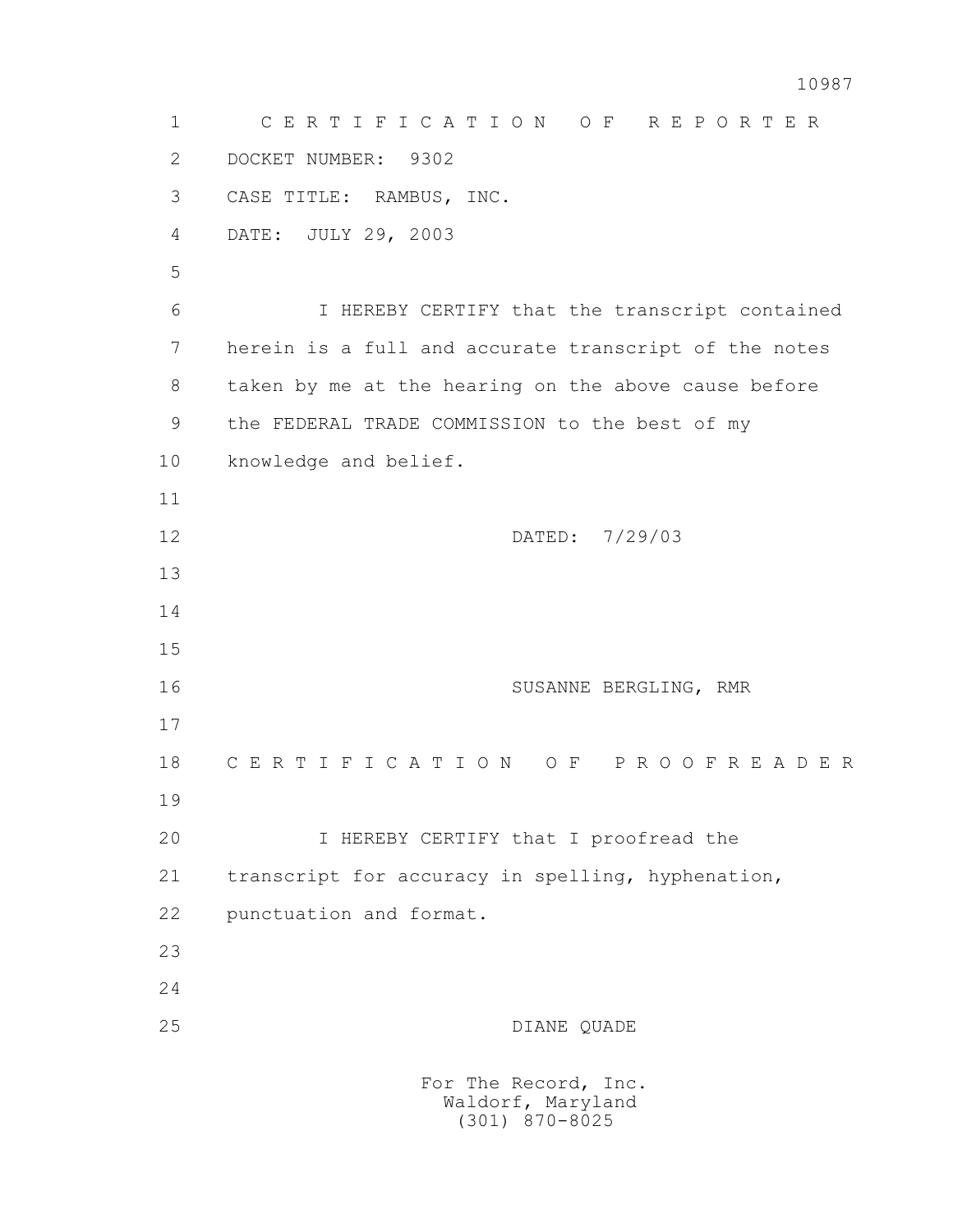# C E R T I F I C A T I O N   O F   R E P O R T E R

DOCKET NUMBER: 9302

CASE TITLE: RAMBUS, INC.

DATE: JULY 29, 2003

I HEREBY CERTIFY that the transcript contained herein is a full and accurate transcript of the notes taken by me at the hearing on the above cause before the FEDERAL TRADE COMMISSION to the best of my knowledge and belief.

DATED: 7/29/03

SUSANNE BERGLING, RMR

# C E R T I F I C A T I O N   O F   P R O O F R E A D E R

I HEREBY CERTIFY that I proofread the transcript for accuracy in spelling, hyphenation, punctuation and format.

DIANE QUADE

For The Record, Inc.
Waldorf, Maryland
(301) 870-8025